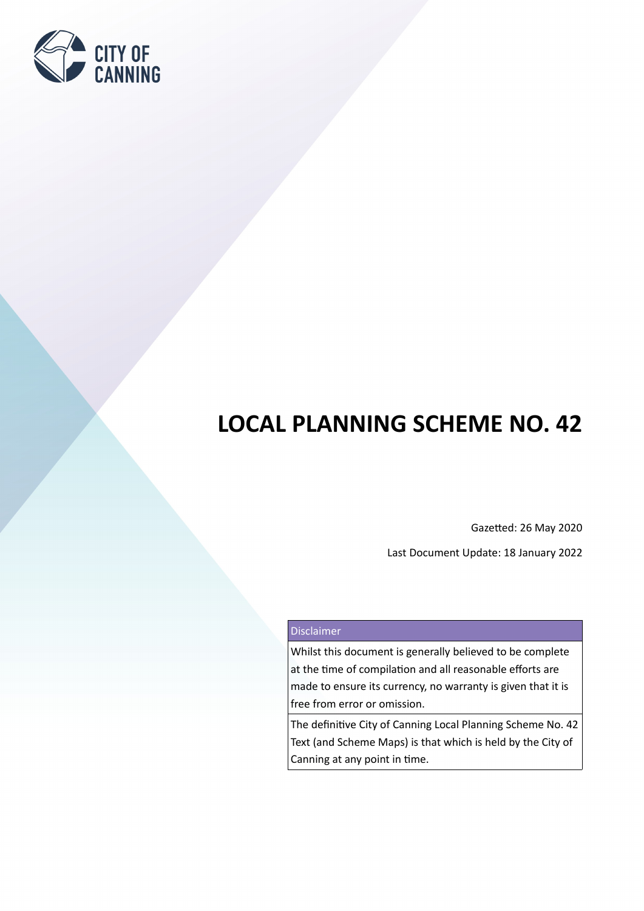CITY OF CANNING

# LOCAL PLANNING SCHEME NO. 42

Gazetted: 26 May 2020

Last Document Update: 18 January 2022

| Disclaimer |
| --- |
| Whilst this document is generally believed to be complete at the time of compilation and all reasonable efforts are made to ensure its currency, no warranty is given that it is free from error or omission. |
| The definitive City of Canning Local Planning Scheme No. 42 Text (and Scheme Maps) is that which is held by the City of Canning at any point in time. |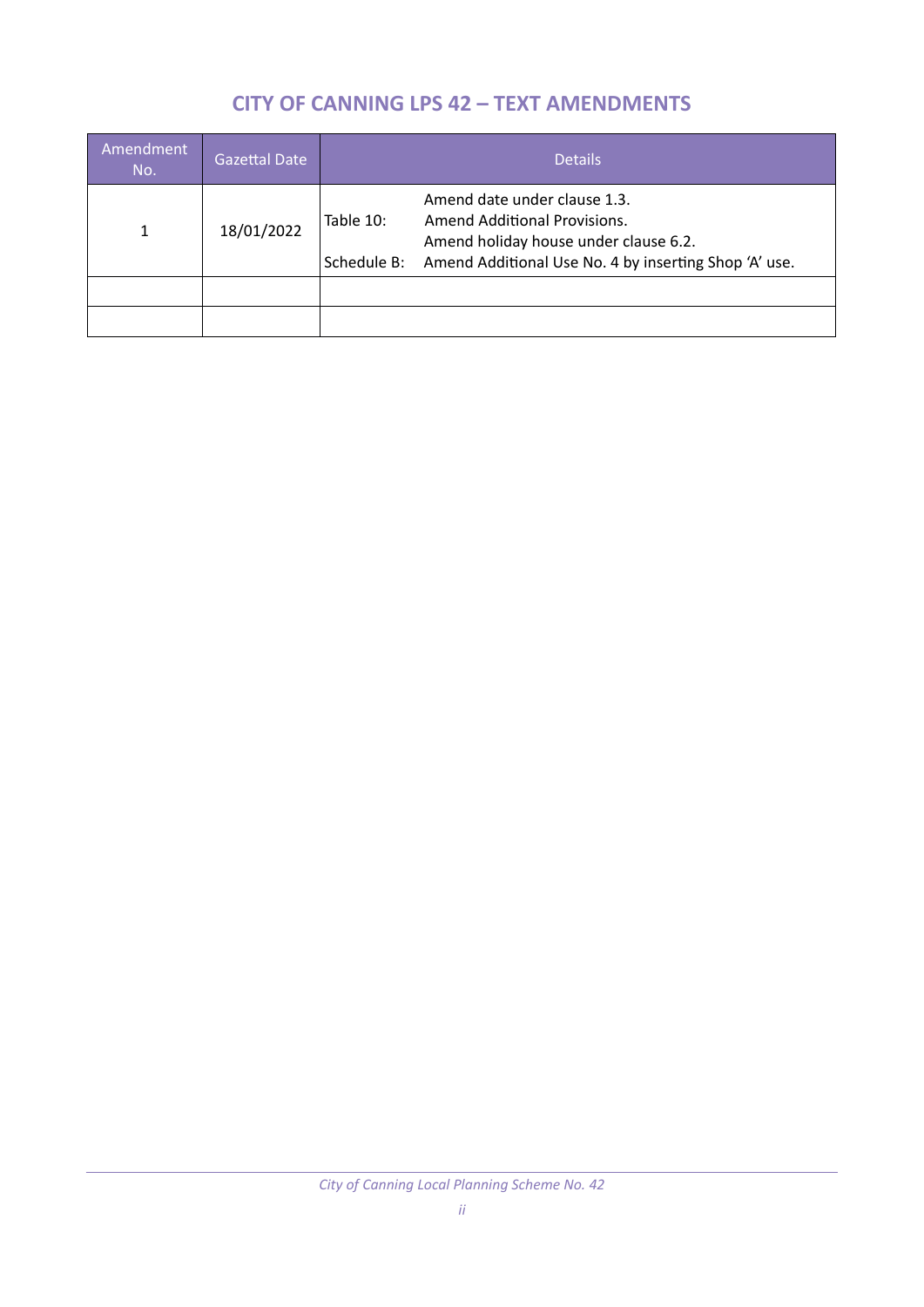# CITY OF CANNING LPS 42 – TEXT AMENDMENTS

| Amendment No. | Gazettal Date | Details | |
|---|---|---|---|
| 1 | 18/01/2022 | Table 10:<br><br>Schedule B: | Amend date under clause 1.3.<br>Amend Additional Provisions.<br>Amend holiday house under clause 6.2.<br>Amend Additional Use No. 4 by inserting Shop 'A' use. |
| | | | |
| | | | |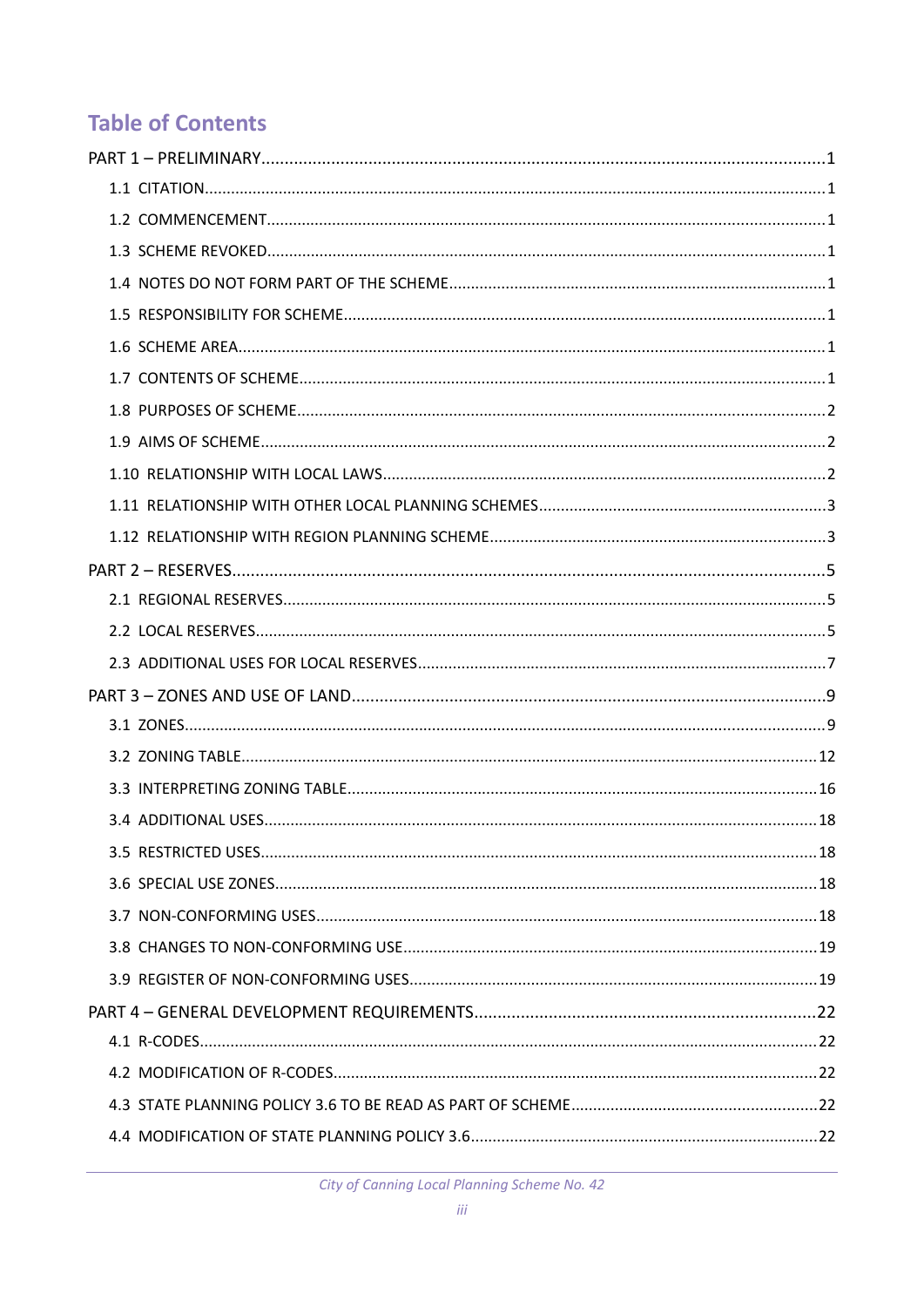# Table of Contents

PART 1 – PRELIMINARY ..... 1

- 1.1 CITATION ..... 1
- 1.2 COMMENCEMENT ..... 1
- 1.3 SCHEME REVOKED ..... 1
- 1.4 NOTES DO NOT FORM PART OF THE SCHEME ..... 1
- 1.5 RESPONSIBILITY FOR SCHEME ..... 1
- 1.6 SCHEME AREA ..... 1
- 1.7 CONTENTS OF SCHEME ..... 1
- 1.8 PURPOSES OF SCHEME ..... 2
- 1.9 AIMS OF SCHEME ..... 2
- 1.10 RELATIONSHIP WITH LOCAL LAWS ..... 2
- 1.11 RELATIONSHIP WITH OTHER LOCAL PLANNING SCHEMES ..... 3
- 1.12 RELATIONSHIP WITH REGION PLANNING SCHEME ..... 3

PART 2 – RESERVES ..... 5

- 2.1 REGIONAL RESERVES ..... 5
- 2.2 LOCAL RESERVES ..... 5
- 2.3 ADDITIONAL USES FOR LOCAL RESERVES ..... 7

PART 3 – ZONES AND USE OF LAND ..... 9

- 3.1 ZONES ..... 9
- 3.2 ZONING TABLE ..... 12
- 3.3 INTERPRETING ZONING TABLE ..... 16
- 3.4 ADDITIONAL USES ..... 18
- 3.5 RESTRICTED USES ..... 18
- 3.6 SPECIAL USE ZONES ..... 18
- 3.7 NON-CONFORMING USES ..... 18
- 3.8 CHANGES TO NON-CONFORMING USE ..... 19
- 3.9 REGISTER OF NON-CONFORMING USES ..... 19

PART 4 – GENERAL DEVELOPMENT REQUIREMENTS ..... 22

- 4.1 R-CODES ..... 22
- 4.2 MODIFICATION OF R-CODES ..... 22
- 4.3 STATE PLANNING POLICY 3.6 TO BE READ AS PART OF SCHEME ..... 22
- 4.4 MODIFICATION OF STATE PLANNING POLICY 3.6 ..... 22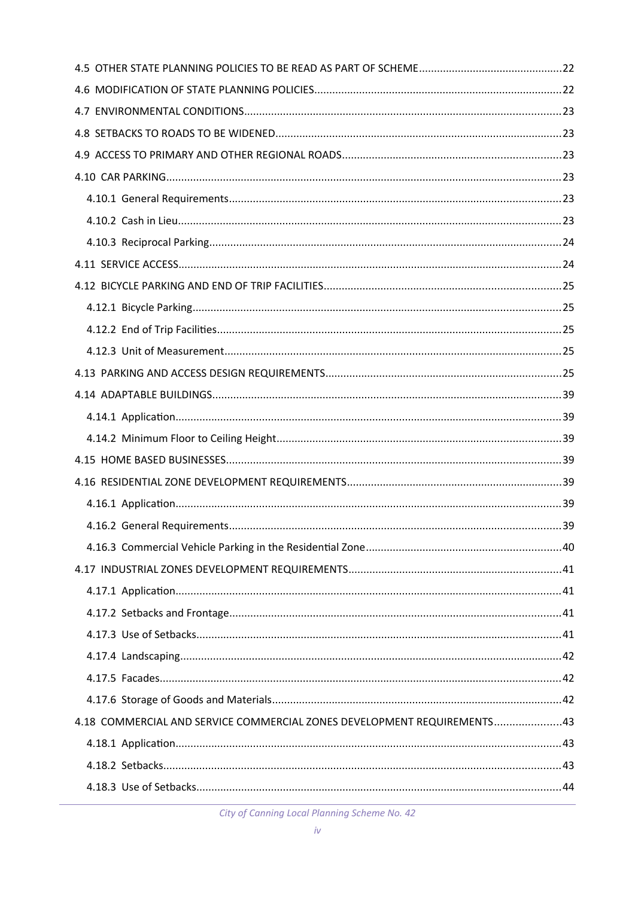4.5 OTHER STATE PLANNING POLICIES TO BE READ AS PART OF SCHEME ....... 22

4.6 MODIFICATION OF STATE PLANNING POLICIES ....... 22

4.7 ENVIRONMENTAL CONDITIONS ....... 23

4.8 SETBACKS TO ROADS TO BE WIDENED ....... 23

4.9 ACCESS TO PRIMARY AND OTHER REGIONAL ROADS ....... 23

4.10 CAR PARKING ....... 23

- 4.10.1 General Requirements ....... 23
- 4.10.2 Cash in Lieu ....... 23
- 4.10.3 Reciprocal Parking ....... 24

4.11 SERVICE ACCESS ....... 24

4.12 BICYCLE PARKING AND END OF TRIP FACILITIES ....... 25

- 4.12.1 Bicycle Parking ....... 25
- 4.12.2 End of Trip Facilities ....... 25
- 4.12.3 Unit of Measurement ....... 25

4.13 PARKING AND ACCESS DESIGN REQUIREMENTS ....... 25

4.14 ADAPTABLE BUILDINGS ....... 39

- 4.14.1 Application ....... 39
- 4.14.2 Minimum Floor to Ceiling Height ....... 39

4.15 HOME BASED BUSINESSES ....... 39

4.16 RESIDENTIAL ZONE DEVELOPMENT REQUIREMENTS ....... 39

- 4.16.1 Application ....... 39
- 4.16.2 General Requirements ....... 39
- 4.16.3 Commercial Vehicle Parking in the Residential Zone ....... 40

4.17 INDUSTRIAL ZONES DEVELOPMENT REQUIREMENTS ....... 41

- 4.17.1 Application ....... 41
- 4.17.2 Setbacks and Frontage ....... 41
- 4.17.3 Use of Setbacks ....... 41
- 4.17.4 Landscaping ....... 42
- 4.17.5 Facades ....... 42
- 4.17.6 Storage of Goods and Materials ....... 42

4.18 COMMERCIAL AND SERVICE COMMERCIAL ZONES DEVELOPMENT REQUIREMENTS ....... 43

- 4.18.1 Application ....... 43
- 4.18.2 Setbacks ....... 43
- 4.18.3 Use of Setbacks ....... 44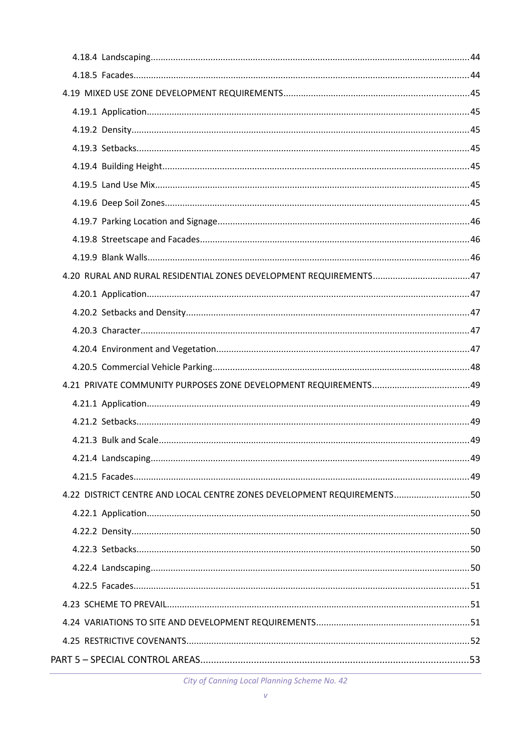4.18.4 Landscaping.....44

4.18.5 Facades.....44

4.19 MIXED USE ZONE DEVELOPMENT REQUIREMENTS.....45

4.19.1 Application.....45

4.19.2 Density.....45

4.19.3 Setbacks.....45

4.19.4 Building Height.....45

4.19.5 Land Use Mix.....45

4.19.6 Deep Soil Zones.....45

4.19.7 Parking Location and Signage.....46

4.19.8 Streetscape and Facades.....46

4.19.9 Blank Walls.....46

4.20 RURAL AND RURAL RESIDENTIAL ZONES DEVELOPMENT REQUIREMENTS.....47

4.20.1 Application.....47

4.20.2 Setbacks and Density.....47

4.20.3 Character.....47

4.20.4 Environment and Vegetation.....47

4.20.5 Commercial Vehicle Parking.....48

4.21 PRIVATE COMMUNITY PURPOSES ZONE DEVELOPMENT REQUIREMENTS.....49

4.21.1 Application.....49

4.21.2 Setbacks.....49

4.21.3 Bulk and Scale.....49

4.21.4 Landscaping.....49

4.21.5 Facades.....49

4.22 DISTRICT CENTRE AND LOCAL CENTRE ZONES DEVELOPMENT REQUIREMENTS.....50

4.22.1 Application.....50

4.22.2 Density.....50

4.22.3 Setbacks.....50

4.22.4 Landscaping.....50

4.22.5 Facades.....51

4.23 SCHEME TO PREVAIL.....51

4.24 VARIATIONS TO SITE AND DEVELOPMENT REQUIREMENTS.....51

4.25 RESTRICTIVE COVENANTS.....52

PART 5 – SPECIAL CONTROL AREAS.....53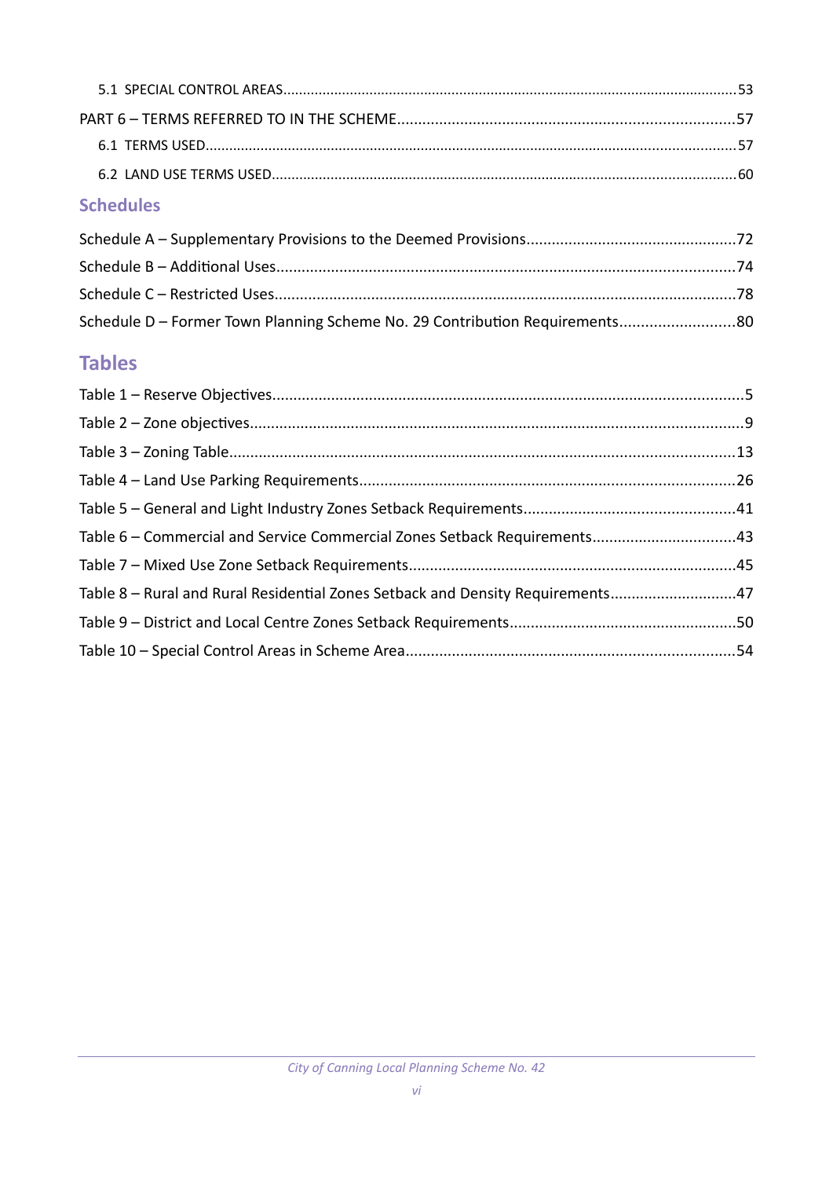5.1 SPECIAL CONTROL AREAS..........53

PART 6 – TERMS REFERRED TO IN THE SCHEME..........57

6.1 TERMS USED..........57

6.2 LAND USE TERMS USED..........60

## Schedules

Schedule A – Supplementary Provisions to the Deemed Provisions..........72

Schedule B – Additional Uses..........74

Schedule C – Restricted Uses..........78

Schedule D – Former Town Planning Scheme No. 29 Contribution Requirements..........80

## Tables

Table 1 – Reserve Objectives..........5

Table 2 – Zone objectives..........9

Table 3 – Zoning Table..........13

Table 4 – Land Use Parking Requirements..........26

Table 5 – General and Light Industry Zones Setback Requirements..........41

Table 6 – Commercial and Service Commercial Zones Setback Requirements..........43

Table 7 – Mixed Use Zone Setback Requirements..........45

Table 8 – Rural and Rural Residential Zones Setback and Density Requirements..........47

Table 9 – District and Local Centre Zones Setback Requirements..........50

Table 10 – Special Control Areas in Scheme Area..........54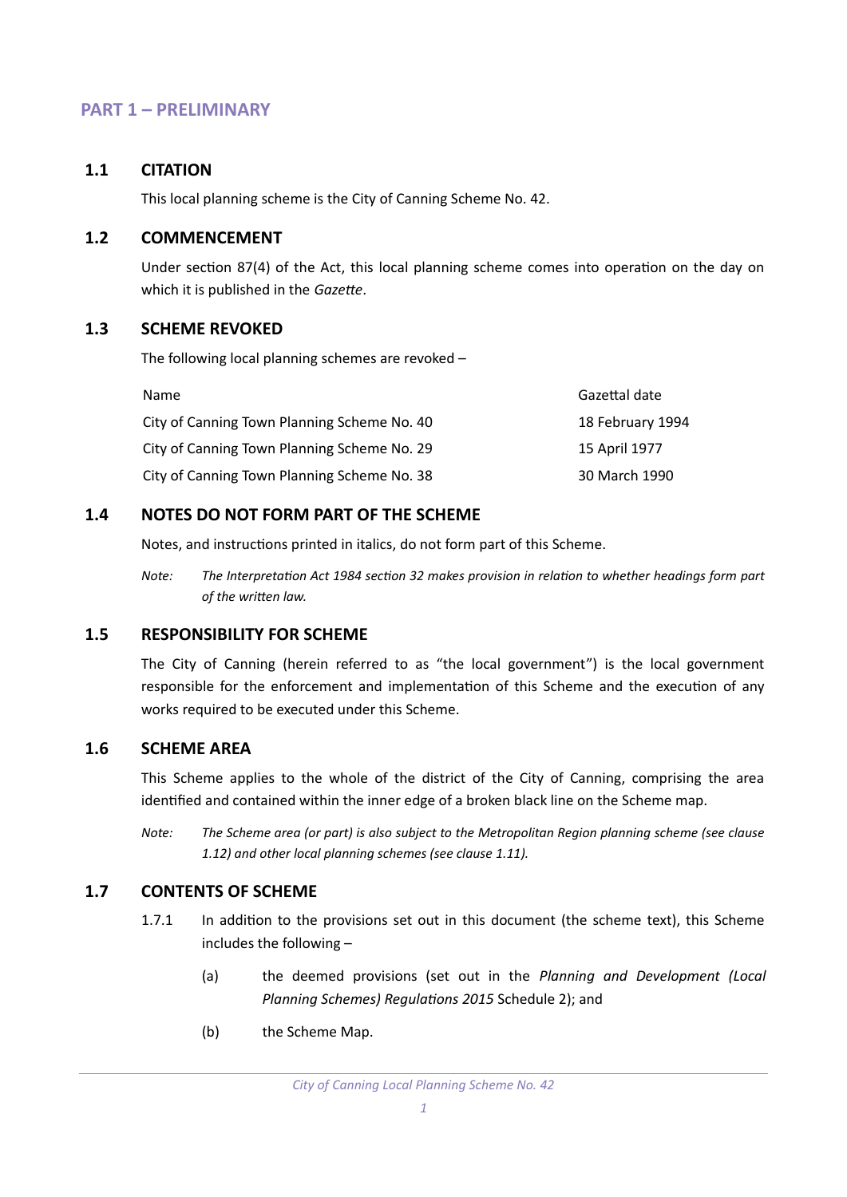# PART 1 – PRELIMINARY

## 1.1 CITATION

This local planning scheme is the City of Canning Scheme No. 42.

## 1.2 COMMENCEMENT

Under section 87(4) of the Act, this local planning scheme comes into operation on the day on which it is published in the *Gazette*.

## 1.3 SCHEME REVOKED

The following local planning schemes are revoked –

| Name | Gazettal date |
|---|---|
| City of Canning Town Planning Scheme No. 40 | 18 February 1994 |
| City of Canning Town Planning Scheme No. 29 | 15 April 1977 |
| City of Canning Town Planning Scheme No. 38 | 30 March 1990 |

## 1.4 NOTES DO NOT FORM PART OF THE SCHEME

Notes, and instructions printed in italics, do not form part of this Scheme.

*Note: The Interpretation Act 1984 section 32 makes provision in relation to whether headings form part of the written law.*

## 1.5 RESPONSIBILITY FOR SCHEME

The City of Canning (herein referred to as "the local government") is the local government responsible for the enforcement and implementation of this Scheme and the execution of any works required to be executed under this Scheme.

## 1.6 SCHEME AREA

This Scheme applies to the whole of the district of the City of Canning, comprising the area identified and contained within the inner edge of a broken black line on the Scheme map.

*Note: The Scheme area (or part) is also subject to the Metropolitan Region planning scheme (see clause 1.12) and other local planning schemes (see clause 1.11).*

## 1.7 CONTENTS OF SCHEME

1.7.1 In addition to the provisions set out in this document (the scheme text), this Scheme includes the following –

(a) the deemed provisions (set out in the *Planning and Development (Local Planning Schemes) Regulations 2015* Schedule 2); and

(b) the Scheme Map.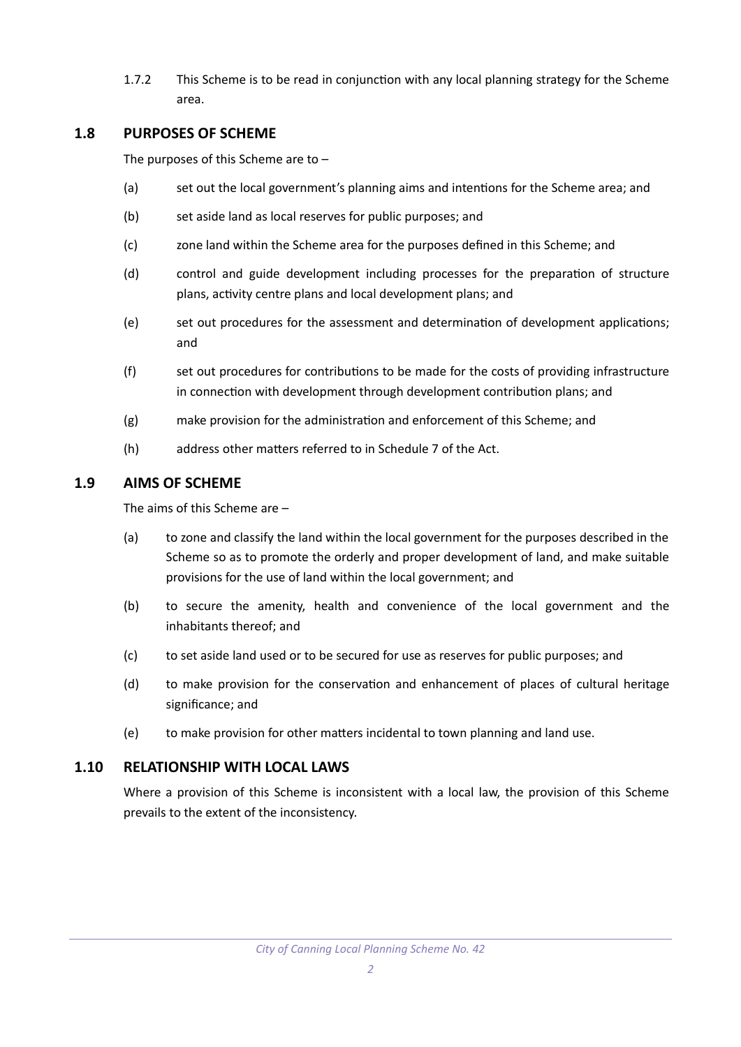1.7.2 This Scheme is to be read in conjunction with any local planning strategy for the Scheme area.

## 1.8 PURPOSES OF SCHEME

The purposes of this Scheme are to –

(a) set out the local government's planning aims and intentions for the Scheme area; and

(b) set aside land as local reserves for public purposes; and

(c) zone land within the Scheme area for the purposes defined in this Scheme; and

(d) control and guide development including processes for the preparation of structure plans, activity centre plans and local development plans; and

(e) set out procedures for the assessment and determination of development applications; and

(f) set out procedures for contributions to be made for the costs of providing infrastructure in connection with development through development contribution plans; and

(g) make provision for the administration and enforcement of this Scheme; and

(h) address other matters referred to in Schedule 7 of the Act.

## 1.9 AIMS OF SCHEME

The aims of this Scheme are –

(a) to zone and classify the land within the local government for the purposes described in the Scheme so as to promote the orderly and proper development of land, and make suitable provisions for the use of land within the local government; and

(b) to secure the amenity, health and convenience of the local government and the inhabitants thereof; and

(c) to set aside land used or to be secured for use as reserves for public purposes; and

(d) to make provision for the conservation and enhancement of places of cultural heritage significance; and

(e) to make provision for other matters incidental to town planning and land use.

## 1.10 RELATIONSHIP WITH LOCAL LAWS

Where a provision of this Scheme is inconsistent with a local law, the provision of this Scheme prevails to the extent of the inconsistency.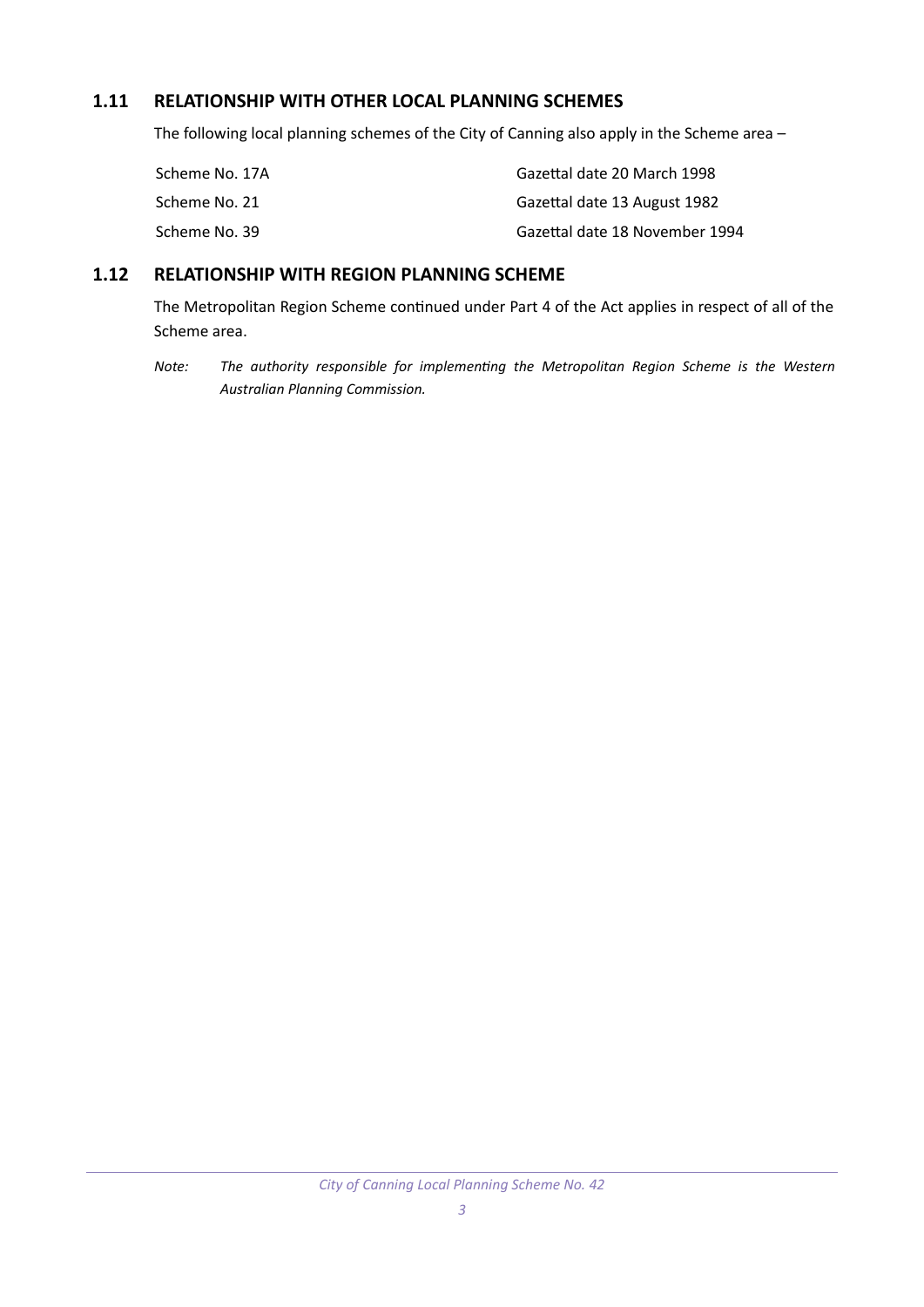## 1.11 RELATIONSHIP WITH OTHER LOCAL PLANNING SCHEMES

The following local planning schemes of the City of Canning also apply in the Scheme area –

| | |
|---|---|
| Scheme No. 17A | Gazettal date 20 March 1998 |
| Scheme No. 21 | Gazettal date 13 August 1982 |
| Scheme No. 39 | Gazettal date 18 November 1994 |

## 1.12 RELATIONSHIP WITH REGION PLANNING SCHEME

The Metropolitan Region Scheme continued under Part 4 of the Act applies in respect of all of the Scheme area.

*Note: The authority responsible for implementing the Metropolitan Region Scheme is the Western Australian Planning Commission.*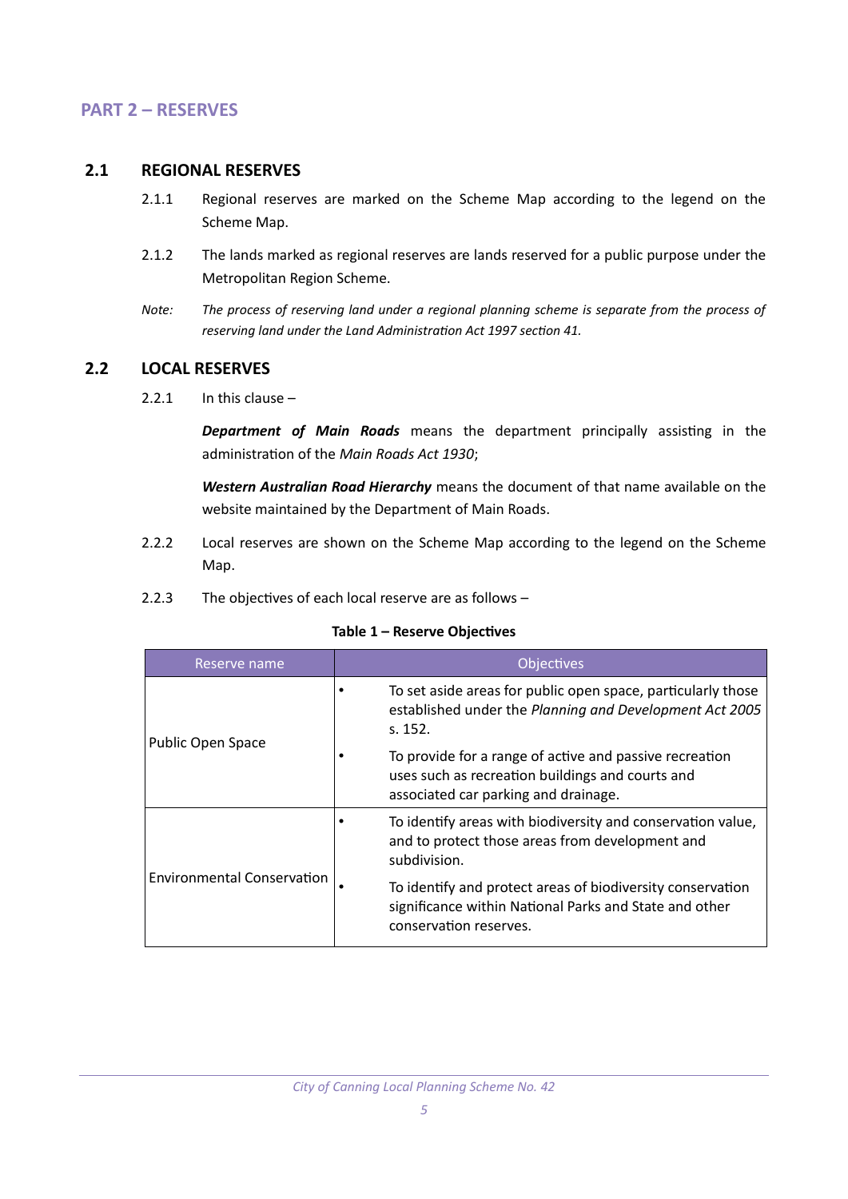# PART 2 – RESERVES

## 2.1 REGIONAL RESERVES

2.1.1 Regional reserves are marked on the Scheme Map according to the legend on the Scheme Map.

2.1.2 The lands marked as regional reserves are lands reserved for a public purpose under the Metropolitan Region Scheme.

*Note: The process of reserving land under a regional planning scheme is separate from the process of reserving land under the Land Administration Act 1997 section 41.*

## 2.2 LOCAL RESERVES

2.2.1 In this clause –

***Department of Main Roads*** means the department principally assisting in the administration of the *Main Roads Act 1930*;

***Western Australian Road Hierarchy*** means the document of that name available on the website maintained by the Department of Main Roads.

2.2.2 Local reserves are shown on the Scheme Map according to the legend on the Scheme Map.

2.2.3 The objectives of each local reserve are as follows –

**Table 1 – Reserve Objectives**

| Reserve name | Objectives |
| --- | --- |
| Public Open Space | • To set aside areas for public open space, particularly those established under the *Planning and Development Act 2005* s. 152.<br>• To provide for a range of active and passive recreation uses such as recreation buildings and courts and associated car parking and drainage. |
| Environmental Conservation | • To identify areas with biodiversity and conservation value, and to protect those areas from development and subdivision.<br>• To identify and protect areas of biodiversity conservation significance within National Parks and State and other conservation reserves. |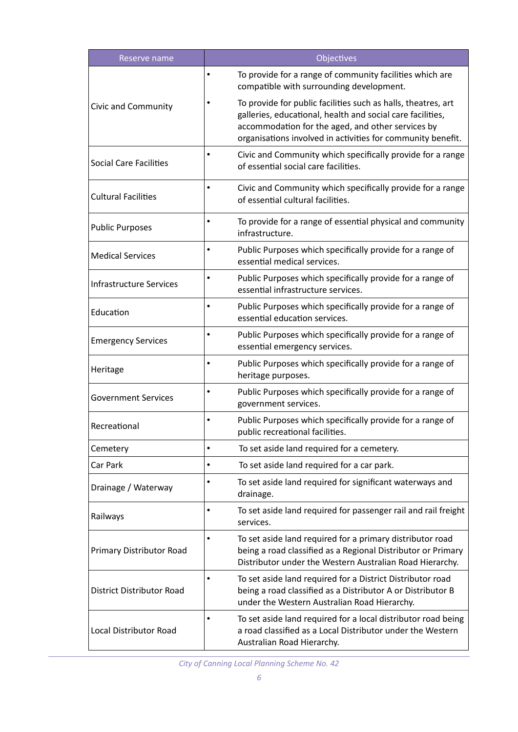| Reserve name | Objectives |
|---|---|
| Civic and Community | • To provide for a range of community facilities which are compatible with surrounding development.<br>• To provide for public facilities such as halls, theatres, art galleries, educational, health and social care facilities, accommodation for the aged, and other services by organisations involved in activities for community benefit. |
| Social Care Facilities | • Civic and Community which specifically provide for a range of essential social care facilities. |
| Cultural Facilities | • Civic and Community which specifically provide for a range of essential cultural facilities. |
| Public Purposes | • To provide for a range of essential physical and community infrastructure. |
| Medical Services | • Public Purposes which specifically provide for a range of essential medical services. |
| Infrastructure Services | • Public Purposes which specifically provide for a range of essential infrastructure services. |
| Education | • Public Purposes which specifically provide for a range of essential education services. |
| Emergency Services | • Public Purposes which specifically provide for a range of essential emergency services. |
| Heritage | • Public Purposes which specifically provide for a range of heritage purposes. |
| Government Services | • Public Purposes which specifically provide for a range of government services. |
| Recreational | • Public Purposes which specifically provide for a range of public recreational facilities. |
| Cemetery | • To set aside land required for a cemetery. |
| Car Park | • To set aside land required for a car park. |
| Drainage / Waterway | • To set aside land required for significant waterways and drainage. |
| Railways | • To set aside land required for passenger rail and rail freight services. |
| Primary Distributor Road | • To set aside land required for a primary distributor road being a road classified as a Regional Distributor or Primary Distributor under the Western Australian Road Hierarchy. |
| District Distributor Road | • To set aside land required for a District Distributor road being a road classified as a Distributor A or Distributor B under the Western Australian Road Hierarchy. |
| Local Distributor Road | • To set aside land required for a local distributor road being a road classified as a Local Distributor under the Western Australian Road Hierarchy. |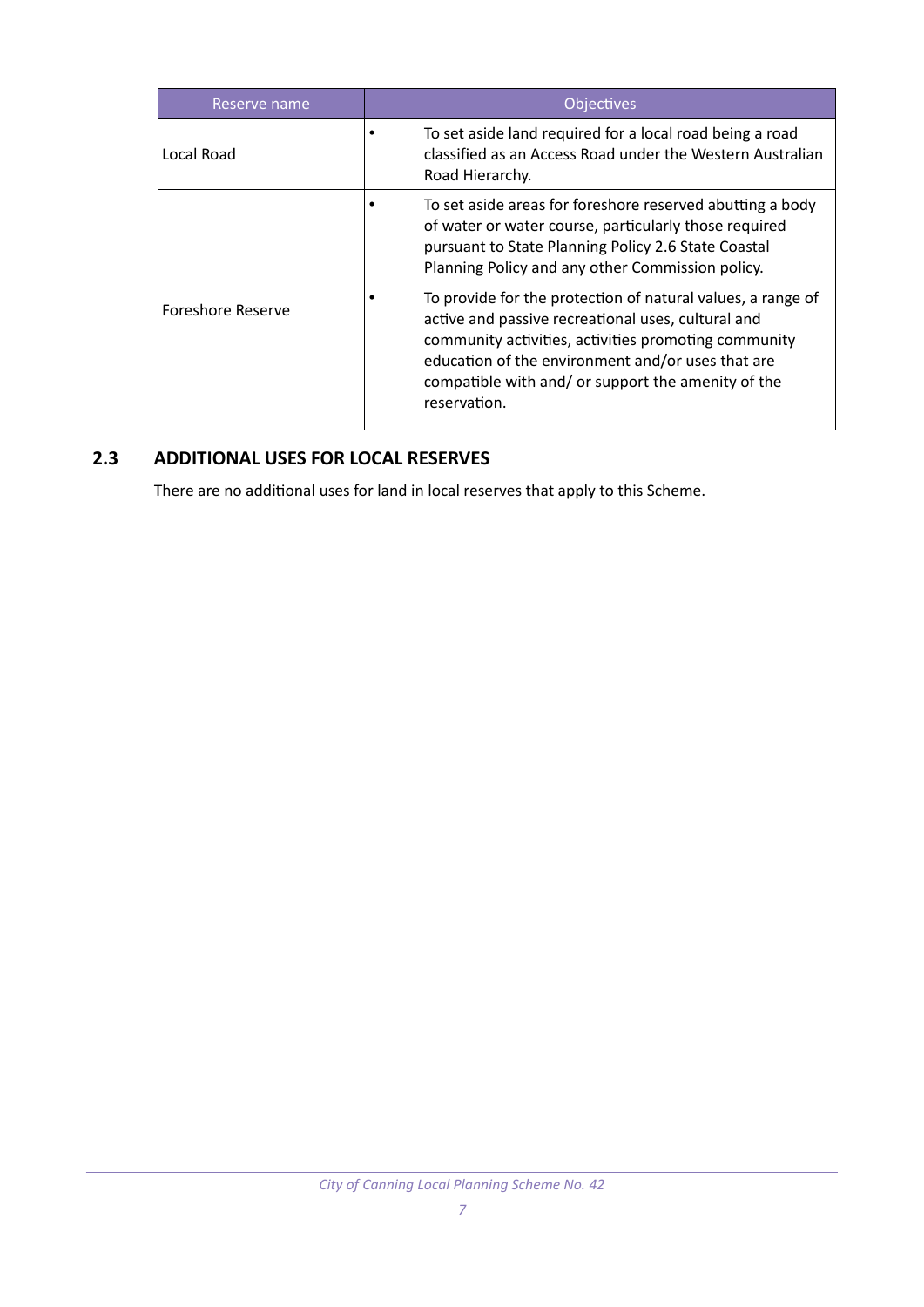| Reserve name | Objectives |
| --- | --- |
| Local Road | • To set aside land required for a local road being a road classified as an Access Road under the Western Australian Road Hierarchy. |
| Foreshore Reserve | • To set aside areas for foreshore reserved abutting a body of water or water course, particularly those required pursuant to State Planning Policy 2.6 State Coastal Planning Policy and any other Commission policy.<br>• To provide for the protection of natural values, a range of active and passive recreational uses, cultural and community activities, activities promoting community education of the environment and/or uses that are compatible with and/ or support the amenity of the reservation. |

## 2.3 ADDITIONAL USES FOR LOCAL RESERVES

There are no additional uses for land in local reserves that apply to this Scheme.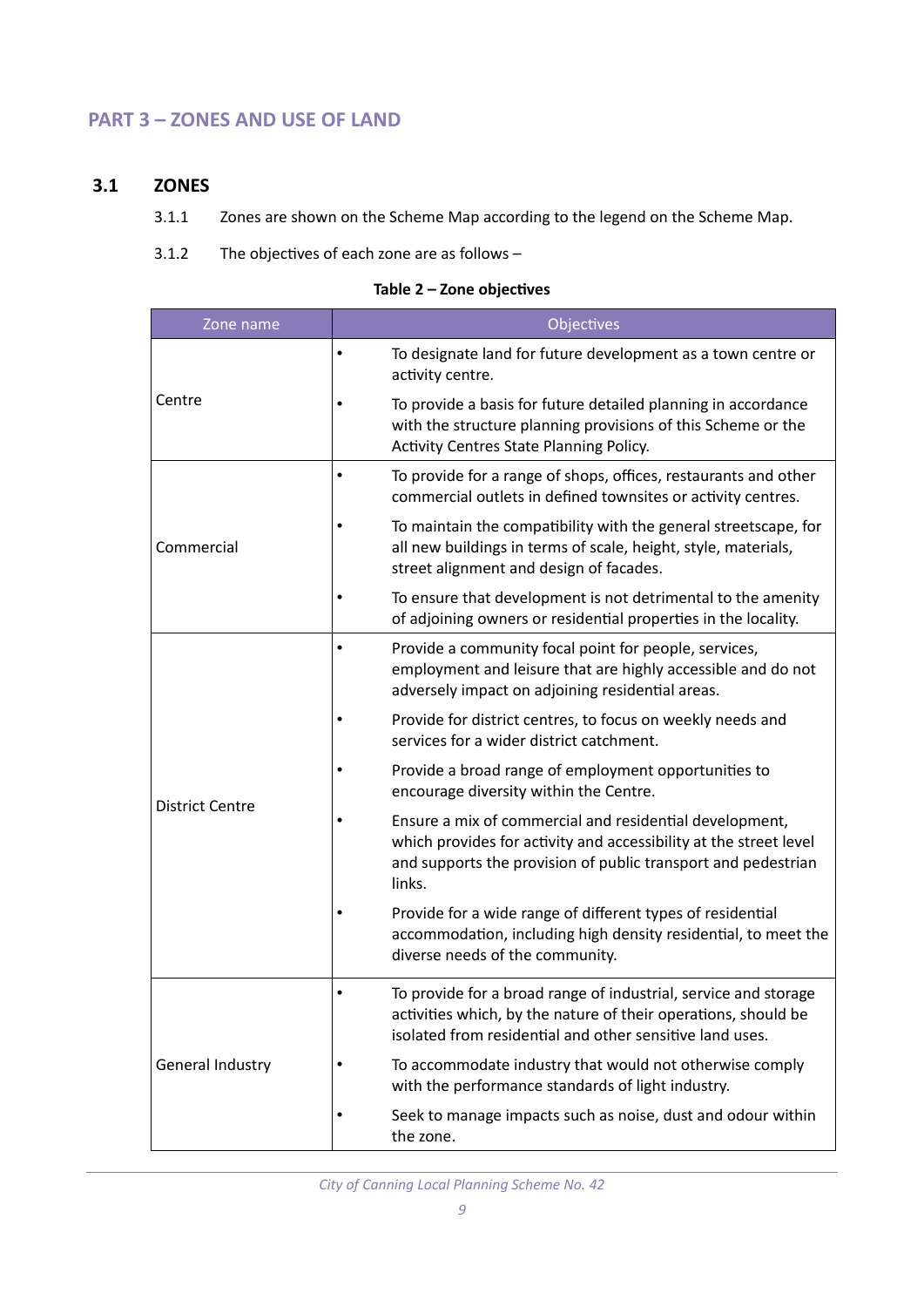# PART 3 – ZONES AND USE OF LAND

## 3.1 ZONES

3.1.1 Zones are shown on the Scheme Map according to the legend on the Scheme Map.

3.1.2 The objectives of each zone are as follows –

**Table 2 – Zone objectives**

| Zone name | Objectives |
|---|---|
| Centre | • To designate land for future development as a town centre or activity centre.<br>• To provide a basis for future detailed planning in accordance with the structure planning provisions of this Scheme or the Activity Centres State Planning Policy. |
| Commercial | • To provide for a range of shops, offices, restaurants and other commercial outlets in defined townsites or activity centres.<br>• To maintain the compatibility with the general streetscape, for all new buildings in terms of scale, height, style, materials, street alignment and design of facades.<br>• To ensure that development is not detrimental to the amenity of adjoining owners or residential properties in the locality. |
| District Centre | • Provide a community focal point for people, services, employment and leisure that are highly accessible and do not adversely impact on adjoining residential areas.<br>• Provide for district centres, to focus on weekly needs and services for a wider district catchment.<br>• Provide a broad range of employment opportunities to encourage diversity within the Centre.<br>• Ensure a mix of commercial and residential development, which provides for activity and accessibility at the street level and supports the provision of public transport and pedestrian links.<br>• Provide for a wide range of different types of residential accommodation, including high density residential, to meet the diverse needs of the community. |
| General Industry | • To provide for a broad range of industrial, service and storage activities which, by the nature of their operations, should be isolated from residential and other sensitive land uses.<br>• To accommodate industry that would not otherwise comply with the performance standards of light industry.<br>• Seek to manage impacts such as noise, dust and odour within the zone. |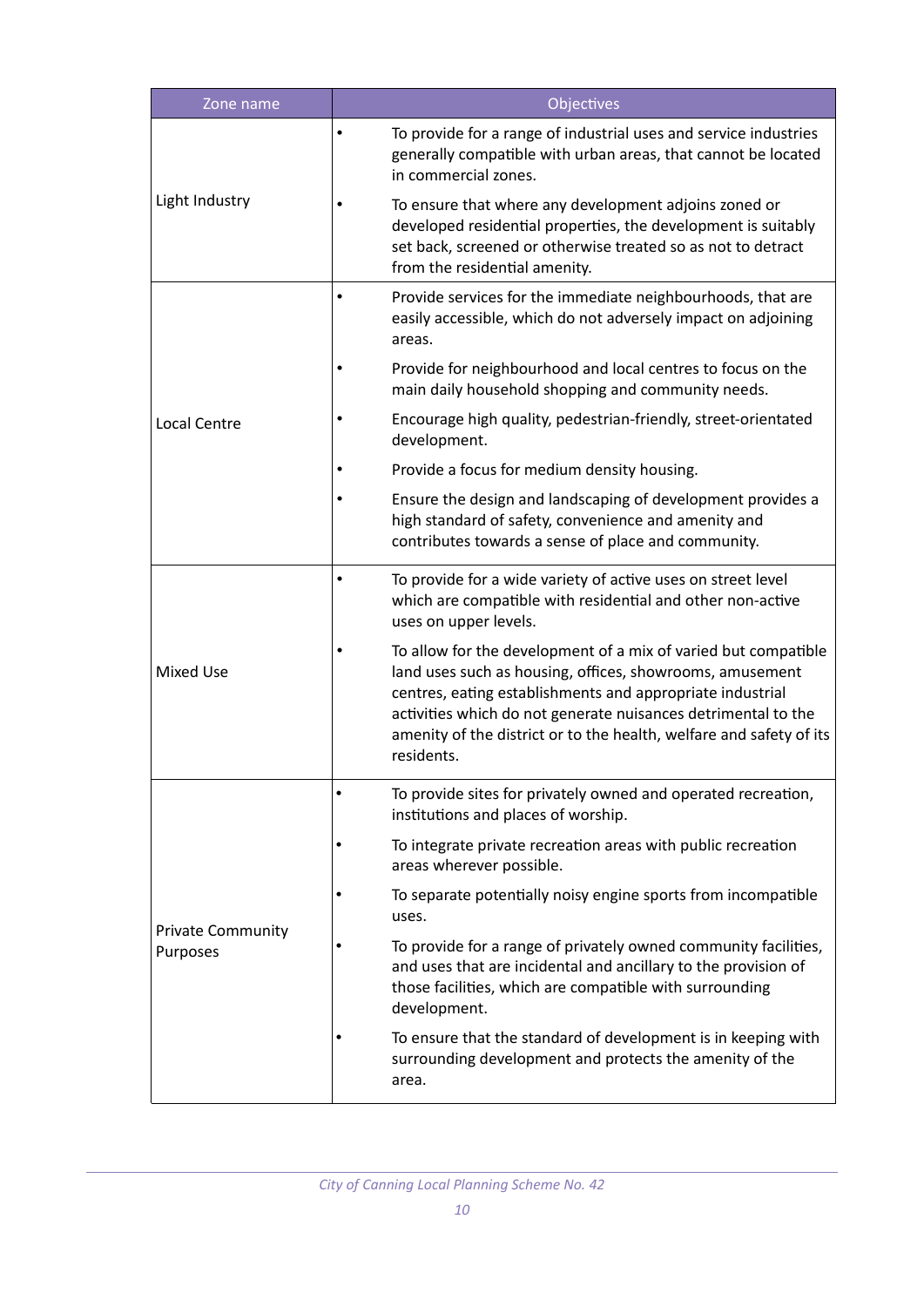| Zone name | Objectives |
| --- | --- |
| Light Industry | • To provide for a range of industrial uses and service industries generally compatible with urban areas, that cannot be located in commercial zones.<br>• To ensure that where any development adjoins zoned or developed residential properties, the development is suitably set back, screened or otherwise treated so as not to detract from the residential amenity. |
| Local Centre | • Provide services for the immediate neighbourhoods, that are easily accessible, which do not adversely impact on adjoining areas.<br>• Provide for neighbourhood and local centres to focus on the main daily household shopping and community needs.<br>• Encourage high quality, pedestrian-friendly, street-orientated development.<br>• Provide a focus for medium density housing.<br>• Ensure the design and landscaping of development provides a high standard of safety, convenience and amenity and contributes towards a sense of place and community. |
| Mixed Use | • To provide for a wide variety of active uses on street level which are compatible with residential and other non-active uses on upper levels.<br>• To allow for the development of a mix of varied but compatible land uses such as housing, offices, showrooms, amusement centres, eating establishments and appropriate industrial activities which do not generate nuisances detrimental to the amenity of the district or to the health, welfare and safety of its residents. |
| Private Community Purposes | • To provide sites for privately owned and operated recreation, institutions and places of worship.<br>• To integrate private recreation areas with public recreation areas wherever possible.<br>• To separate potentially noisy engine sports from incompatible uses.<br>• To provide for a range of privately owned community facilities, and uses that are incidental and ancillary to the provision of those facilities, which are compatible with surrounding development.<br>• To ensure that the standard of development is in keeping with surrounding development and protects the amenity of the area. |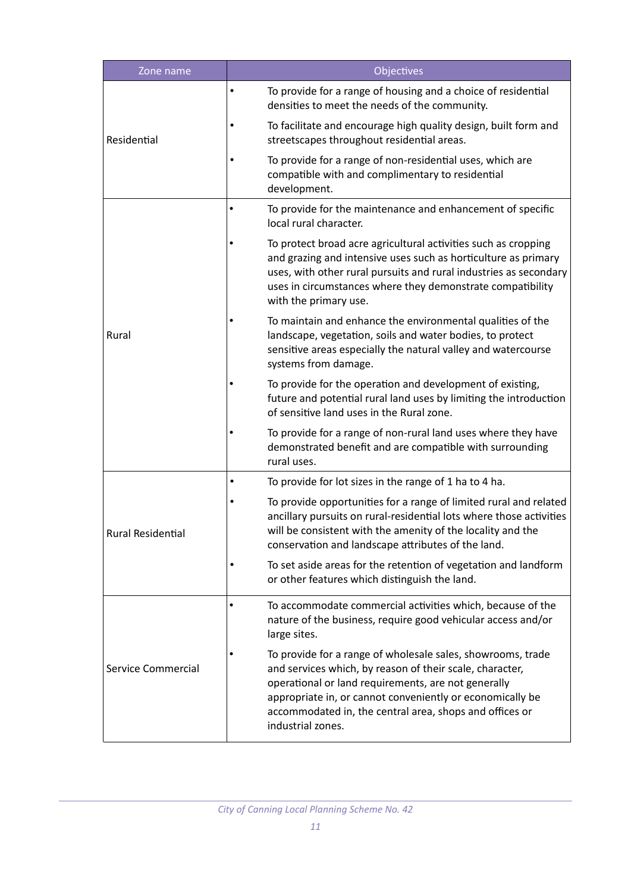| Zone name | Objectives |
|---|---|
| Residential | • To provide for a range of housing and a choice of residential densities to meet the needs of the community.<br>• To facilitate and encourage high quality design, built form and streetscapes throughout residential areas.<br>• To provide for a range of non-residential uses, which are compatible with and complimentary to residential development. |
| Rural | • To provide for the maintenance and enhancement of specific local rural character.<br>• To protect broad acre agricultural activities such as cropping and grazing and intensive uses such as horticulture as primary uses, with other rural pursuits and rural industries as secondary uses in circumstances where they demonstrate compatibility with the primary use.<br>• To maintain and enhance the environmental qualities of the landscape, vegetation, soils and water bodies, to protect sensitive areas especially the natural valley and watercourse systems from damage.<br>• To provide for the operation and development of existing, future and potential rural land uses by limiting the introduction of sensitive land uses in the Rural zone.<br>• To provide for a range of non-rural land uses where they have demonstrated benefit and are compatible with surrounding rural uses. |
| Rural Residential | • To provide for lot sizes in the range of 1 ha to 4 ha.<br>• To provide opportunities for a range of limited rural and related ancillary pursuits on rural-residential lots where those activities will be consistent with the amenity of the locality and the conservation and landscape attributes of the land.<br>• To set aside areas for the retention of vegetation and landform or other features which distinguish the land. |
| Service Commercial | • To accommodate commercial activities which, because of the nature of the business, require good vehicular access and/or large sites.<br>• To provide for a range of wholesale sales, showrooms, trade and services which, by reason of their scale, character, operational or land requirements, are not generally appropriate in, or cannot conveniently or economically be accommodated in, the central area, shops and offices or industrial zones. |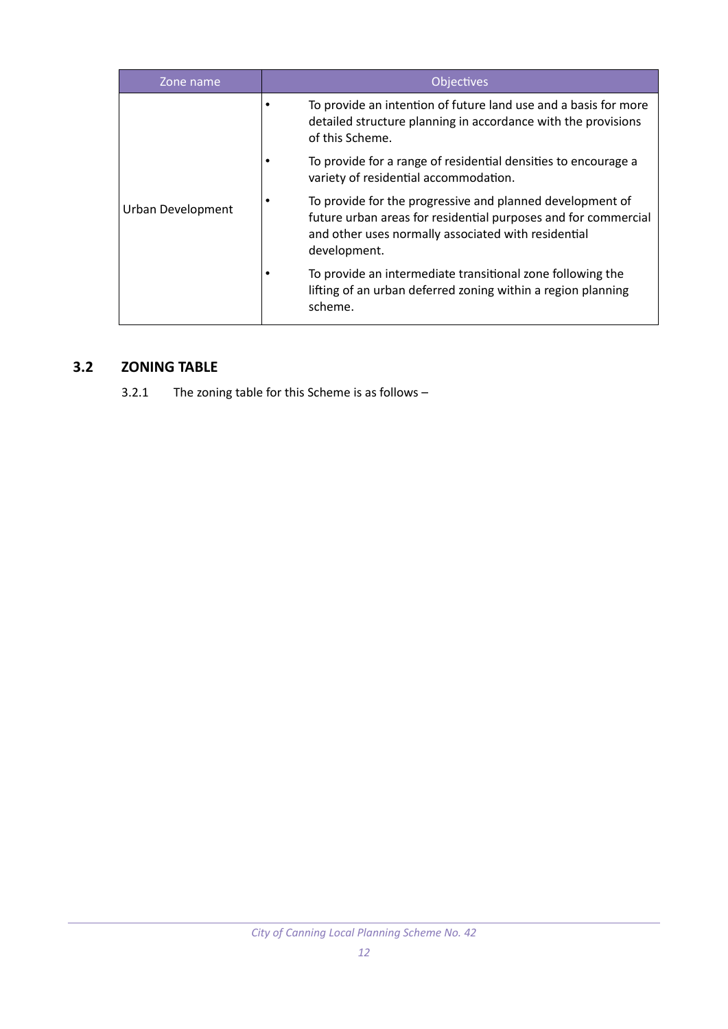| Zone name | Objectives |
| --- | --- |
| Urban Development | • To provide an intention of future land use and a basis for more detailed structure planning in accordance with the provisions of this Scheme.<br>• To provide for a range of residential densities to encourage a variety of residential accommodation.<br>• To provide for the progressive and planned development of future urban areas for residential purposes and for commercial and other uses normally associated with residential development.<br>• To provide an intermediate transitional zone following the lifting of an urban deferred zoning within a region planning scheme. |

## 3.2 ZONING TABLE

3.2.1 The zoning table for this Scheme is as follows –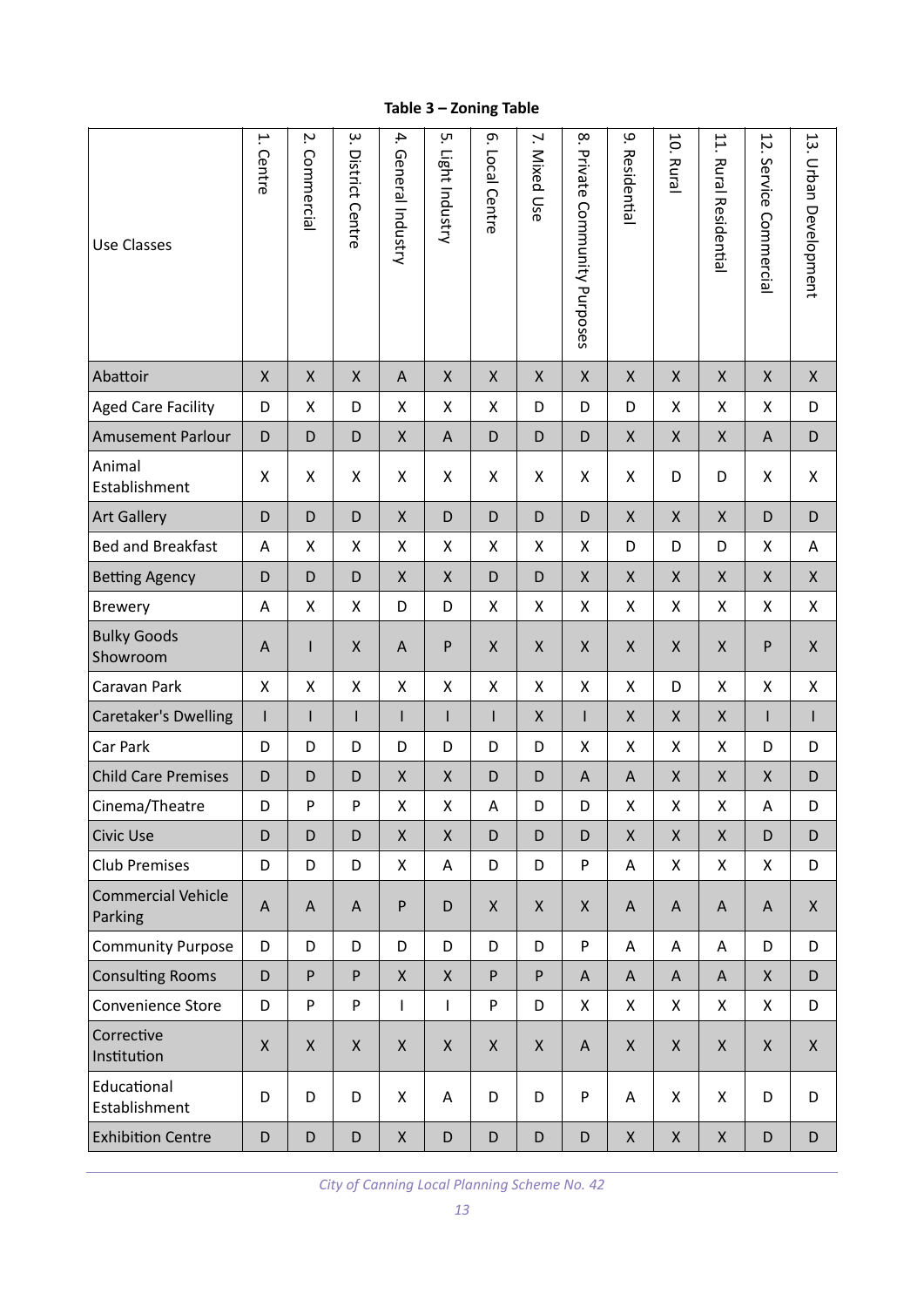**Table 3 – Zoning Table**

| Use Classes | 1. Centre | 2. Commercial | 3. District Centre | 4. General Industry | 5. Light Industry | 6. Local Centre | 7. Mixed Use | 8. Private Community Purposes | 9. Residential | 10. Rural | 11. Rural Residential | 12. Service Commercial | 13. Urban Development |
|---|---|---|---|---|---|---|---|---|---|---|---|---|---|
| Abattoir | X | X | X | A | X | X | X | X | X | X | X | X | X |
| Aged Care Facility | D | X | D | X | X | X | D | D | D | X | X | X | D |
| Amusement Parlour | D | D | D | X | A | D | D | D | X | X | X | A | D |
| Animal Establishment | X | X | X | X | X | X | X | X | X | D | D | X | X |
| Art Gallery | D | D | D | X | D | D | D | D | X | X | X | D | D |
| Bed and Breakfast | A | X | X | X | X | X | X | X | D | D | D | X | A |
| Betting Agency | D | D | D | X | X | D | D | X | X | X | X | X | X |
| Brewery | A | X | X | D | D | X | X | X | X | X | X | X | X |
| Bulky Goods Showroom | A | I | X | A | P | X | X | X | X | X | X | P | X |
| Caravan Park | X | X | X | X | X | X | X | X | X | D | X | X | X |
| Caretaker's Dwelling | I | I | I | I | I | I | X | I | X | X | X | I | I |
| Car Park | D | D | D | D | D | D | D | X | X | X | X | D | D |
| Child Care Premises | D | D | D | X | X | D | D | A | A | X | X | X | D |
| Cinema/Theatre | D | P | P | X | X | A | D | D | X | X | X | A | D |
| Civic Use | D | D | D | X | X | D | D | D | X | X | X | D | D |
| Club Premises | D | D | D | X | A | D | D | P | A | X | X | X | D |
| Commercial Vehicle Parking | A | A | A | P | D | X | X | X | A | A | A | A | X |
| Community Purpose | D | D | D | D | D | D | D | P | A | A | A | D | D |
| Consulting Rooms | D | P | P | X | X | P | P | A | A | A | A | X | D |
| Convenience Store | D | P | P | I | I | P | D | X | X | X | X | X | D |
| Corrective Institution | X | X | X | X | X | X | X | A | X | X | X | X | X |
| Educational Establishment | D | D | D | X | A | D | D | P | A | X | X | D | D |
| Exhibition Centre | D | D | D | X | D | D | D | D | X | X | X | D | D |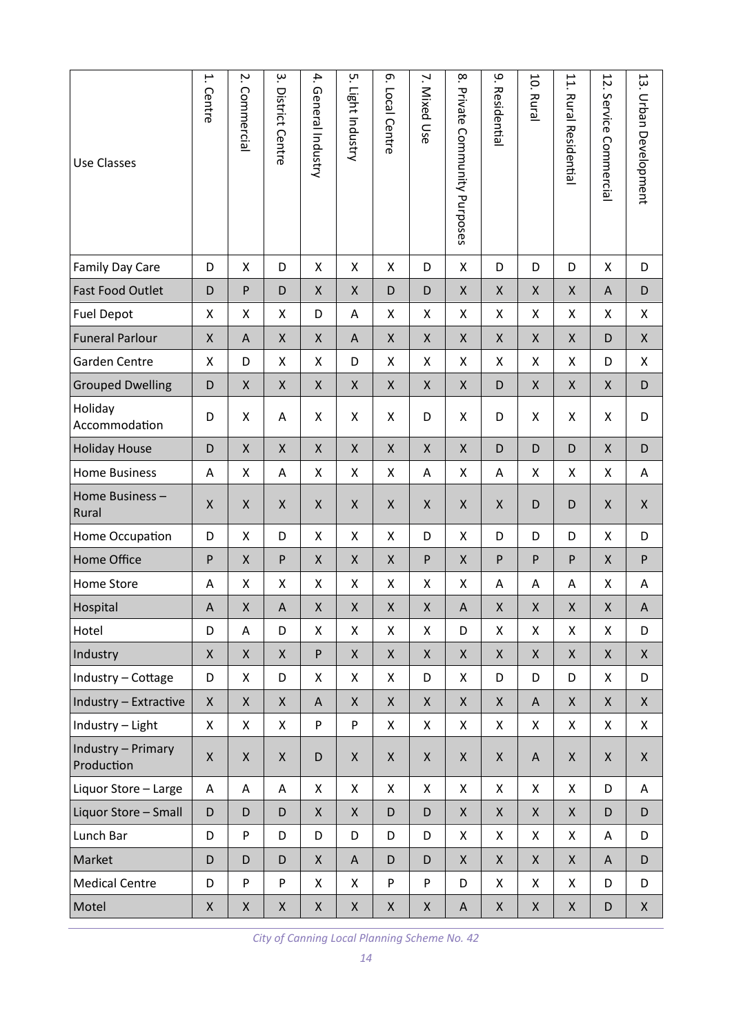| Use Classes | 1. Centre | 2. Commercial | 3. District Centre | 4. General Industry | 5. Light Industry | 6. Local Centre | 7. Mixed Use | 8. Private Community Purposes | 9. Residential | 10. Rural | 11. Rural Residential | 12. Service Commercial | 13. Urban Development |
|---|---|---|---|---|---|---|---|---|---|---|---|---|---|
| Family Day Care | D | X | D | X | X | X | D | X | D | D | D | X | D |
| Fast Food Outlet | D | P | D | X | X | D | D | X | X | X | X | A | D |
| Fuel Depot | X | X | X | D | A | X | X | X | X | X | X | X | X |
| Funeral Parlour | X | A | X | X | A | X | X | X | X | X | X | D | X |
| Garden Centre | X | D | X | X | D | X | X | X | X | X | X | D | X |
| Grouped Dwelling | D | X | X | X | X | X | X | X | D | X | X | X | D |
| Holiday Accommodation | D | X | A | X | X | X | D | X | D | X | X | X | D |
| Holiday House | D | X | X | X | X | X | X | X | D | D | D | X | D |
| Home Business | A | X | A | X | X | X | A | X | A | X | X | X | A |
| Home Business – Rural | X | X | X | X | X | X | X | X | X | D | D | X | X |
| Home Occupation | D | X | D | X | X | X | D | X | D | D | D | X | D |
| Home Office | P | X | P | X | X | X | P | X | P | P | P | X | P |
| Home Store | A | X | X | X | X | X | X | X | A | A | A | X | A |
| Hospital | A | X | A | X | X | X | X | A | X | X | X | X | A |
| Hotel | D | A | D | X | X | X | X | D | X | X | X | X | D |
| Industry | X | X | X | P | X | X | X | X | X | X | X | X | X |
| Industry – Cottage | D | X | D | X | X | X | D | X | D | D | D | X | D |
| Industry – Extractive | X | X | X | A | X | X | X | X | X | A | X | X | X |
| Industry – Light | X | X | X | P | P | X | X | X | X | X | X | X | X |
| Industry – Primary Production | X | X | X | D | X | X | X | X | X | A | X | X | X |
| Liquor Store – Large | A | A | A | X | X | X | X | X | X | X | X | D | A |
| Liquor Store – Small | D | D | D | X | X | D | D | X | X | X | X | D | D |
| Lunch Bar | D | P | D | D | D | D | D | X | X | X | X | A | D |
| Market | D | D | D | X | A | D | D | X | X | X | X | A | D |
| Medical Centre | D | P | P | X | X | P | P | D | X | X | X | D | D |
| Motel | X | X | X | X | X | X | X | A | X | X | X | D | X |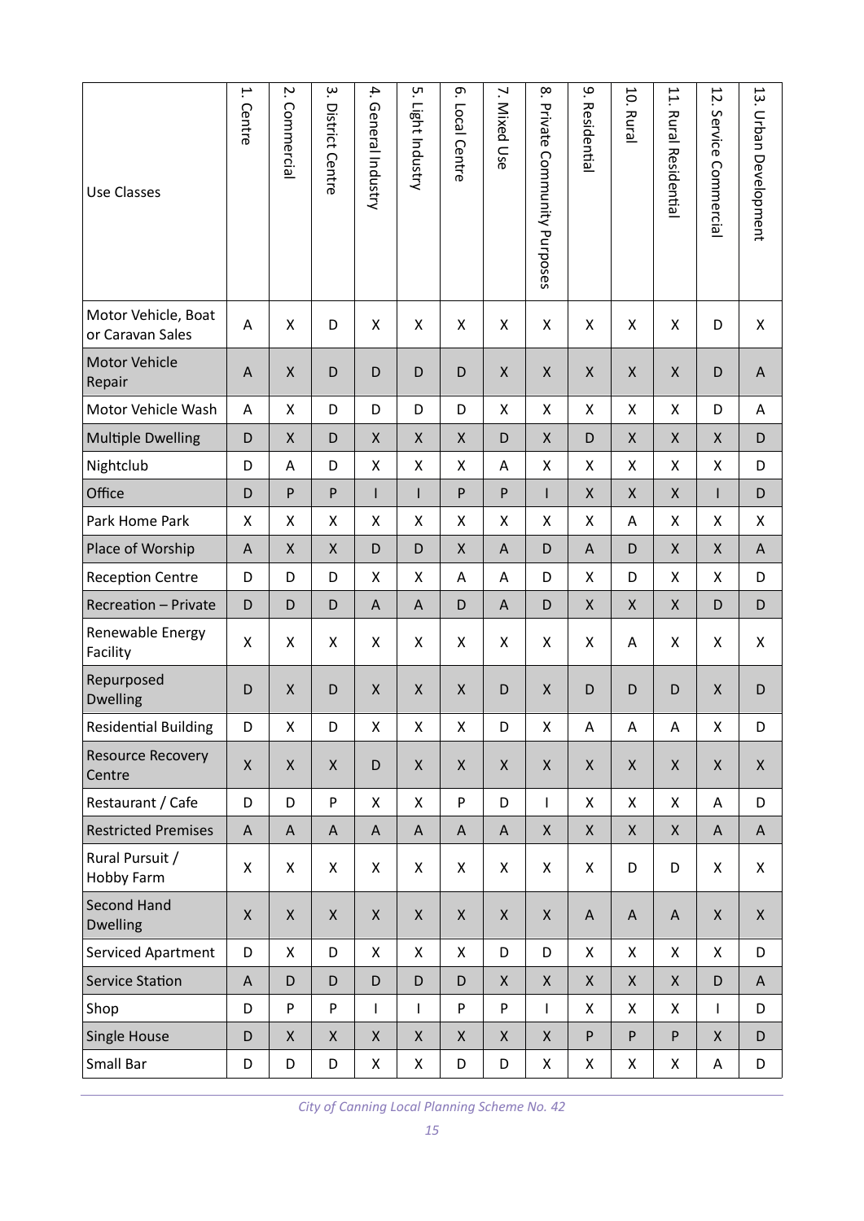| Use Classes | 1. Centre | 2. Commercial | 3. District Centre | 4. General Industry | 5. Light Industry | 6. Local Centre | 7. Mixed Use | 8. Private Community Purposes | 9. Residential | 10. Rural | 11. Rural Residential | 12. Service Commercial | 13. Urban Development |
|---|---|---|---|---|---|---|---|---|---|---|---|---|---|
| Motor Vehicle, Boat or Caravan Sales | A | X | D | X | X | X | X | X | X | X | X | D | X |
| Motor Vehicle Repair | A | X | D | D | D | D | X | X | X | X | X | D | A |
| Motor Vehicle Wash | A | X | D | D | D | D | X | X | X | X | X | D | A |
| Multiple Dwelling | D | X | D | X | X | X | D | X | D | X | X | X | D |
| Nightclub | D | A | D | X | X | X | A | X | X | X | X | X | D |
| Office | D | P | P | I | I | P | P | I | X | X | X | I | D |
| Park Home Park | X | X | X | X | X | X | X | X | X | A | X | X | X |
| Place of Worship | A | X | X | D | D | X | A | D | A | D | X | X | A |
| Reception Centre | D | D | D | X | X | A | A | D | X | D | X | X | D |
| Recreation – Private | D | D | D | A | A | D | A | D | X | X | X | D | D |
| Renewable Energy Facility | X | X | X | X | X | X | X | X | X | A | X | X | X |
| Repurposed Dwelling | D | X | D | X | X | X | D | X | D | D | D | X | D |
| Residential Building | D | X | D | X | X | X | D | X | A | A | A | X | D |
| Resource Recovery Centre | X | X | X | D | X | X | X | X | X | X | X | X | X |
| Restaurant / Cafe | D | D | P | X | X | P | D | I | X | X | X | A | D |
| Restricted Premises | A | A | A | A | A | A | A | X | X | X | X | A | A |
| Rural Pursuit / Hobby Farm | X | X | X | X | X | X | X | X | X | D | D | X | X |
| Second Hand Dwelling | X | X | X | X | X | X | X | X | A | A | A | X | X |
| Serviced Apartment | D | X | D | X | X | X | D | D | X | X | X | X | D |
| Service Station | A | D | D | D | D | D | X | X | X | X | X | D | A |
| Shop | D | P | P | I | I | P | P | I | X | X | X | I | D |
| Single House | D | X | X | X | X | X | X | X | P | P | P | X | D |
| Small Bar | D | D | D | X | X | D | D | X | X | X | X | A | D |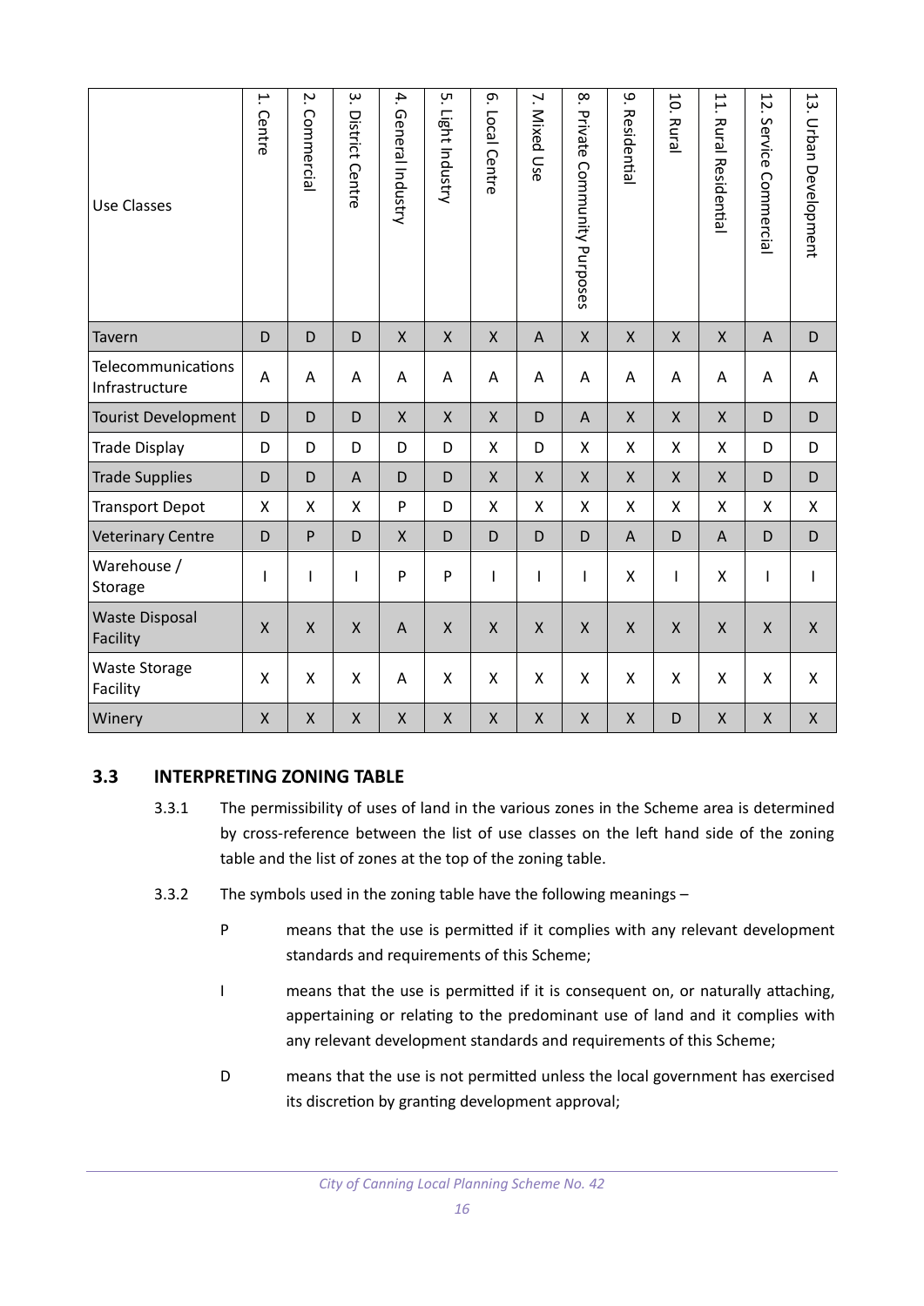| Use Classes | 1. Centre | 2. Commercial | 3. District Centre | 4. General Industry | 5. Light Industry | 6. Local Centre | 7. Mixed Use | 8. Private Community Purposes | 9. Residential | 10. Rural | 11. Rural Residential | 12. Service Commercial | 13. Urban Development |
|---|---|---|---|---|---|---|---|---|---|---|---|---|---|
| Tavern | D | D | D | X | X | X | A | X | X | X | X | A | D |
| Telecommunications Infrastructure | A | A | A | A | A | A | A | A | A | A | A | A | A |
| Tourist Development | D | D | D | X | X | X | D | A | X | X | X | D | D |
| Trade Display | D | D | D | D | D | X | D | X | X | X | X | D | D |
| Trade Supplies | D | D | A | D | D | X | X | X | X | X | X | D | D |
| Transport Depot | X | X | X | P | D | X | X | X | X | X | X | X | X |
| Veterinary Centre | D | P | D | X | D | D | D | D | A | D | A | D | D |
| Warehouse / Storage | I | I | I | P | P | I | I | I | X | I | X | I | I |
| Waste Disposal Facility | X | X | X | A | X | X | X | X | X | X | X | X | X |
| Waste Storage Facility | X | X | X | A | X | X | X | X | X | X | X | X | X |
| Winery | X | X | X | X | X | X | X | X | X | D | X | X | X |

## 3.3 INTERPRETING ZONING TABLE

3.3.1 The permissibility of uses of land in the various zones in the Scheme area is determined by cross-reference between the list of use classes on the left hand side of the zoning table and the list of zones at the top of the zoning table.

3.3.2 The symbols used in the zoning table have the following meanings –

P means that the use is permitted if it complies with any relevant development standards and requirements of this Scheme;

I means that the use is permitted if it is consequent on, or naturally attaching, appertaining or relating to the predominant use of land and it complies with any relevant development standards and requirements of this Scheme;

D means that the use is not permitted unless the local government has exercised its discretion by granting development approval;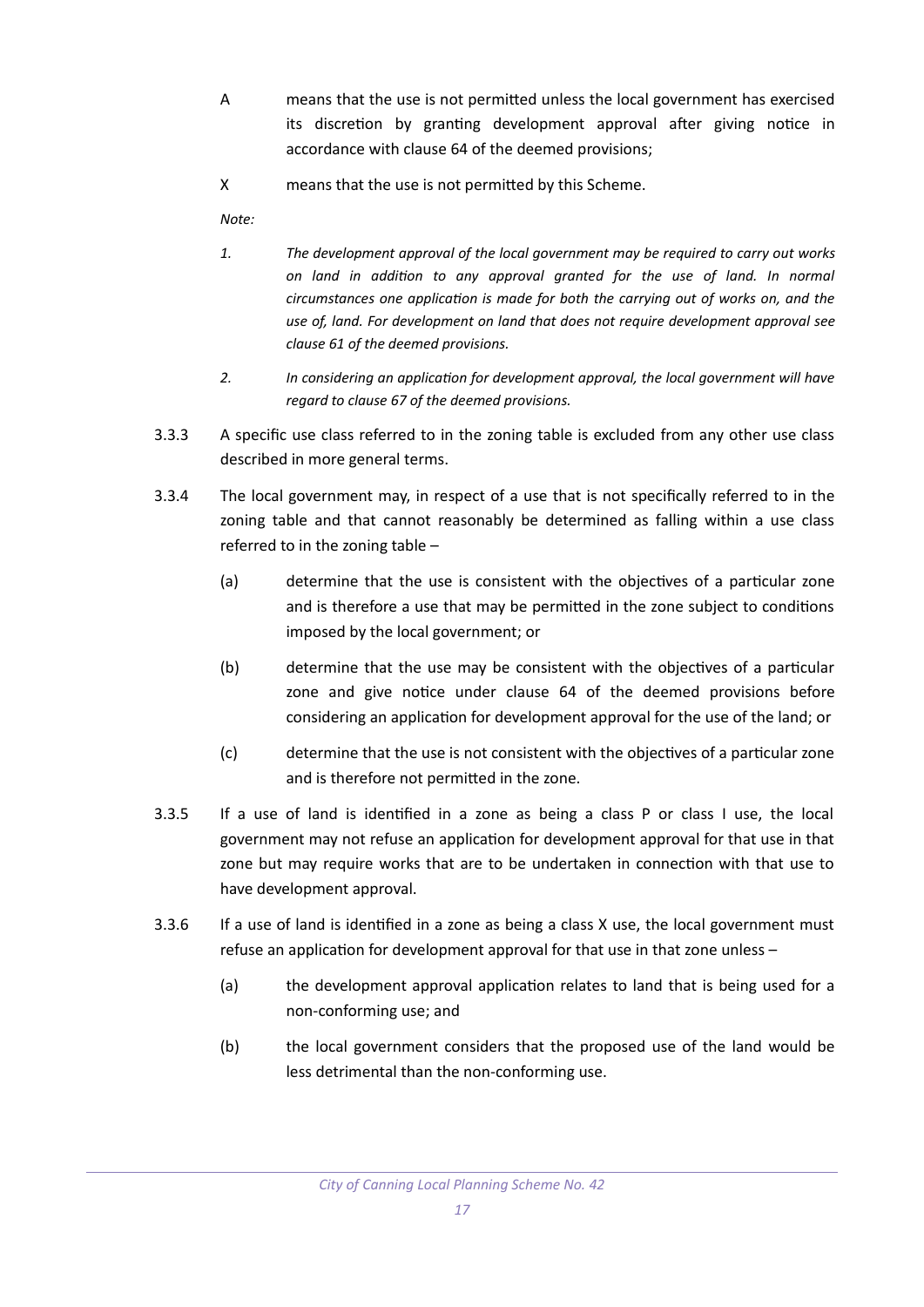A means that the use is not permitted unless the local government has exercised its discretion by granting development approval after giving notice in accordance with clause 64 of the deemed provisions;

X means that the use is not permitted by this Scheme.

*Note:*

1. *The development approval of the local government may be required to carry out works on land in addition to any approval granted for the use of land. In normal circumstances one application is made for both the carrying out of works on, and the use of, land. For development on land that does not require development approval see clause 61 of the deemed provisions.*

2. *In considering an application for development approval, the local government will have regard to clause 67 of the deemed provisions.*

3.3.3 A specific use class referred to in the zoning table is excluded from any other use class described in more general terms.

3.3.4 The local government may, in respect of a use that is not specifically referred to in the zoning table and that cannot reasonably be determined as falling within a use class referred to in the zoning table –

(a) determine that the use is consistent with the objectives of a particular zone and is therefore a use that may be permitted in the zone subject to conditions imposed by the local government; or

(b) determine that the use may be consistent with the objectives of a particular zone and give notice under clause 64 of the deemed provisions before considering an application for development approval for the use of the land; or

(c) determine that the use is not consistent with the objectives of a particular zone and is therefore not permitted in the zone.

3.3.5 If a use of land is identified in a zone as being a class P or class I use, the local government may not refuse an application for development approval for that use in that zone but may require works that are to be undertaken in connection with that use to have development approval.

3.3.6 If a use of land is identified in a zone as being a class X use, the local government must refuse an application for development approval for that use in that zone unless –

(a) the development approval application relates to land that is being used for a non-conforming use; and

(b) the local government considers that the proposed use of the land would be less detrimental than the non-conforming use.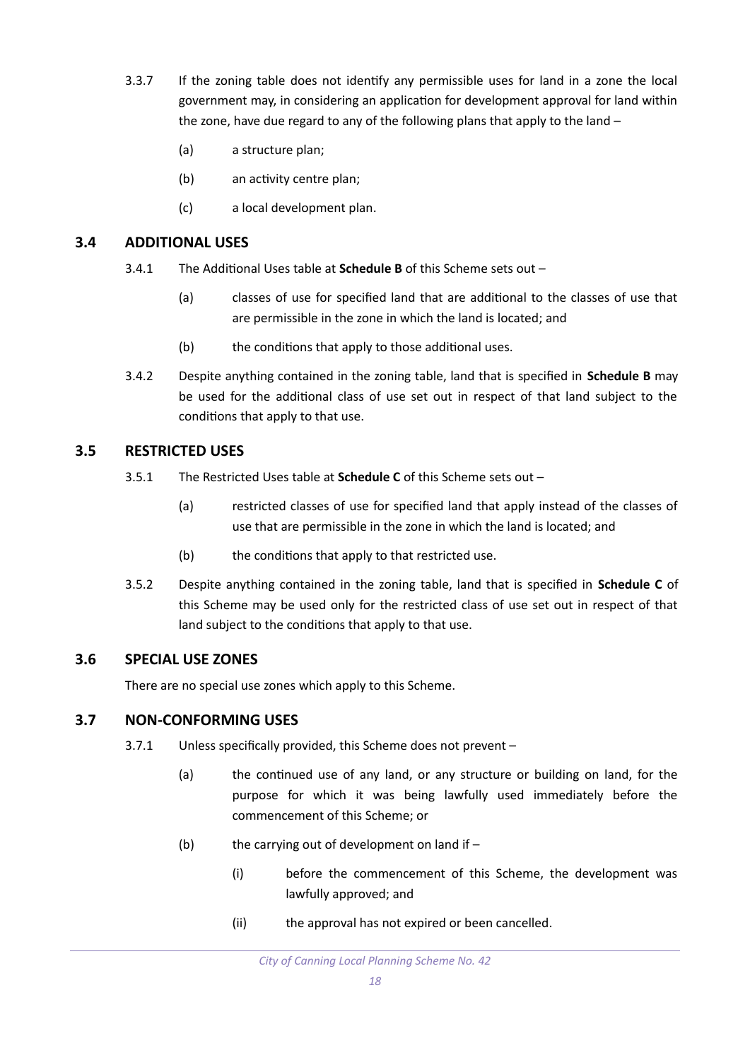3.3.7 If the zoning table does not identify any permissible uses for land in a zone the local government may, in considering an application for development approval for land within the zone, have due regard to any of the following plans that apply to the land –

(a) a structure plan;

(b) an activity centre plan;

(c) a local development plan.

## 3.4 ADDITIONAL USES

3.4.1 The Additional Uses table at **Schedule B** of this Scheme sets out –

(a) classes of use for specified land that are additional to the classes of use that are permissible in the zone in which the land is located; and

(b) the conditions that apply to those additional uses.

3.4.2 Despite anything contained in the zoning table, land that is specified in **Schedule B** may be used for the additional class of use set out in respect of that land subject to the conditions that apply to that use.

## 3.5 RESTRICTED USES

3.5.1 The Restricted Uses table at **Schedule C** of this Scheme sets out –

(a) restricted classes of use for specified land that apply instead of the classes of use that are permissible in the zone in which the land is located; and

(b) the conditions that apply to that restricted use.

3.5.2 Despite anything contained in the zoning table, land that is specified in **Schedule C** of this Scheme may be used only for the restricted class of use set out in respect of that land subject to the conditions that apply to that use.

## 3.6 SPECIAL USE ZONES

There are no special use zones which apply to this Scheme.

## 3.7 NON-CONFORMING USES

3.7.1 Unless specifically provided, this Scheme does not prevent –

(a) the continued use of any land, or any structure or building on land, for the purpose for which it was being lawfully used immediately before the commencement of this Scheme; or

(b) the carrying out of development on land if –

(i) before the commencement of this Scheme, the development was lawfully approved; and

(ii) the approval has not expired or been cancelled.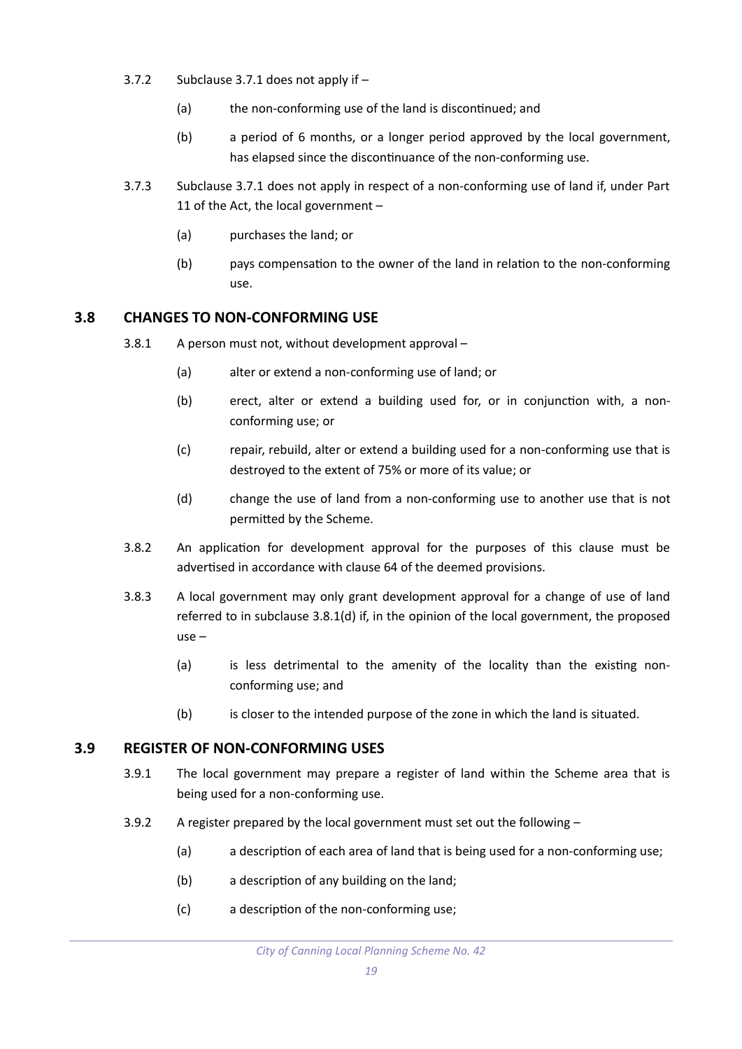3.7.2 Subclause 3.7.1 does not apply if –

(a) the non-conforming use of the land is discontinued; and

(b) a period of 6 months, or a longer period approved by the local government, has elapsed since the discontinuance of the non-conforming use.

3.7.3 Subclause 3.7.1 does not apply in respect of a non-conforming use of land if, under Part 11 of the Act, the local government –

(a) purchases the land; or

(b) pays compensation to the owner of the land in relation to the non-conforming use.

## 3.8 CHANGES TO NON-CONFORMING USE

3.8.1 A person must not, without development approval –

(a) alter or extend a non-conforming use of land; or

(b) erect, alter or extend a building used for, or in conjunction with, a non-conforming use; or

(c) repair, rebuild, alter or extend a building used for a non-conforming use that is destroyed to the extent of 75% or more of its value; or

(d) change the use of land from a non-conforming use to another use that is not permitted by the Scheme.

3.8.2 An application for development approval for the purposes of this clause must be advertised in accordance with clause 64 of the deemed provisions.

3.8.3 A local government may only grant development approval for a change of use of land referred to in subclause 3.8.1(d) if, in the opinion of the local government, the proposed use –

(a) is less detrimental to the amenity of the locality than the existing non-conforming use; and

(b) is closer to the intended purpose of the zone in which the land is situated.

## 3.9 REGISTER OF NON-CONFORMING USES

3.9.1 The local government may prepare a register of land within the Scheme area that is being used for a non-conforming use.

3.9.2 A register prepared by the local government must set out the following –

(a) a description of each area of land that is being used for a non-conforming use;

(b) a description of any building on the land;

(c) a description of the non-conforming use;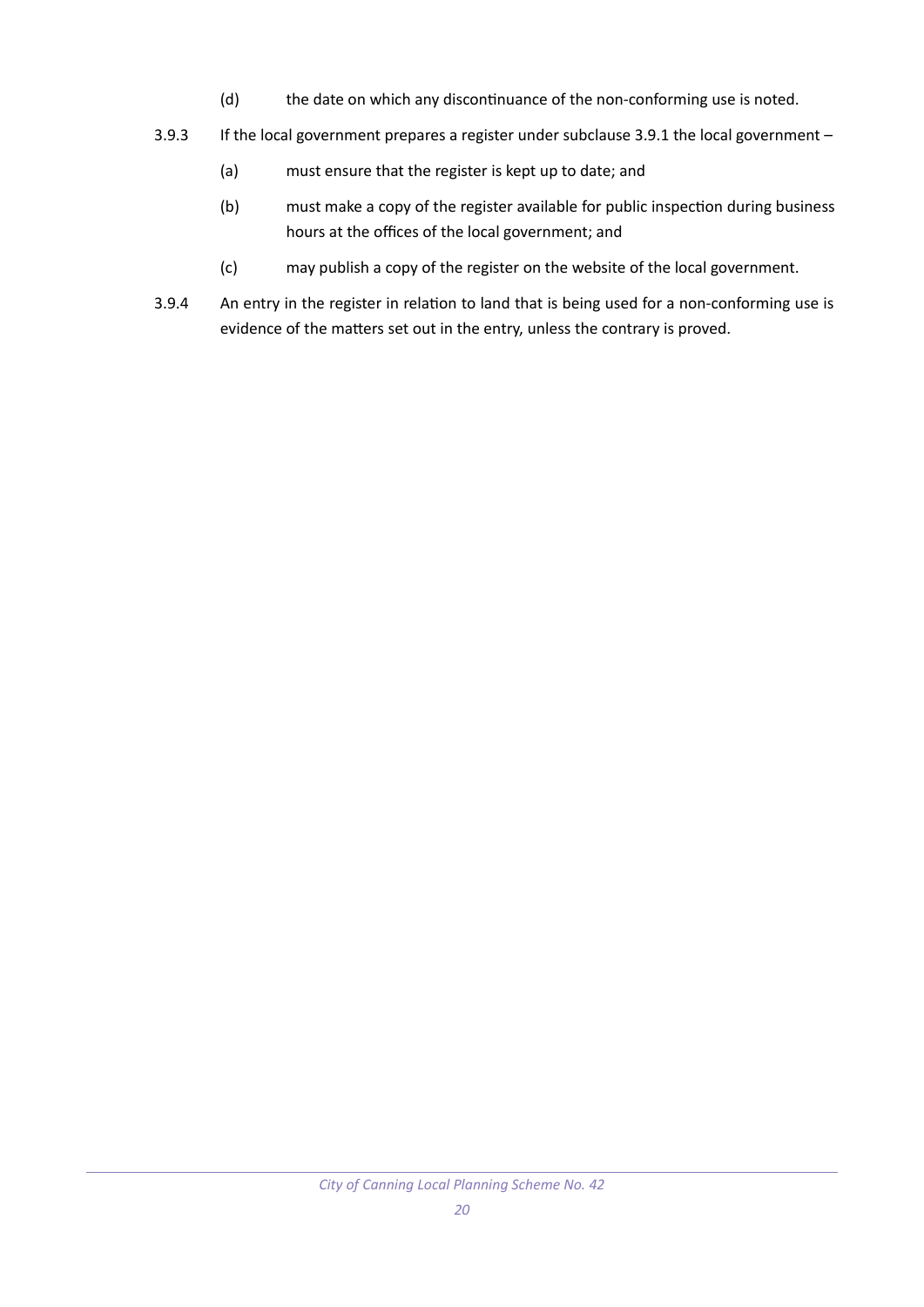(d) the date on which any discontinuance of the non-conforming use is noted.

3.9.3 If the local government prepares a register under subclause 3.9.1 the local government –

(a) must ensure that the register is kept up to date; and

(b) must make a copy of the register available for public inspection during business hours at the offices of the local government; and

(c) may publish a copy of the register on the website of the local government.

3.9.4 An entry in the register in relation to land that is being used for a non-conforming use is evidence of the matters set out in the entry, unless the contrary is proved.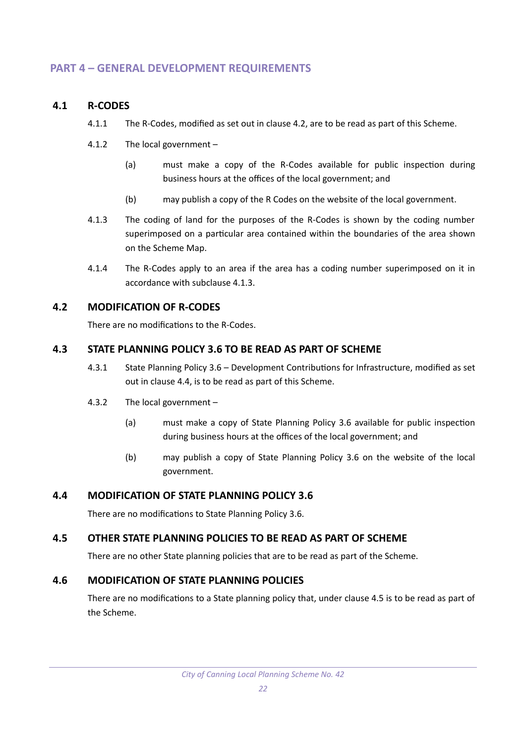# PART 4 – GENERAL DEVELOPMENT REQUIREMENTS

## 4.1 R-CODES

4.1.1 The R-Codes, modified as set out in clause 4.2, are to be read as part of this Scheme.

4.1.2 The local government –

(a) must make a copy of the R-Codes available for public inspection during business hours at the offices of the local government; and

(b) may publish a copy of the R Codes on the website of the local government.

4.1.3 The coding of land for the purposes of the R-Codes is shown by the coding number superimposed on a particular area contained within the boundaries of the area shown on the Scheme Map.

4.1.4 The R-Codes apply to an area if the area has a coding number superimposed on it in accordance with subclause 4.1.3.

## 4.2 MODIFICATION OF R-CODES

There are no modifications to the R-Codes.

## 4.3 STATE PLANNING POLICY 3.6 TO BE READ AS PART OF SCHEME

4.3.1 State Planning Policy 3.6 – Development Contributions for Infrastructure, modified as set out in clause 4.4, is to be read as part of this Scheme.

4.3.2 The local government –

(a) must make a copy of State Planning Policy 3.6 available for public inspection during business hours at the offices of the local government; and

(b) may publish a copy of State Planning Policy 3.6 on the website of the local government.

## 4.4 MODIFICATION OF STATE PLANNING POLICY 3.6

There are no modifications to State Planning Policy 3.6.

## 4.5 OTHER STATE PLANNING POLICIES TO BE READ AS PART OF SCHEME

There are no other State planning policies that are to be read as part of the Scheme.

## 4.6 MODIFICATION OF STATE PLANNING POLICIES

There are no modifications to a State planning policy that, under clause 4.5 is to be read as part of the Scheme.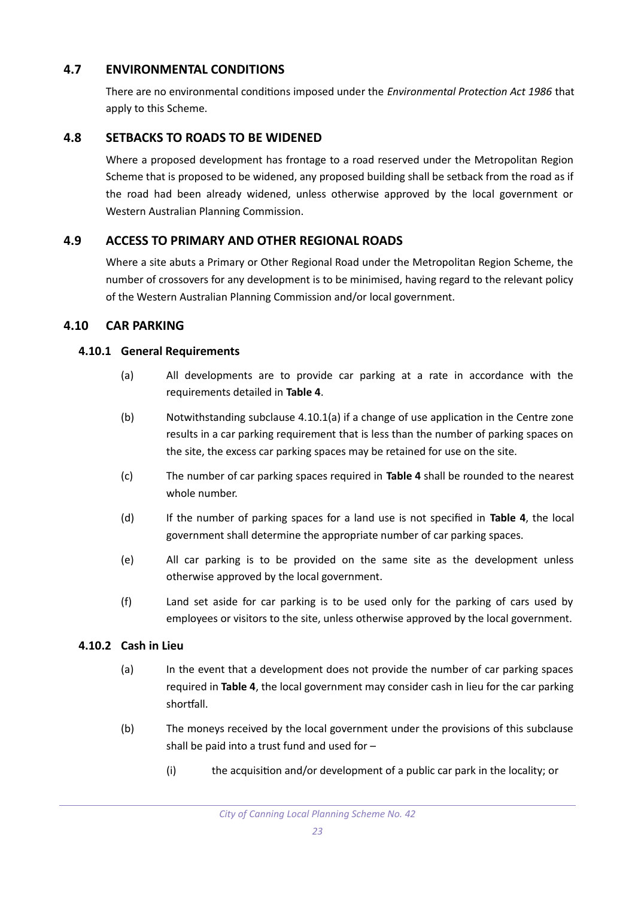## 4.7 ENVIRONMENTAL CONDITIONS

There are no environmental conditions imposed under the *Environmental Protection Act 1986* that apply to this Scheme.

## 4.8 SETBACKS TO ROADS TO BE WIDENED

Where a proposed development has frontage to a road reserved under the Metropolitan Region Scheme that is proposed to be widened, any proposed building shall be setback from the road as if the road had been already widened, unless otherwise approved by the local government or Western Australian Planning Commission.

## 4.9 ACCESS TO PRIMARY AND OTHER REGIONAL ROADS

Where a site abuts a Primary or Other Regional Road under the Metropolitan Region Scheme, the number of crossovers for any development is to be minimised, having regard to the relevant policy of the Western Australian Planning Commission and/or local government.

## 4.10 CAR PARKING

### 4.10.1 General Requirements

(a) All developments are to provide car parking at a rate in accordance with the requirements detailed in **Table 4**.

(b) Notwithstanding subclause 4.10.1(a) if a change of use application in the Centre zone results in a car parking requirement that is less than the number of parking spaces on the site, the excess car parking spaces may be retained for use on the site.

(c) The number of car parking spaces required in **Table 4** shall be rounded to the nearest whole number.

(d) If the number of parking spaces for a land use is not specified in **Table 4**, the local government shall determine the appropriate number of car parking spaces.

(e) All car parking is to be provided on the same site as the development unless otherwise approved by the local government.

(f) Land set aside for car parking is to be used only for the parking of cars used by employees or visitors to the site, unless otherwise approved by the local government.

### 4.10.2 Cash in Lieu

(a) In the event that a development does not provide the number of car parking spaces required in **Table 4**, the local government may consider cash in lieu for the car parking shortfall.

(b) The moneys received by the local government under the provisions of this subclause shall be paid into a trust fund and used for –

(i) the acquisition and/or development of a public car park in the locality; or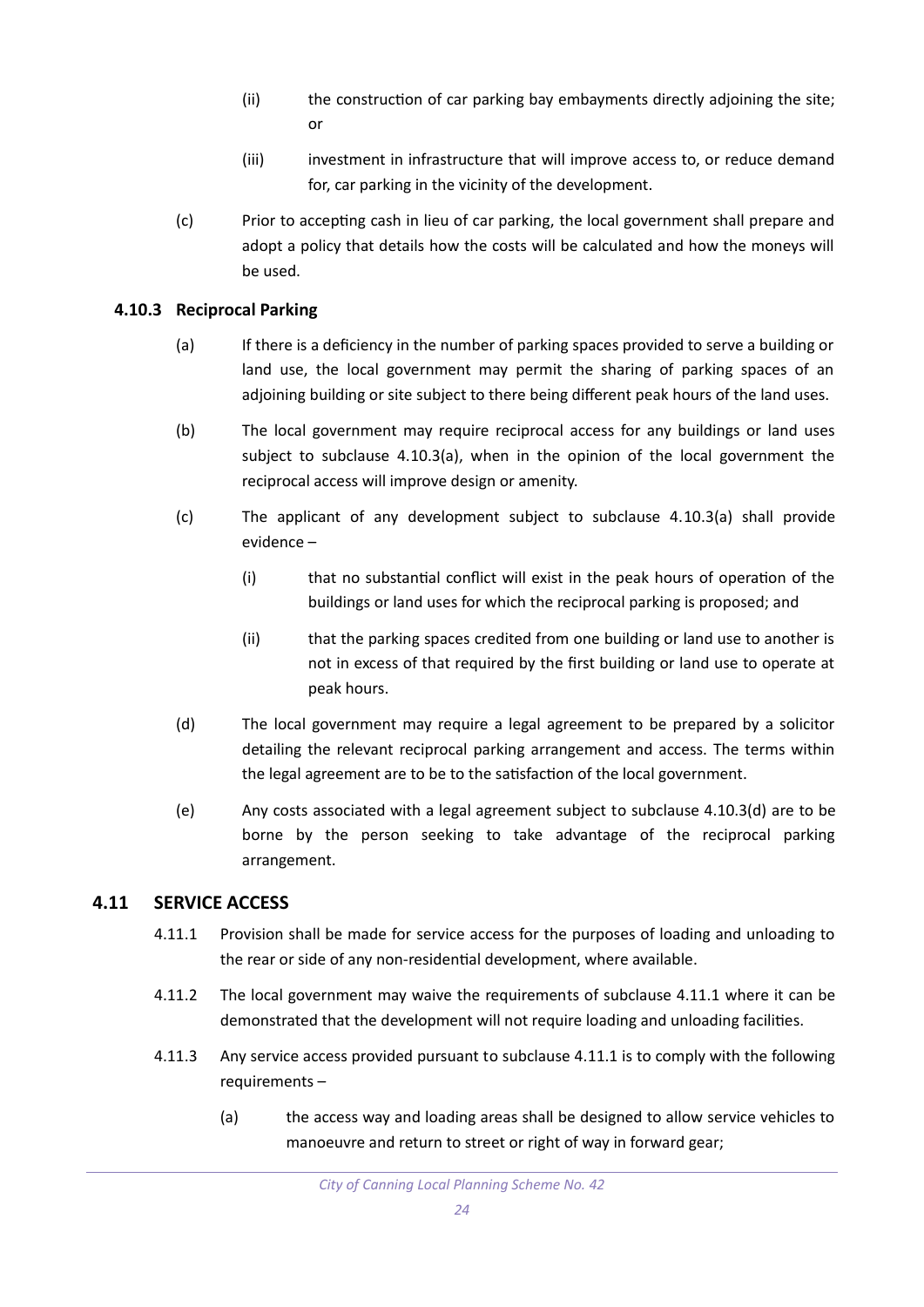(ii) the construction of car parking bay embayments directly adjoining the site; or

(iii) investment in infrastructure that will improve access to, or reduce demand for, car parking in the vicinity of the development.

(c) Prior to accepting cash in lieu of car parking, the local government shall prepare and adopt a policy that details how the costs will be calculated and how the moneys will be used.

### 4.10.3 Reciprocal Parking

(a) If there is a deficiency in the number of parking spaces provided to serve a building or land use, the local government may permit the sharing of parking spaces of an adjoining building or site subject to there being different peak hours of the land uses.

(b) The local government may require reciprocal access for any buildings or land uses subject to subclause 4.10.3(a), when in the opinion of the local government the reciprocal access will improve design or amenity.

(c) The applicant of any development subject to subclause 4.10.3(a) shall provide evidence –

(i) that no substantial conflict will exist in the peak hours of operation of the buildings or land uses for which the reciprocal parking is proposed; and

(ii) that the parking spaces credited from one building or land use to another is not in excess of that required by the first building or land use to operate at peak hours.

(d) The local government may require a legal agreement to be prepared by a solicitor detailing the relevant reciprocal parking arrangement and access. The terms within the legal agreement are to be to the satisfaction of the local government.

(e) Any costs associated with a legal agreement subject to subclause 4.10.3(d) are to be borne by the person seeking to take advantage of the reciprocal parking arrangement.

## 4.11 SERVICE ACCESS

4.11.1 Provision shall be made for service access for the purposes of loading and unloading to the rear or side of any non-residential development, where available.

4.11.2 The local government may waive the requirements of subclause 4.11.1 where it can be demonstrated that the development will not require loading and unloading facilities.

4.11.3 Any service access provided pursuant to subclause 4.11.1 is to comply with the following requirements –

(a) the access way and loading areas shall be designed to allow service vehicles to manoeuvre and return to street or right of way in forward gear;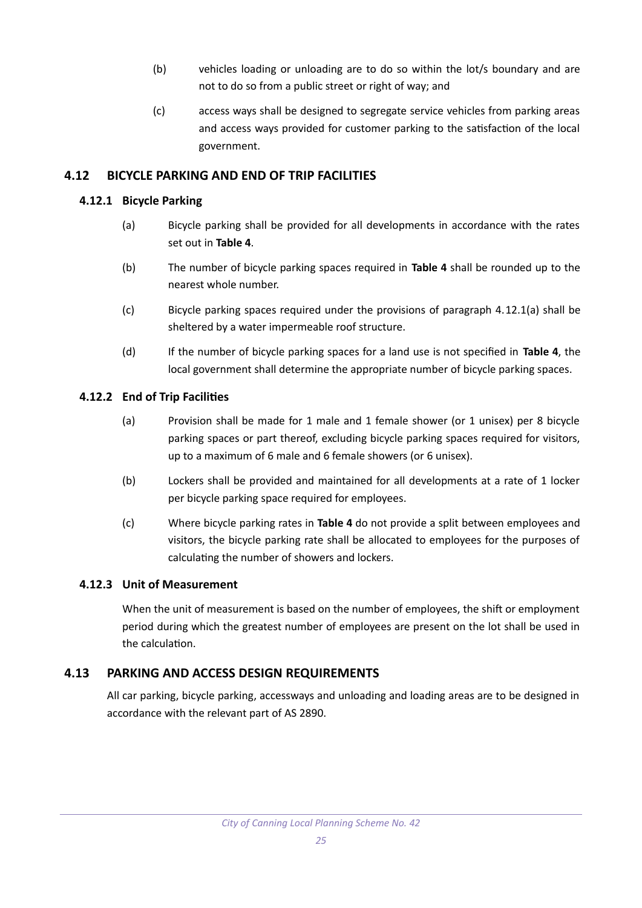(b) vehicles loading or unloading are to do so within the lot/s boundary and are not to do so from a public street or right of way; and

(c) access ways shall be designed to segregate service vehicles from parking areas and access ways provided for customer parking to the satisfaction of the local government.

## 4.12 BICYCLE PARKING AND END OF TRIP FACILITIES

### 4.12.1 Bicycle Parking

(a) Bicycle parking shall be provided for all developments in accordance with the rates set out in **Table 4**.

(b) The number of bicycle parking spaces required in **Table 4** shall be rounded up to the nearest whole number.

(c) Bicycle parking spaces required under the provisions of paragraph 4.12.1(a) shall be sheltered by a water impermeable roof structure.

(d) If the number of bicycle parking spaces for a land use is not specified in **Table 4**, the local government shall determine the appropriate number of bicycle parking spaces.

### 4.12.2 End of Trip Facilities

(a) Provision shall be made for 1 male and 1 female shower (or 1 unisex) per 8 bicycle parking spaces or part thereof, excluding bicycle parking spaces required for visitors, up to a maximum of 6 male and 6 female showers (or 6 unisex).

(b) Lockers shall be provided and maintained for all developments at a rate of 1 locker per bicycle parking space required for employees.

(c) Where bicycle parking rates in **Table 4** do not provide a split between employees and visitors, the bicycle parking rate shall be allocated to employees for the purposes of calculating the number of showers and lockers.

### 4.12.3 Unit of Measurement

When the unit of measurement is based on the number of employees, the shift or employment period during which the greatest number of employees are present on the lot shall be used in the calculation.

## 4.13 PARKING AND ACCESS DESIGN REQUIREMENTS

All car parking, bicycle parking, accessways and unloading and loading areas are to be designed in accordance with the relevant part of AS 2890.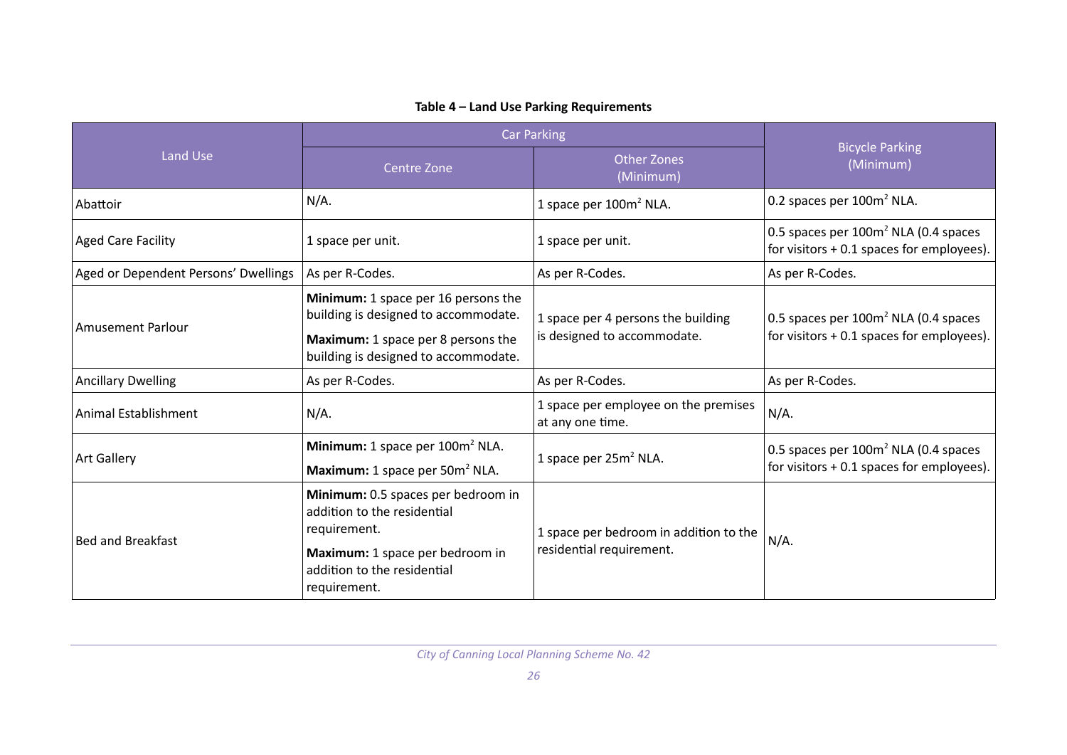**Table 4 – Land Use Parking Requirements**

| Land Use | Car Parking | | Bicycle Parking (Minimum) |
|---|---|---|---|
| | Centre Zone | Other Zones (Minimum) | |
| Abattoir | N/A. | 1 space per 100m² NLA. | 0.2 spaces per 100m² NLA. |
| Aged Care Facility | 1 space per unit. | 1 space per unit. | 0.5 spaces per 100m² NLA (0.4 spaces for visitors + 0.1 spaces for employees). |
| Aged or Dependent Persons' Dwellings | As per R-Codes. | As per R-Codes. | As per R-Codes. |
| Amusement Parlour | **Minimum:** 1 space per 16 persons the building is designed to accommodate. **Maximum:** 1 space per 8 persons the building is designed to accommodate. | 1 space per 4 persons the building is designed to accommodate. | 0.5 spaces per 100m² NLA (0.4 spaces for visitors + 0.1 spaces for employees). |
| Ancillary Dwelling | As per R-Codes. | As per R-Codes. | As per R-Codes. |
| Animal Establishment | N/A. | 1 space per employee on the premises at any one time. | N/A. |
| Art Gallery | **Minimum:** 1 space per 100m² NLA. **Maximum:** 1 space per 50m² NLA. | 1 space per 25m² NLA. | 0.5 spaces per 100m² NLA (0.4 spaces for visitors + 0.1 spaces for employees). |
| Bed and Breakfast | **Minimum:** 0.5 spaces per bedroom in addition to the residential requirement. **Maximum:** 1 space per bedroom in addition to the residential requirement. | 1 space per bedroom in addition to the residential requirement. | N/A. |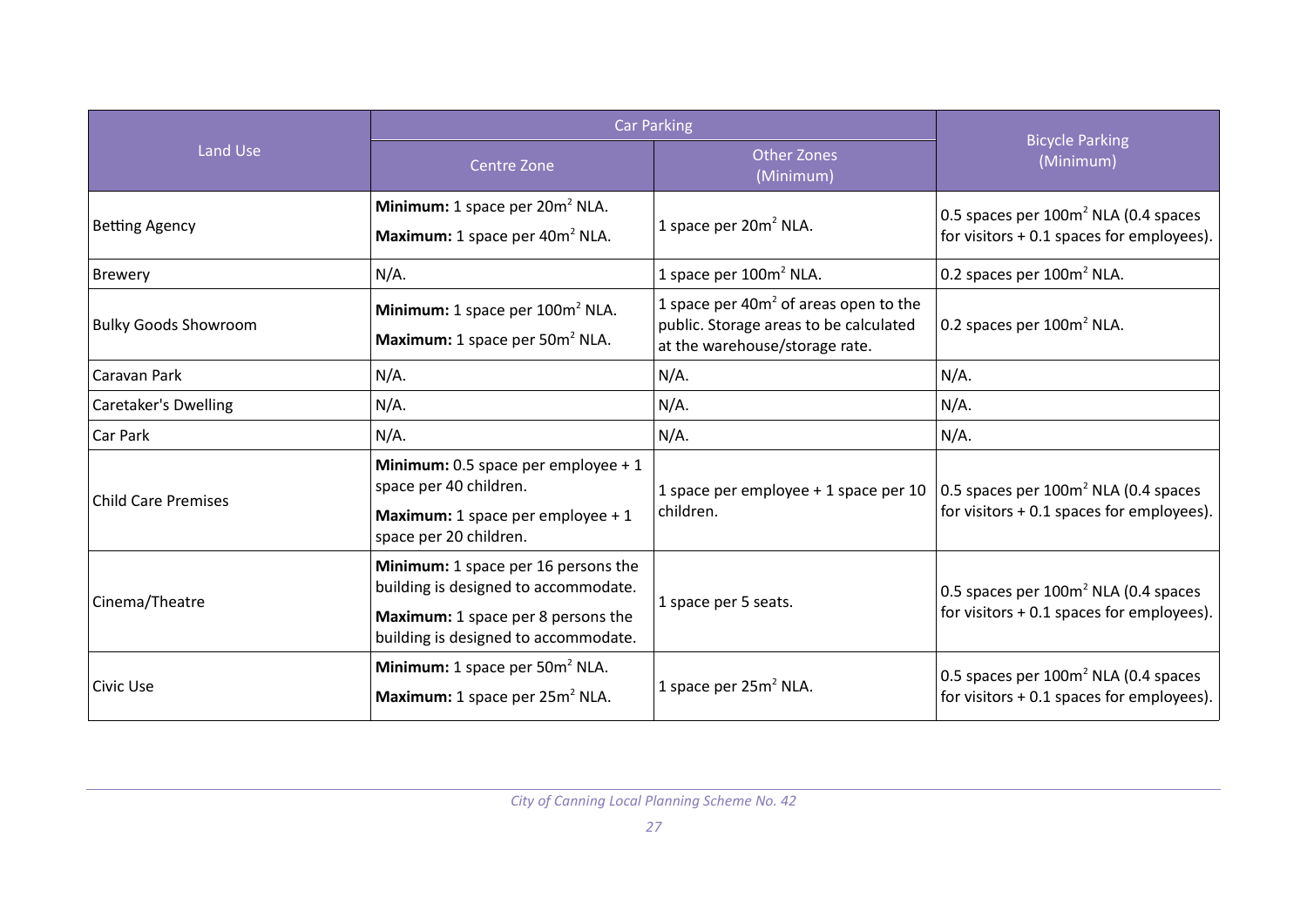| Land Use | Car Parking | | Bicycle Parking (Minimum) |
|---|---|---|---|
| | Centre Zone | Other Zones (Minimum) | |
| Betting Agency | **Minimum:** 1 space per 20m² NLA. **Maximum:** 1 space per 40m² NLA. | 1 space per 20m² NLA. | 0.5 spaces per 100m² NLA (0.4 spaces for visitors + 0.1 spaces for employees). |
| Brewery | N/A. | 1 space per 100m² NLA. | 0.2 spaces per 100m² NLA. |
| Bulky Goods Showroom | **Minimum:** 1 space per 100m² NLA. **Maximum:** 1 space per 50m² NLA. | 1 space per 40m² of areas open to the public. Storage areas to be calculated at the warehouse/storage rate. | 0.2 spaces per 100m² NLA. |
| Caravan Park | N/A. | N/A. | N/A. |
| Caretaker's Dwelling | N/A. | N/A. | N/A. |
| Car Park | N/A. | N/A. | N/A. |
| Child Care Premises | **Minimum:** 0.5 space per employee + 1 space per 40 children. **Maximum:** 1 space per employee + 1 space per 20 children. | 1 space per employee + 1 space per 10 children. | 0.5 spaces per 100m² NLA (0.4 spaces for visitors + 0.1 spaces for employees). |
| Cinema/Theatre | **Minimum:** 1 space per 16 persons the building is designed to accommodate. **Maximum:** 1 space per 8 persons the building is designed to accommodate. | 1 space per 5 seats. | 0.5 spaces per 100m² NLA (0.4 spaces for visitors + 0.1 spaces for employees). |
| Civic Use | **Minimum:** 1 space per 50m² NLA. **Maximum:** 1 space per 25m² NLA. | 1 space per 25m² NLA. | 0.5 spaces per 100m² NLA (0.4 spaces for visitors + 0.1 spaces for employees). |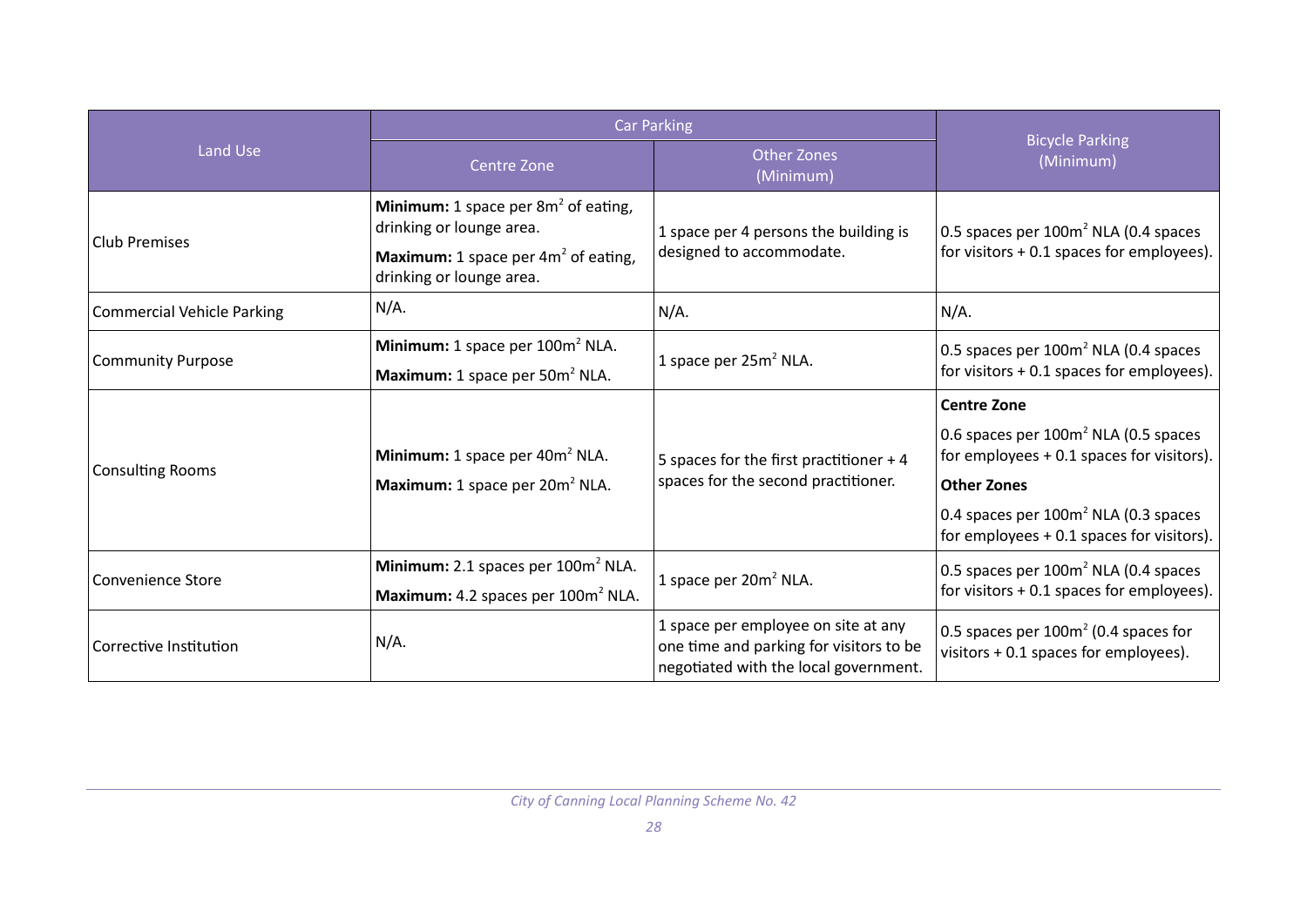| Land Use | Car Parking | | Bicycle Parking (Minimum) |
|---|---|---|---|
| | Centre Zone | Other Zones (Minimum) | |
| Club Premises | **Minimum:** 1 space per $8m^2$ of eating, drinking or lounge area. **Maximum:** 1 space per $4m^2$ of eating, drinking or lounge area. | 1 space per 4 persons the building is designed to accommodate. | 0.5 spaces per $100m^2$ NLA (0.4 spaces for visitors + 0.1 spaces for employees). |
| Commercial Vehicle Parking | N/A. | N/A. | N/A. |
| Community Purpose | **Minimum:** 1 space per $100m^2$ NLA. **Maximum:** 1 space per $50m^2$ NLA. | 1 space per $25m^2$ NLA. | 0.5 spaces per $100m^2$ NLA (0.4 spaces for visitors + 0.1 spaces for employees). |
| Consulting Rooms | **Minimum:** 1 space per $40m^2$ NLA. **Maximum:** 1 space per $20m^2$ NLA. | 5 spaces for the first practitioner + 4 spaces for the second practitioner. | **Centre Zone** 0.6 spaces per $100m^2$ NLA (0.5 spaces for employees + 0.1 spaces for visitors). **Other Zones** 0.4 spaces per $100m^2$ NLA (0.3 spaces for employees + 0.1 spaces for visitors). |
| Convenience Store | **Minimum:** 2.1 spaces per $100m^2$ NLA. **Maximum:** 4.2 spaces per $100m^2$ NLA. | 1 space per $20m^2$ NLA. | 0.5 spaces per $100m^2$ NLA (0.4 spaces for visitors + 0.1 spaces for employees). |
| Corrective Institution | N/A. | 1 space per employee on site at any one time and parking for visitors to be negotiated with the local government. | 0.5 spaces per $100m^2$ (0.4 spaces for visitors + 0.1 spaces for employees). |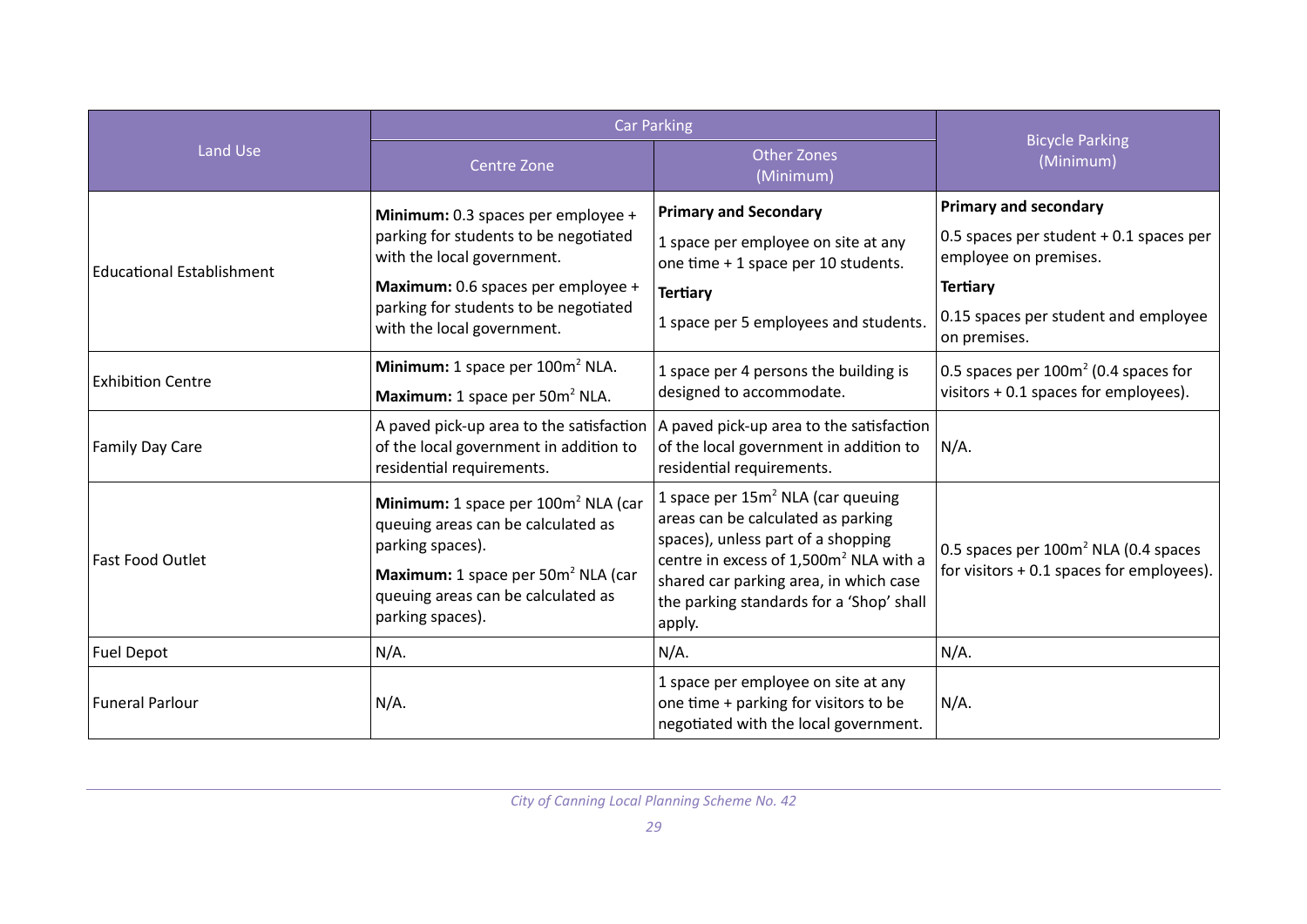| Land Use | Car Parking | | Bicycle Parking (Minimum) |
|---|---|---|---|
| | Centre Zone | Other Zones (Minimum) | |
| Educational Establishment | **Minimum:** 0.3 spaces per employee + parking for students to be negotiated with the local government. **Maximum:** 0.6 spaces per employee + parking for students to be negotiated with the local government. | **Primary and Secondary** 1 space per employee on site at any one time + 1 space per 10 students. **Tertiary** 1 space per 5 employees and students. | **Primary and secondary** 0.5 spaces per student + 0.1 spaces per employee on premises. **Tertiary** 0.15 spaces per student and employee on premises. |
| Exhibition Centre | **Minimum:** 1 space per 100m² NLA. **Maximum:** 1 space per 50m² NLA. | 1 space per 4 persons the building is designed to accommodate. | 0.5 spaces per 100m² (0.4 spaces for visitors + 0.1 spaces for employees). |
| Family Day Care | A paved pick-up area to the satisfaction of the local government in addition to residential requirements. | A paved pick-up area to the satisfaction of the local government in addition to residential requirements. | N/A. |
| Fast Food Outlet | **Minimum:** 1 space per 100m² NLA (car queuing areas can be calculated as parking spaces). **Maximum:** 1 space per 50m² NLA (car queuing areas can be calculated as parking spaces). | 1 space per 15m² NLA (car queuing areas can be calculated as parking spaces), unless part of a shopping centre in excess of 1,500m² NLA with a shared car parking area, in which case the parking standards for a 'Shop' shall apply. | 0.5 spaces per 100m² NLA (0.4 spaces for visitors + 0.1 spaces for employees). |
| Fuel Depot | N/A. | N/A. | N/A. |
| Funeral Parlour | N/A. | 1 space per employee on site at any one time + parking for visitors to be negotiated with the local government. | N/A. |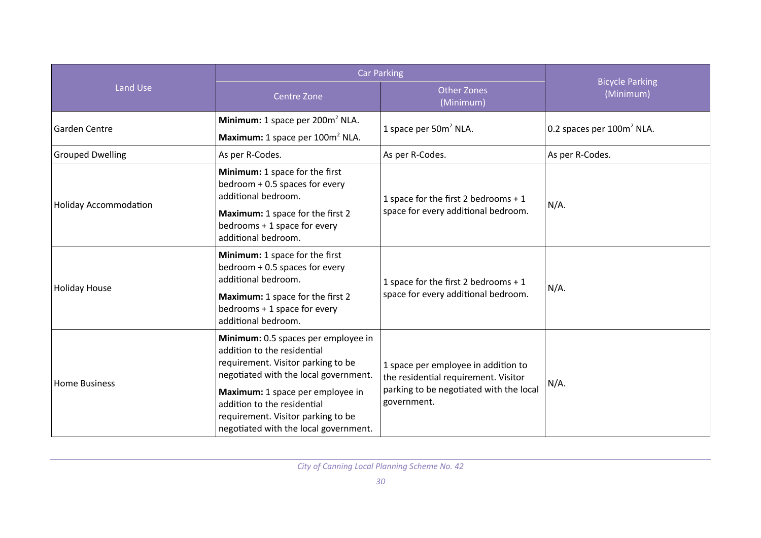| Land Use | Car Parking | | Bicycle Parking (Minimum) |
|---|---|---|---|
| | Centre Zone | Other Zones (Minimum) | |
| Garden Centre | **Minimum:** 1 space per 200m$^2$ NLA. **Maximum:** 1 space per 100m$^2$ NLA. | 1 space per 50m$^2$ NLA. | 0.2 spaces per 100m$^2$ NLA. |
| Grouped Dwelling | As per R-Codes. | As per R-Codes. | As per R-Codes. |
| Holiday Accommodation | **Minimum:** 1 space for the first bedroom + 0.5 spaces for every additional bedroom. **Maximum:** 1 space for the first 2 bedrooms + 1 space for every additional bedroom. | 1 space for the first 2 bedrooms + 1 space for every additional bedroom. | N/A. |
| Holiday House | **Minimum:** 1 space for the first bedroom + 0.5 spaces for every additional bedroom. **Maximum:** 1 space for the first 2 bedrooms + 1 space for every additional bedroom. | 1 space for the first 2 bedrooms + 1 space for every additional bedroom. | N/A. |
| Home Business | **Minimum:** 0.5 spaces per employee in addition to the residential requirement. Visitor parking to be negotiated with the local government. **Maximum:** 1 space per employee in addition to the residential requirement. Visitor parking to be negotiated with the local government. | 1 space per employee in addition to the residential requirement. Visitor parking to be negotiated with the local government. | N/A. |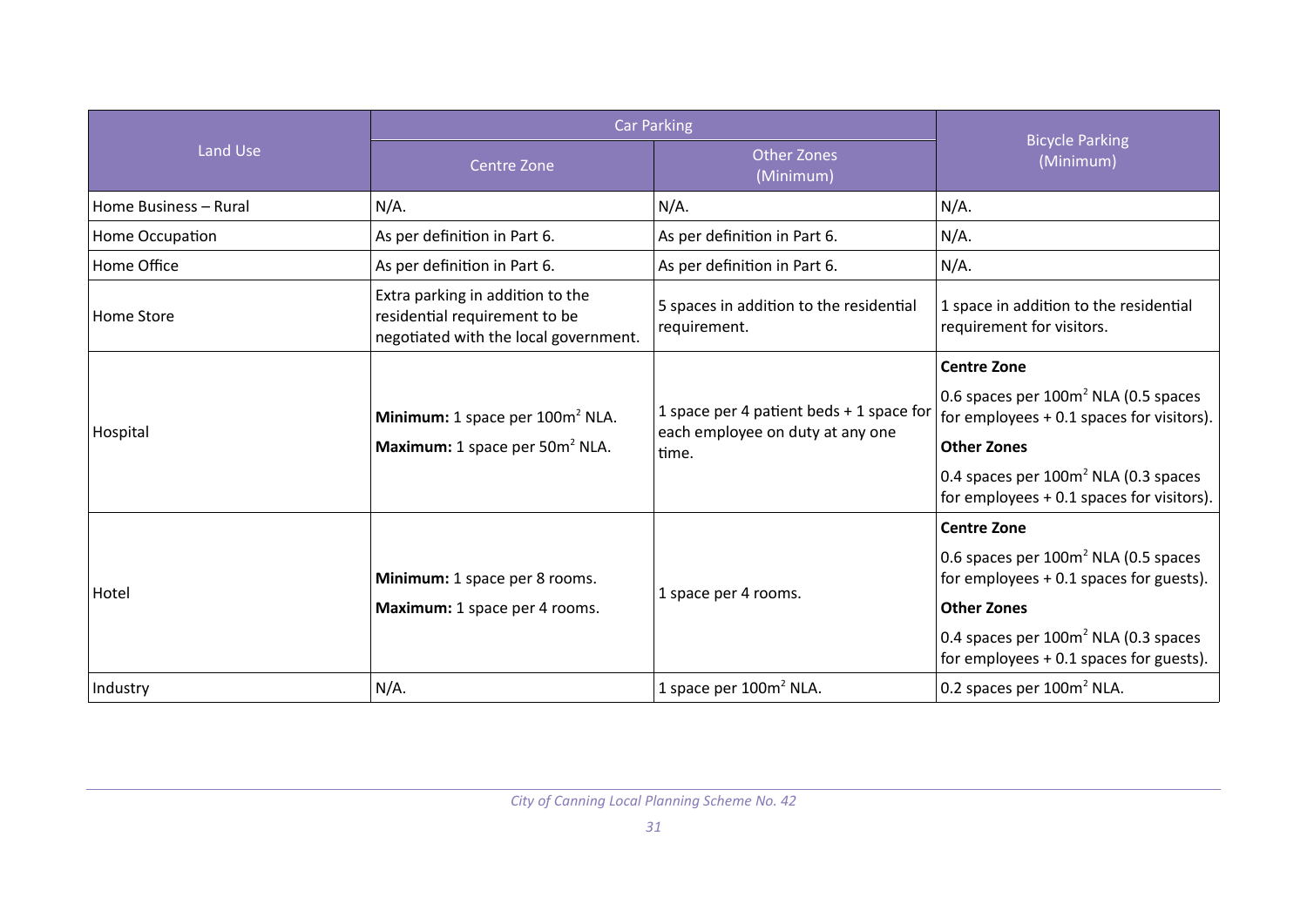| Land Use | Car Parking | | Bicycle Parking (Minimum) |
|---|---|---|---|
| | Centre Zone | Other Zones (Minimum) | |
| Home Business – Rural | N/A. | N/A. | N/A. |
| Home Occupation | As per definition in Part 6. | As per definition in Part 6. | N/A. |
| Home Office | As per definition in Part 6. | As per definition in Part 6. | N/A. |
| Home Store | Extra parking in addition to the residential requirement to be negotiated with the local government. | 5 spaces in addition to the residential requirement. | 1 space in addition to the residential requirement for visitors. |
| Hospital | **Minimum:** 1 space per $100m^2$ NLA. **Maximum:** 1 space per $50m^2$ NLA. | 1 space per 4 patient beds + 1 space for each employee on duty at any one time. | **Centre Zone** 0.6 spaces per $100m^2$ NLA (0.5 spaces for employees + 0.1 spaces for visitors). **Other Zones** 0.4 spaces per $100m^2$ NLA (0.3 spaces for employees + 0.1 spaces for visitors). |
| Hotel | **Minimum:** 1 space per 8 rooms. **Maximum:** 1 space per 4 rooms. | 1 space per 4 rooms. | **Centre Zone** 0.6 spaces per $100m^2$ NLA (0.5 spaces for employees + 0.1 spaces for guests). **Other Zones** 0.4 spaces per $100m^2$ NLA (0.3 spaces for employees + 0.1 spaces for guests). |
| Industry | N/A. | 1 space per $100m^2$ NLA. | 0.2 spaces per $100m^2$ NLA. |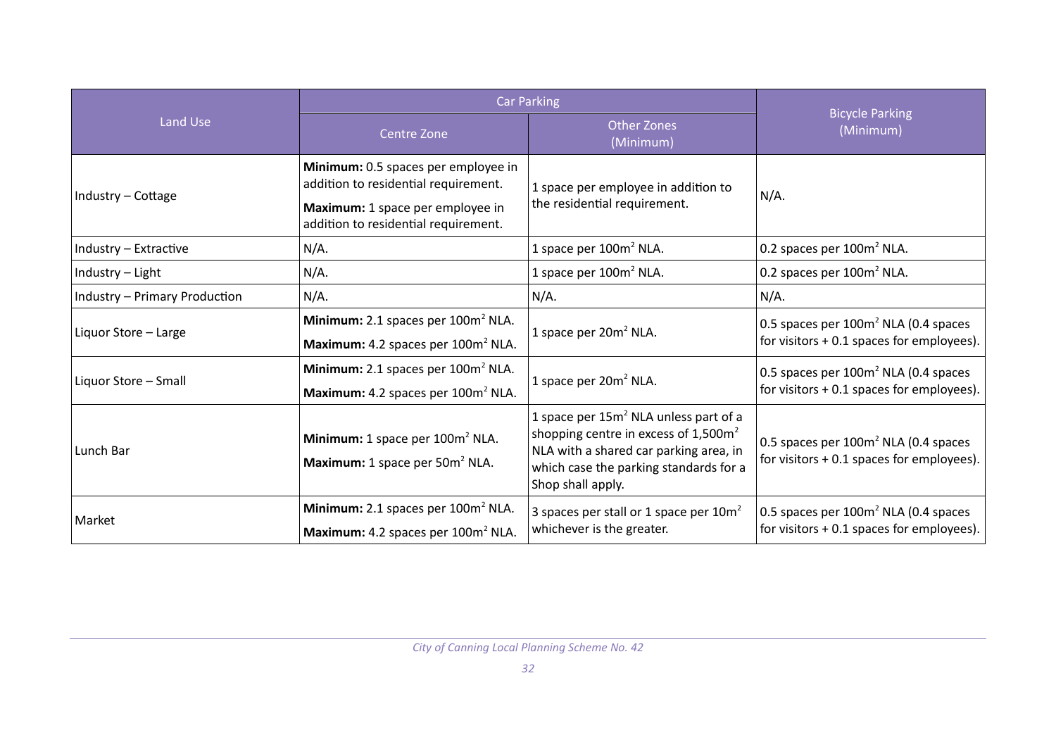| Land Use | Car Parking | | Bicycle Parking (Minimum) |
|---|---|---|---|
| | Centre Zone | Other Zones (Minimum) | |
| Industry – Cottage | **Minimum:** 0.5 spaces per employee in addition to residential requirement. **Maximum:** 1 space per employee in addition to residential requirement. | 1 space per employee in addition to the residential requirement. | N/A. |
| Industry – Extractive | N/A. | 1 space per $100m^2$ NLA. | 0.2 spaces per $100m^2$ NLA. |
| Industry – Light | N/A. | 1 space per $100m^2$ NLA. | 0.2 spaces per $100m^2$ NLA. |
| Industry – Primary Production | N/A. | N/A. | N/A. |
| Liquor Store – Large | **Minimum:** 2.1 spaces per $100m^2$ NLA. **Maximum:** 4.2 spaces per $100m^2$ NLA. | 1 space per $20m^2$ NLA. | 0.5 spaces per $100m^2$ NLA (0.4 spaces for visitors + 0.1 spaces for employees). |
| Liquor Store – Small | **Minimum:** 2.1 spaces per $100m^2$ NLA. **Maximum:** 4.2 spaces per $100m^2$ NLA. | 1 space per $20m^2$ NLA. | 0.5 spaces per $100m^2$ NLA (0.4 spaces for visitors + 0.1 spaces for employees). |
| Lunch Bar | **Minimum:** 1 space per $100m^2$ NLA. **Maximum:** 1 space per $50m^2$ NLA. | 1 space per $15m^2$ NLA unless part of a shopping centre in excess of $1{,}500m^2$ NLA with a shared car parking area, in which case the parking standards for a Shop shall apply. | 0.5 spaces per $100m^2$ NLA (0.4 spaces for visitors + 0.1 spaces for employees). |
| Market | **Minimum:** 2.1 spaces per $100m^2$ NLA. **Maximum:** 4.2 spaces per $100m^2$ NLA. | 3 spaces per stall or 1 space per $10m^2$ whichever is the greater. | 0.5 spaces per $100m^2$ NLA (0.4 spaces for visitors + 0.1 spaces for employees). |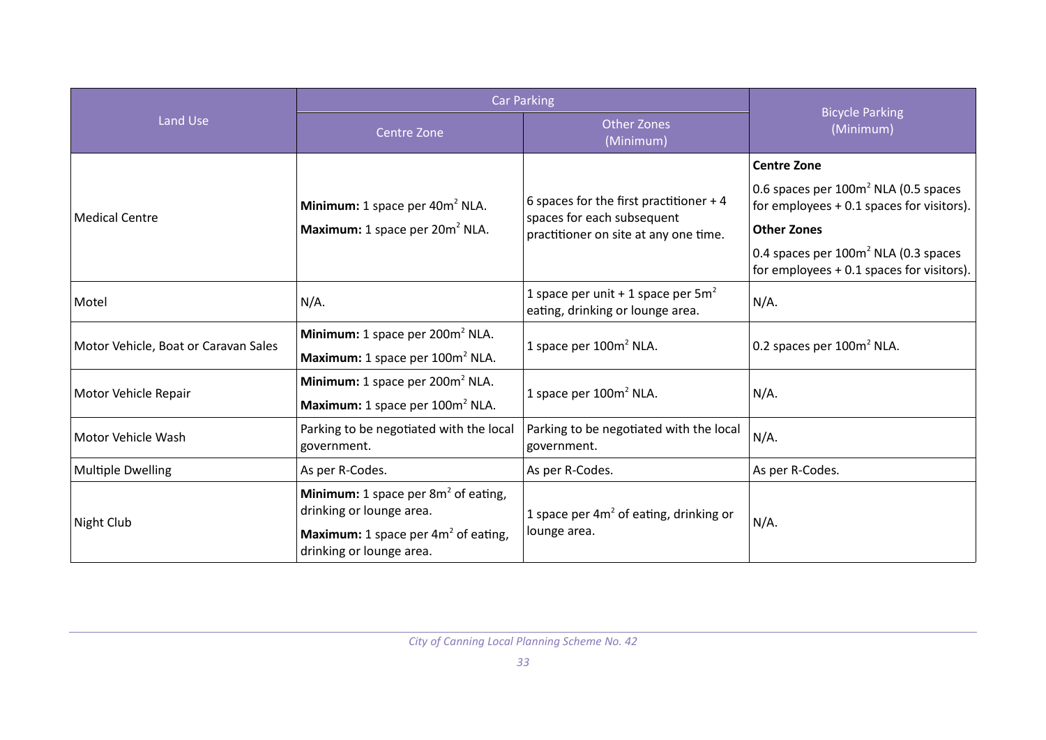| Land Use | Car Parking | | Bicycle Parking (Minimum) |
|---|---|---|---|
| | Centre Zone | Other Zones (Minimum) | |
| Medical Centre | **Minimum:** 1 space per 40m$^2$ NLA.<br>**Maximum:** 1 space per 20m$^2$ NLA. | 6 spaces for the first practitioner + 4 spaces for each subsequent practitioner on site at any one time. | **Centre Zone**<br>0.6 spaces per 100m$^2$ NLA (0.5 spaces for employees + 0.1 spaces for visitors).<br>**Other Zones**<br>0.4 spaces per 100m$^2$ NLA (0.3 spaces for employees + 0.1 spaces for visitors). |
| Motel | N/A. | 1 space per unit + 1 space per 5m$^2$ eating, drinking or lounge area. | N/A. |
| Motor Vehicle, Boat or Caravan Sales | **Minimum:** 1 space per 200m$^2$ NLA.<br>**Maximum:** 1 space per 100m$^2$ NLA. | 1 space per 100m$^2$ NLA. | 0.2 spaces per 100m$^2$ NLA. |
| Motor Vehicle Repair | **Minimum:** 1 space per 200m$^2$ NLA.<br>**Maximum:** 1 space per 100m$^2$ NLA. | 1 space per 100m$^2$ NLA. | N/A. |
| Motor Vehicle Wash | Parking to be negotiated with the local government. | Parking to be negotiated with the local government. | N/A. |
| Multiple Dwelling | As per R-Codes. | As per R-Codes. | As per R-Codes. |
| Night Club | **Minimum:** 1 space per 8m$^2$ of eating, drinking or lounge area.<br>**Maximum:** 1 space per 4m$^2$ of eating, drinking or lounge area. | 1 space per 4m$^2$ of eating, drinking or lounge area. | N/A. |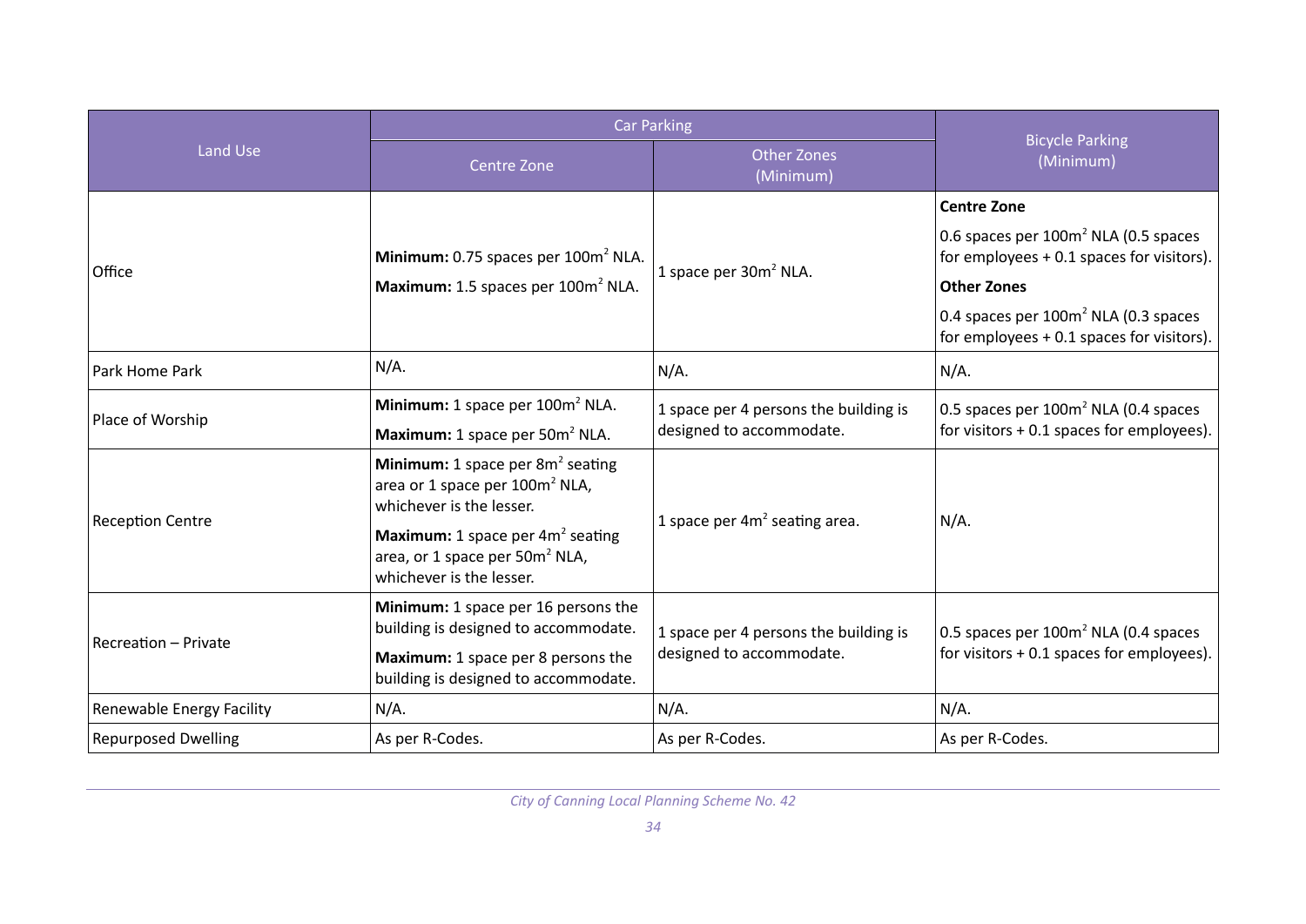| Land Use | Car Parking | | Bicycle Parking (Minimum) |
|---|---|---|---|
| | Centre Zone | Other Zones (Minimum) | |
| Office | **Minimum:** 0.75 spaces per 100m$^2$ NLA. **Maximum:** 1.5 spaces per 100m$^2$ NLA. | 1 space per 30m$^2$ NLA. | **Centre Zone** 0.6 spaces per 100m$^2$ NLA (0.5 spaces for employees + 0.1 spaces for visitors). **Other Zones** 0.4 spaces per 100m$^2$ NLA (0.3 spaces for employees + 0.1 spaces for visitors). |
| Park Home Park | N/A. | N/A. | N/A. |
| Place of Worship | **Minimum:** 1 space per 100m$^2$ NLA. **Maximum:** 1 space per 50m$^2$ NLA. | 1 space per 4 persons the building is designed to accommodate. | 0.5 spaces per 100m$^2$ NLA (0.4 spaces for visitors + 0.1 spaces for employees). |
| Reception Centre | **Minimum:** 1 space per 8m$^2$ seating area or 1 space per 100m$^2$ NLA, whichever is the lesser. **Maximum:** 1 space per 4m$^2$ seating area, or 1 space per 50m$^2$ NLA, whichever is the lesser. | 1 space per 4m$^2$ seating area. | N/A. |
| Recreation – Private | **Minimum:** 1 space per 16 persons the building is designed to accommodate. **Maximum:** 1 space per 8 persons the building is designed to accommodate. | 1 space per 4 persons the building is designed to accommodate. | 0.5 spaces per 100m$^2$ NLA (0.4 spaces for visitors + 0.1 spaces for employees). |
| Renewable Energy Facility | N/A. | N/A. | N/A. |
| Repurposed Dwelling | As per R-Codes. | As per R-Codes. | As per R-Codes. |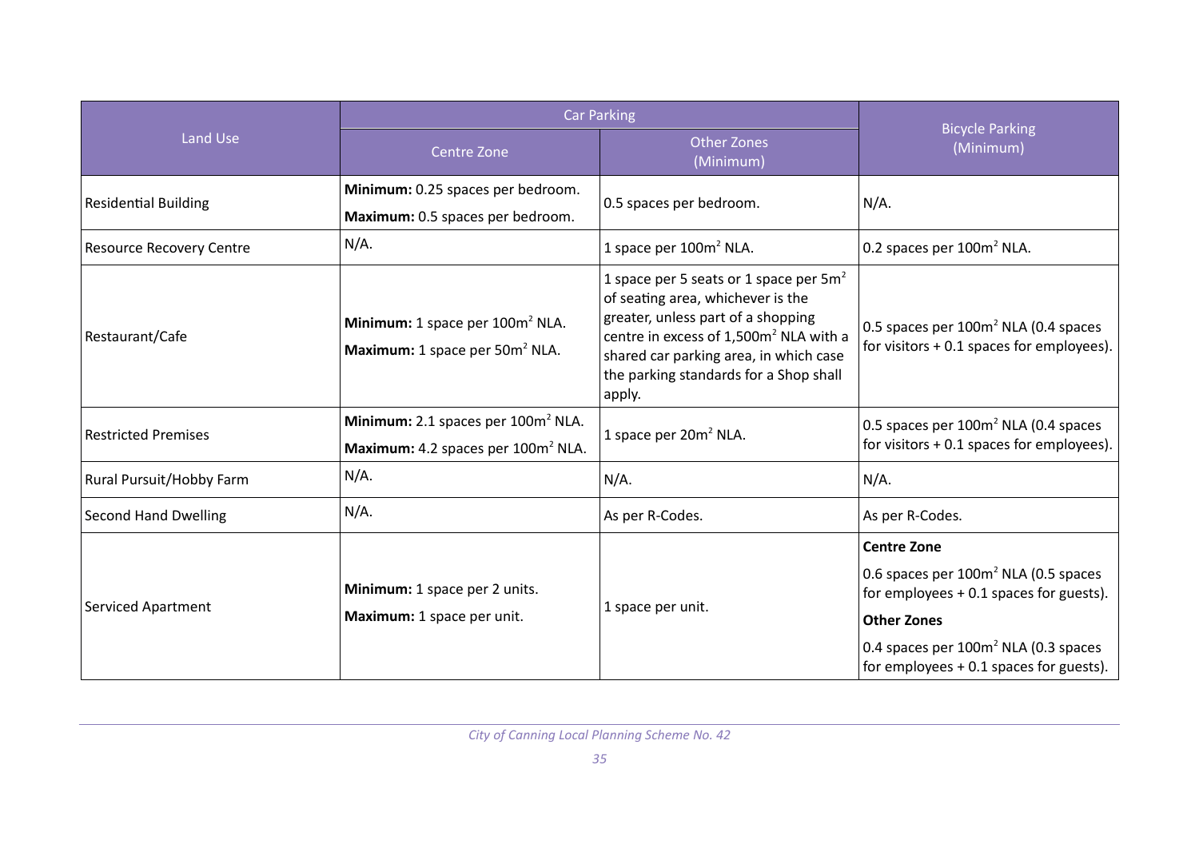| Land Use | Car Parking | | Bicycle Parking (Minimum) |
|---|---|---|---|
| | Centre Zone | Other Zones (Minimum) | |
| Residential Building | **Minimum:** 0.25 spaces per bedroom. **Maximum:** 0.5 spaces per bedroom. | 0.5 spaces per bedroom. | N/A. |
| Resource Recovery Centre | N/A. | 1 space per $100m^2$ NLA. | 0.2 spaces per $100m^2$ NLA. |
| Restaurant/Cafe | **Minimum:** 1 space per $100m^2$ NLA. **Maximum:** 1 space per $50m^2$ NLA. | 1 space per 5 seats or 1 space per $5m^2$ of seating area, whichever is the greater, unless part of a shopping centre in excess of $1,500m^2$ NLA with a shared car parking area, in which case the parking standards for a Shop shall apply. | 0.5 spaces per $100m^2$ NLA (0.4 spaces for visitors + 0.1 spaces for employees). |
| Restricted Premises | **Minimum:** 2.1 spaces per $100m^2$ NLA. **Maximum:** 4.2 spaces per $100m^2$ NLA. | 1 space per $20m^2$ NLA. | 0.5 spaces per $100m^2$ NLA (0.4 spaces for visitors + 0.1 spaces for employees). |
| Rural Pursuit/Hobby Farm | N/A. | N/A. | N/A. |
| Second Hand Dwelling | N/A. | As per R-Codes. | As per R-Codes. |
| Serviced Apartment | **Minimum:** 1 space per 2 units. **Maximum:** 1 space per unit. | 1 space per unit. | **Centre Zone** 0.6 spaces per $100m^2$ NLA (0.5 spaces for employees + 0.1 spaces for guests). **Other Zones** 0.4 spaces per $100m^2$ NLA (0.3 spaces for employees + 0.1 spaces for guests). |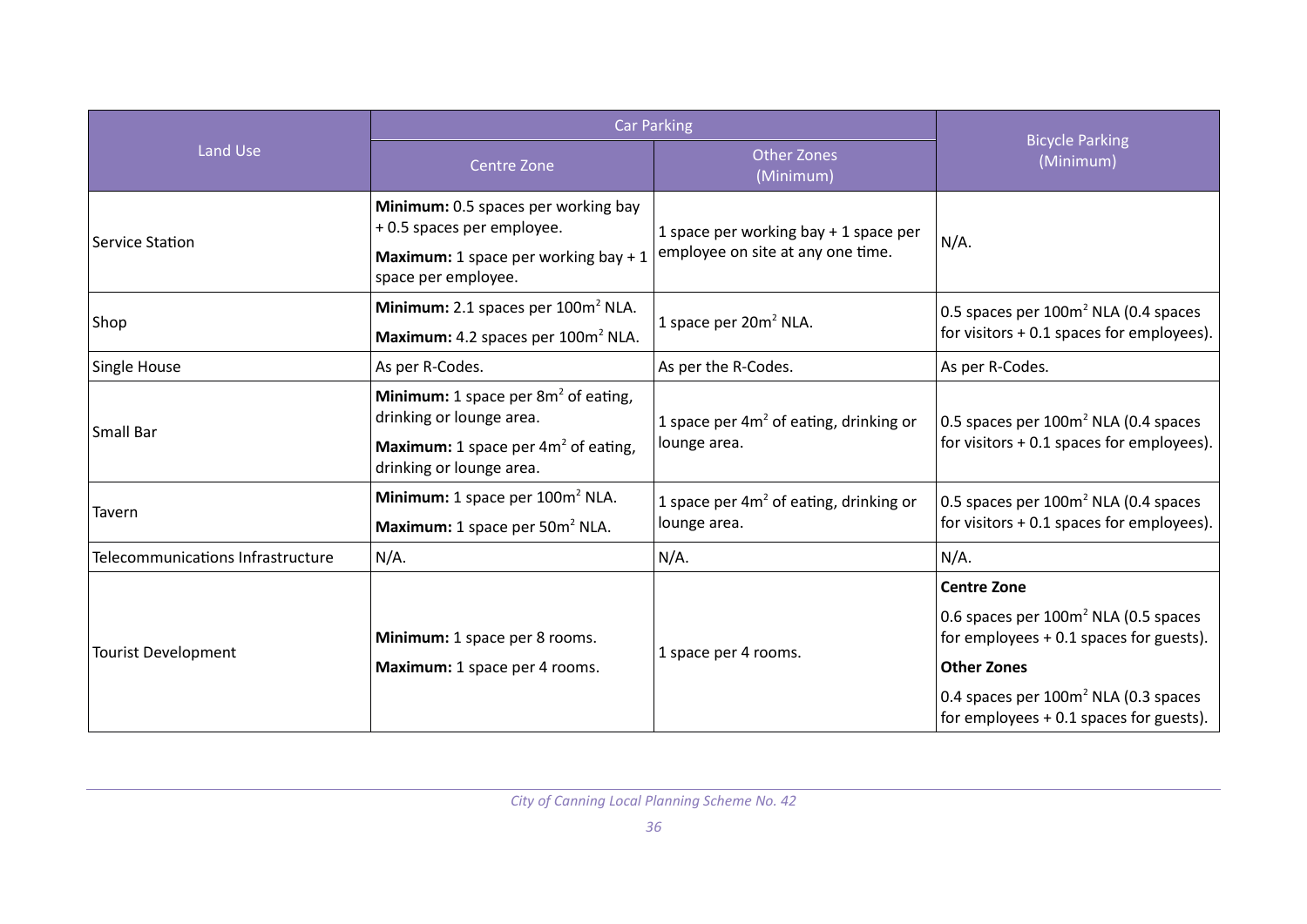| Land Use | Car Parking | | Bicycle Parking (Minimum) |
|---|---|---|---|
| | Centre Zone | Other Zones (Minimum) | |
| Service Station | **Minimum:** 0.5 spaces per working bay + 0.5 spaces per employee.<br>**Maximum:** 1 space per working bay + 1 space per employee. | 1 space per working bay + 1 space per employee on site at any one time. | N/A. |
| Shop | **Minimum:** 2.1 spaces per 100m² NLA.<br>**Maximum:** 4.2 spaces per 100m² NLA. | 1 space per 20m² NLA. | 0.5 spaces per 100m² NLA (0.4 spaces for visitors + 0.1 spaces for employees). |
| Single House | As per R-Codes. | As per the R-Codes. | As per R-Codes. |
| Small Bar | **Minimum:** 1 space per 8m² of eating, drinking or lounge area.<br>**Maximum:** 1 space per 4m² of eating, drinking or lounge area. | 1 space per 4m² of eating, drinking or lounge area. | 0.5 spaces per 100m² NLA (0.4 spaces for visitors + 0.1 spaces for employees). |
| Tavern | **Minimum:** 1 space per 100m² NLA.<br>**Maximum:** 1 space per 50m² NLA. | 1 space per 4m² of eating, drinking or lounge area. | 0.5 spaces per 100m² NLA (0.4 spaces for visitors + 0.1 spaces for employees). |
| Telecommunications Infrastructure | N/A. | N/A. | N/A. |
| Tourist Development | **Minimum:** 1 space per 8 rooms.<br>**Maximum:** 1 space per 4 rooms. | 1 space per 4 rooms. | **Centre Zone**<br>0.6 spaces per 100m² NLA (0.5 spaces for employees + 0.1 spaces for guests).<br>**Other Zones**<br>0.4 spaces per 100m² NLA (0.3 spaces for employees + 0.1 spaces for guests). |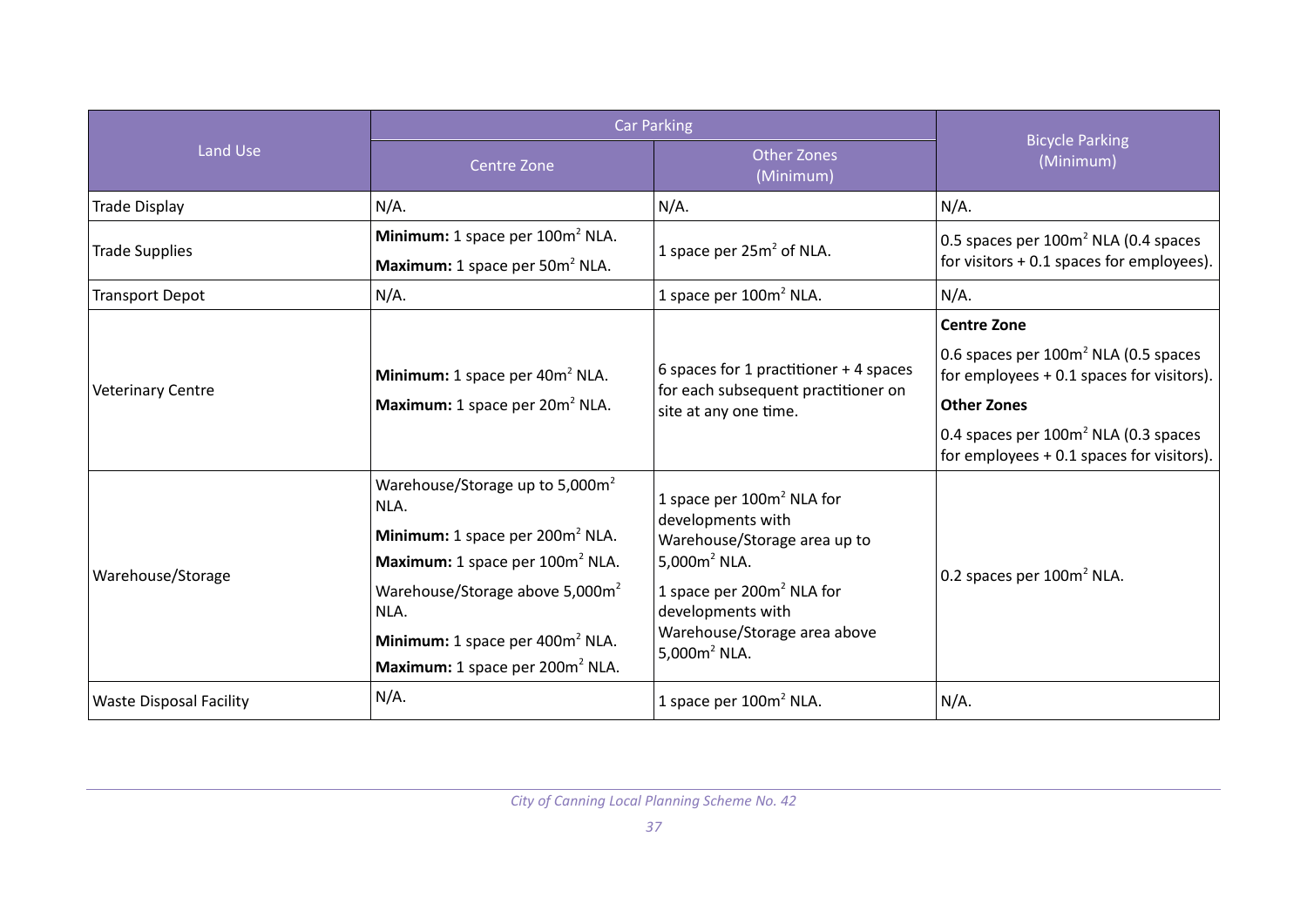| Land Use | Car Parking | | Bicycle Parking (Minimum) |
|---|---|---|---|
| | Centre Zone | Other Zones (Minimum) | |
| Trade Display | N/A. | N/A. | N/A. |
| Trade Supplies | **Minimum:** 1 space per 100m$^2$ NLA. **Maximum:** 1 space per 50m$^2$ NLA. | 1 space per 25m$^2$ of NLA. | 0.5 spaces per 100m$^2$ NLA (0.4 spaces for visitors + 0.1 spaces for employees). |
| Transport Depot | N/A. | 1 space per 100m$^2$ NLA. | N/A. |
| Veterinary Centre | **Minimum:** 1 space per 40m$^2$ NLA. **Maximum:** 1 space per 20m$^2$ NLA. | 6 spaces for 1 practitioner + 4 spaces for each subsequent practitioner on site at any one time. | **Centre Zone** 0.6 spaces per 100m$^2$ NLA (0.5 spaces for employees + 0.1 spaces for visitors). **Other Zones** 0.4 spaces per 100m$^2$ NLA (0.3 spaces for employees + 0.1 spaces for visitors). |
| Warehouse/Storage | Warehouse/Storage up to 5,000m$^2$ NLA. **Minimum:** 1 space per 200m$^2$ NLA. **Maximum:** 1 space per 100m$^2$ NLA. Warehouse/Storage above 5,000m$^2$ NLA. **Minimum:** 1 space per 400m$^2$ NLA. **Maximum:** 1 space per 200m$^2$ NLA. | 1 space per 100m$^2$ NLA for developments with Warehouse/Storage area up to 5,000m$^2$ NLA. 1 space per 200m$^2$ NLA for developments with Warehouse/Storage area above 5,000m$^2$ NLA. | 0.2 spaces per 100m$^2$ NLA. |
| Waste Disposal Facility | N/A. | 1 space per 100m$^2$ NLA. | N/A. |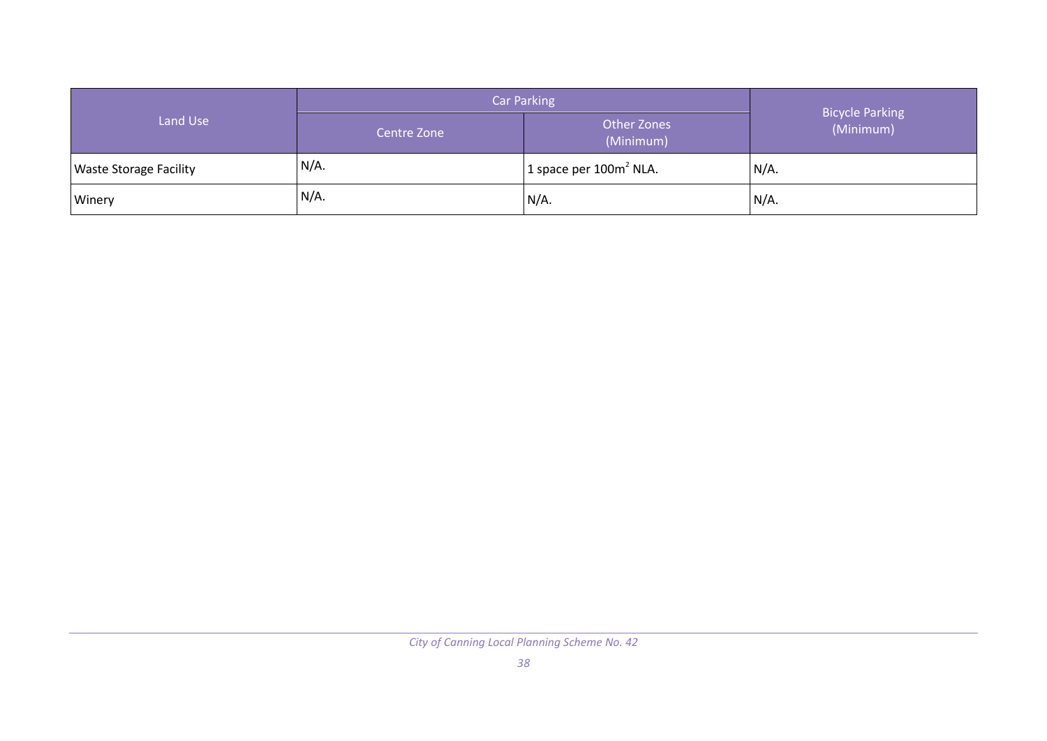| Land Use | Car Parking | | Bicycle Parking (Minimum) |
|---|---|---|---|
| | Centre Zone | Other Zones (Minimum) | |
| Waste Storage Facility | N/A. | 1 space per $100m^2$ NLA. | N/A. |
| Winery | N/A. | N/A. | N/A. |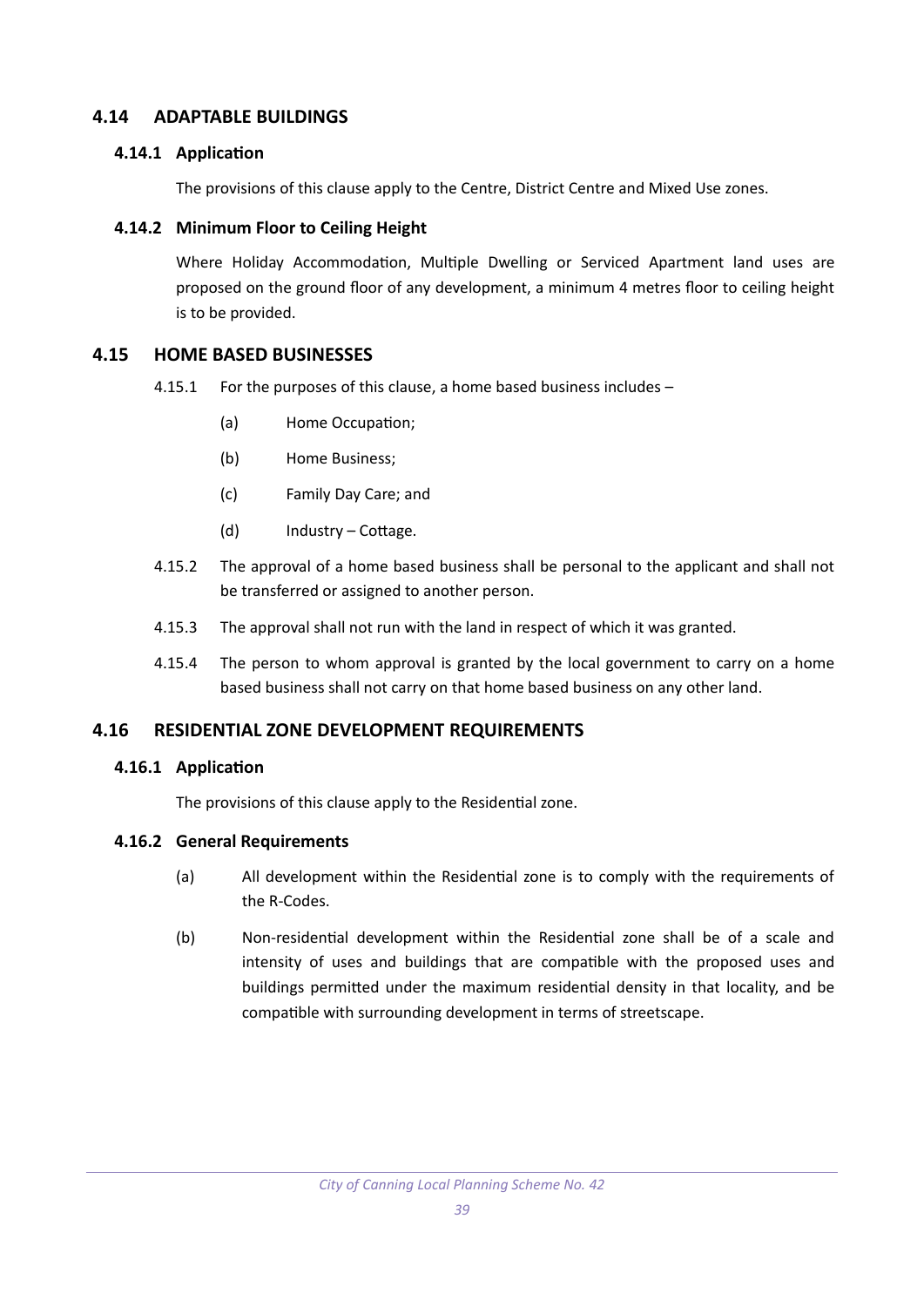## 4.14 ADAPTABLE BUILDINGS

### 4.14.1 Application

The provisions of this clause apply to the Centre, District Centre and Mixed Use zones.

### 4.14.2 Minimum Floor to Ceiling Height

Where Holiday Accommodation, Multiple Dwelling or Serviced Apartment land uses are proposed on the ground floor of any development, a minimum 4 metres floor to ceiling height is to be provided.

## 4.15 HOME BASED BUSINESSES

4.15.1 For the purposes of this clause, a home based business includes –

(a) Home Occupation;

(b) Home Business;

(c) Family Day Care; and

(d) Industry – Cottage.

4.15.2 The approval of a home based business shall be personal to the applicant and shall not be transferred or assigned to another person.

4.15.3 The approval shall not run with the land in respect of which it was granted.

4.15.4 The person to whom approval is granted by the local government to carry on a home based business shall not carry on that home based business on any other land.

## 4.16 RESIDENTIAL ZONE DEVELOPMENT REQUIREMENTS

### 4.16.1 Application

The provisions of this clause apply to the Residential zone.

### 4.16.2 General Requirements

(a) All development within the Residential zone is to comply with the requirements of the R-Codes.

(b) Non-residential development within the Residential zone shall be of a scale and intensity of uses and buildings that are compatible with the proposed uses and buildings permitted under the maximum residential density in that locality, and be compatible with surrounding development in terms of streetscape.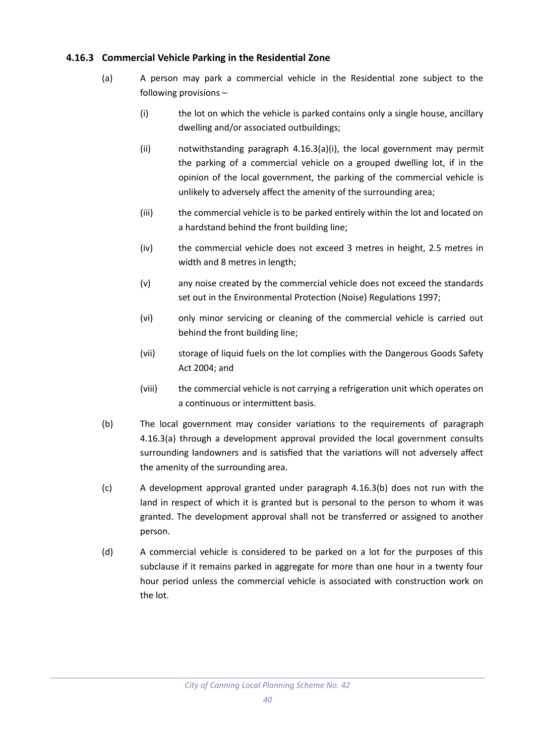### 4.16.3 Commercial Vehicle Parking in the Residential Zone

(a) A person may park a commercial vehicle in the Residential zone subject to the following provisions –

(i) the lot on which the vehicle is parked contains only a single house, ancillary dwelling and/or associated outbuildings;

(ii) notwithstanding paragraph 4.16.3(a)(i), the local government may permit the parking of a commercial vehicle on a grouped dwelling lot, if in the opinion of the local government, the parking of the commercial vehicle is unlikely to adversely affect the amenity of the surrounding area;

(iii) the commercial vehicle is to be parked entirely within the lot and located on a hardstand behind the front building line;

(iv) the commercial vehicle does not exceed 3 metres in height, 2.5 metres in width and 8 metres in length;

(v) any noise created by the commercial vehicle does not exceed the standards set out in the Environmental Protection (Noise) Regulations 1997;

(vi) only minor servicing or cleaning of the commercial vehicle is carried out behind the front building line;

(vii) storage of liquid fuels on the lot complies with the Dangerous Goods Safety Act 2004; and

(viii) the commercial vehicle is not carrying a refrigeration unit which operates on a continuous or intermittent basis.

(b) The local government may consider variations to the requirements of paragraph 4.16.3(a) through a development approval provided the local government consults surrounding landowners and is satisfied that the variations will not adversely affect the amenity of the surrounding area.

(c) A development approval granted under paragraph 4.16.3(b) does not run with the land in respect of which it is granted but is personal to the person to whom it was granted. The development approval shall not be transferred or assigned to another person.

(d) A commercial vehicle is considered to be parked on a lot for the purposes of this subclause if it remains parked in aggregate for more than one hour in a twenty four hour period unless the commercial vehicle is associated with construction work on the lot.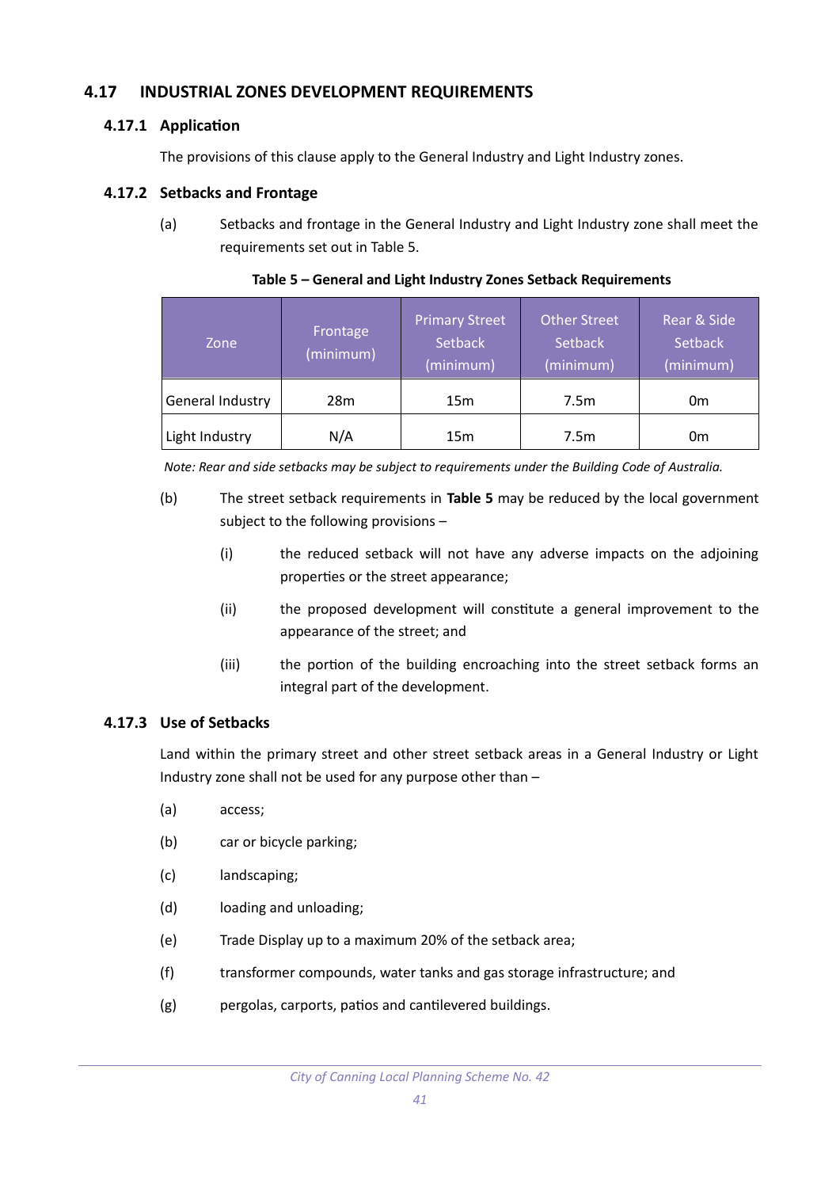## 4.17 INDUSTRIAL ZONES DEVELOPMENT REQUIREMENTS

### 4.17.1 Application

The provisions of this clause apply to the General Industry and Light Industry zones.

### 4.17.2 Setbacks and Frontage

(a) Setbacks and frontage in the General Industry and Light Industry zone shall meet the requirements set out in Table 5.

**Table 5 – General and Light Industry Zones Setback Requirements**

| Zone | Frontage (minimum) | Primary Street Setback (minimum) | Other Street Setback (minimum) | Rear & Side Setback (minimum) |
|---|---|---|---|---|
| General Industry | 28m | 15m | 7.5m | 0m |
| Light Industry | N/A | 15m | 7.5m | 0m |

*Note: Rear and side setbacks may be subject to requirements under the Building Code of Australia.*

(b) The street setback requirements in **Table 5** may be reduced by the local government subject to the following provisions –

(i) the reduced setback will not have any adverse impacts on the adjoining properties or the street appearance;

(ii) the proposed development will constitute a general improvement to the appearance of the street; and

(iii) the portion of the building encroaching into the street setback forms an integral part of the development.

### 4.17.3 Use of Setbacks

Land within the primary street and other street setback areas in a General Industry or Light Industry zone shall not be used for any purpose other than –

(a) access;

(b) car or bicycle parking;

(c) landscaping;

(d) loading and unloading;

(e) Trade Display up to a maximum 20% of the setback area;

(f) transformer compounds, water tanks and gas storage infrastructure; and

(g) pergolas, carports, patios and cantilevered buildings.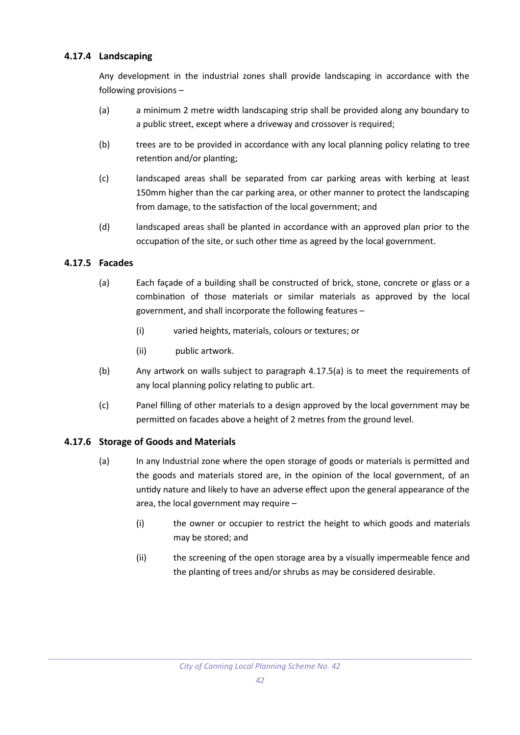### 4.17.4 Landscaping

Any development in the industrial zones shall provide landscaping in accordance with the following provisions –

(a) a minimum 2 metre width landscaping strip shall be provided along any boundary to a public street, except where a driveway and crossover is required;

(b) trees are to be provided in accordance with any local planning policy relating to tree retention and/or planting;

(c) landscaped areas shall be separated from car parking areas with kerbing at least 150mm higher than the car parking area, or other manner to protect the landscaping from damage, to the satisfaction of the local government; and

(d) landscaped areas shall be planted in accordance with an approved plan prior to the occupation of the site, or such other time as agreed by the local government.

### 4.17.5 Facades

(a) Each façade of a building shall be constructed of brick, stone, concrete or glass or a combination of those materials or similar materials as approved by the local government, and shall incorporate the following features –

  (i) varied heights, materials, colours or textures; or

  (ii) public artwork.

(b) Any artwork on walls subject to paragraph 4.17.5(a) is to meet the requirements of any local planning policy relating to public art.

(c) Panel filling of other materials to a design approved by the local government may be permitted on facades above a height of 2 metres from the ground level.

### 4.17.6 Storage of Goods and Materials

(a) In any Industrial zone where the open storage of goods or materials is permitted and the goods and materials stored are, in the opinion of the local government, of an untidy nature and likely to have an adverse effect upon the general appearance of the area, the local government may require –

  (i) the owner or occupier to restrict the height to which goods and materials may be stored; and

  (ii) the screening of the open storage area by a visually impermeable fence and the planting of trees and/or shrubs as may be considered desirable.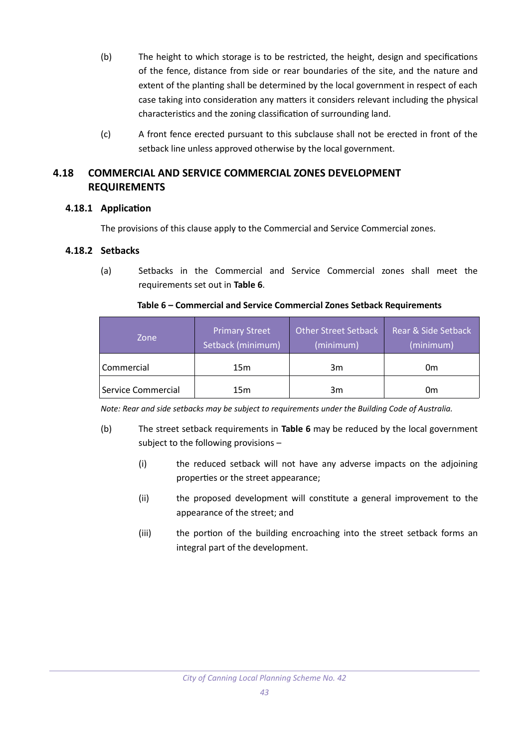(b) The height to which storage is to be restricted, the height, design and specifications of the fence, distance from side or rear boundaries of the site, and the nature and extent of the planting shall be determined by the local government in respect of each case taking into consideration any matters it considers relevant including the physical characteristics and the zoning classification of surrounding land.

(c) A front fence erected pursuant to this subclause shall not be erected in front of the setback line unless approved otherwise by the local government.

## 4.18 COMMERCIAL AND SERVICE COMMERCIAL ZONES DEVELOPMENT REQUIREMENTS

### 4.18.1 Application

The provisions of this clause apply to the Commercial and Service Commercial zones.

### 4.18.2 Setbacks

(a) Setbacks in the Commercial and Service Commercial zones shall meet the requirements set out in **Table 6**.

**Table 6 – Commercial and Service Commercial Zones Setback Requirements**

| Zone | Primary Street Setback (minimum) | Other Street Setback (minimum) | Rear & Side Setback (minimum) |
|---|---|---|---|
| Commercial | 15m | 3m | 0m |
| Service Commercial | 15m | 3m | 0m |

*Note: Rear and side setbacks may be subject to requirements under the Building Code of Australia.*

(b) The street setback requirements in **Table 6** may be reduced by the local government subject to the following provisions –

(i) the reduced setback will not have any adverse impacts on the adjoining properties or the street appearance;

(ii) the proposed development will constitute a general improvement to the appearance of the street; and

(iii) the portion of the building encroaching into the street setback forms an integral part of the development.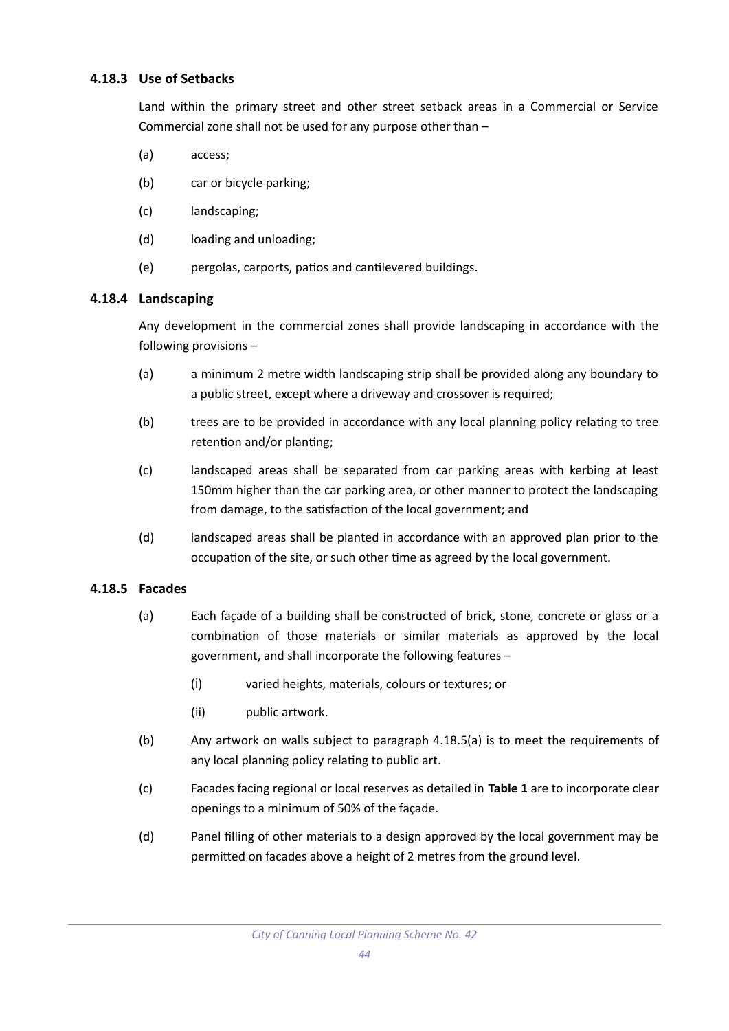### 4.18.3 Use of Setbacks

Land within the primary street and other street setback areas in a Commercial or Service Commercial zone shall not be used for any purpose other than –

(a) access;

(b) car or bicycle parking;

(c) landscaping;

(d) loading and unloading;

(e) pergolas, carports, patios and cantilevered buildings.

### 4.18.4 Landscaping

Any development in the commercial zones shall provide landscaping in accordance with the following provisions –

(a) a minimum 2 metre width landscaping strip shall be provided along any boundary to a public street, except where a driveway and crossover is required;

(b) trees are to be provided in accordance with any local planning policy relating to tree retention and/or planting;

(c) landscaped areas shall be separated from car parking areas with kerbing at least 150mm higher than the car parking area, or other manner to protect the landscaping from damage, to the satisfaction of the local government; and

(d) landscaped areas shall be planted in accordance with an approved plan prior to the occupation of the site, or such other time as agreed by the local government.

### 4.18.5 Facades

(a) Each façade of a building shall be constructed of brick, stone, concrete or glass or a combination of those materials or similar materials as approved by the local government, and shall incorporate the following features –

  (i) varied heights, materials, colours or textures; or

  (ii) public artwork.

(b) Any artwork on walls subject to paragraph 4.18.5(a) is to meet the requirements of any local planning policy relating to public art.

(c) Facades facing regional or local reserves as detailed in **Table 1** are to incorporate clear openings to a minimum of 50% of the façade.

(d) Panel filling of other materials to a design approved by the local government may be permitted on facades above a height of 2 metres from the ground level.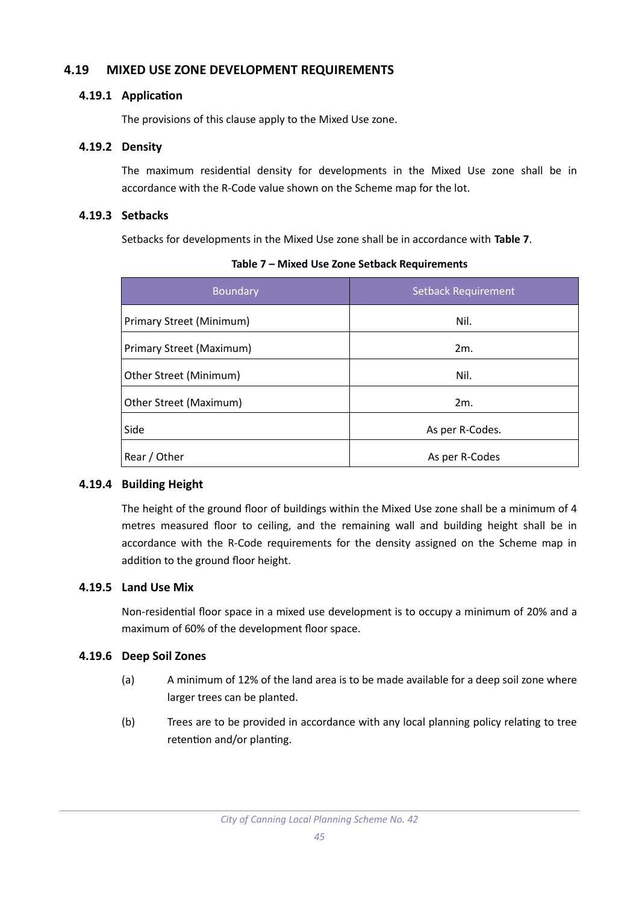## 4.19 MIXED USE ZONE DEVELOPMENT REQUIREMENTS

### 4.19.1 Application

The provisions of this clause apply to the Mixed Use zone.

### 4.19.2 Density

The maximum residential density for developments in the Mixed Use zone shall be in accordance with the R-Code value shown on the Scheme map for the lot.

### 4.19.3 Setbacks

Setbacks for developments in the Mixed Use zone shall be in accordance with **Table 7**.

**Table 7 – Mixed Use Zone Setback Requirements**

| Boundary | Setback Requirement |
|---|---|
| Primary Street (Minimum) | Nil. |
| Primary Street (Maximum) | 2m. |
| Other Street (Minimum) | Nil. |
| Other Street (Maximum) | 2m. |
| Side | As per R-Codes. |
| Rear / Other | As per R-Codes |

### 4.19.4 Building Height

The height of the ground floor of buildings within the Mixed Use zone shall be a minimum of 4 metres measured floor to ceiling, and the remaining wall and building height shall be in accordance with the R-Code requirements for the density assigned on the Scheme map in addition to the ground floor height.

### 4.19.5 Land Use Mix

Non-residential floor space in a mixed use development is to occupy a minimum of 20% and a maximum of 60% of the development floor space.

### 4.19.6 Deep Soil Zones

(a) A minimum of 12% of the land area is to be made available for a deep soil zone where larger trees can be planted.

(b) Trees are to be provided in accordance with any local planning policy relating to tree retention and/or planting.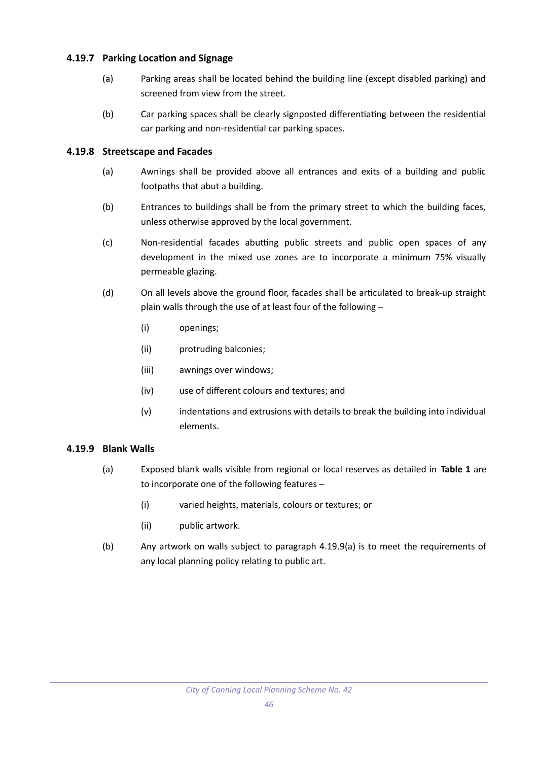### 4.19.7 Parking Location and Signage

(a) Parking areas shall be located behind the building line (except disabled parking) and screened from view from the street.

(b) Car parking spaces shall be clearly signposted differentiating between the residential car parking and non-residential car parking spaces.

### 4.19.8 Streetscape and Facades

(a) Awnings shall be provided above all entrances and exits of a building and public footpaths that abut a building.

(b) Entrances to buildings shall be from the primary street to which the building faces, unless otherwise approved by the local government.

(c) Non-residential facades abutting public streets and public open spaces of any development in the mixed use zones are to incorporate a minimum 75% visually permeable glazing.

(d) On all levels above the ground floor, facades shall be articulated to break-up straight plain walls through the use of at least four of the following –

- (i) openings;
- (ii) protruding balconies;
- (iii) awnings over windows;
- (iv) use of different colours and textures; and
- (v) indentations and extrusions with details to break the building into individual elements.

### 4.19.9 Blank Walls

(a) Exposed blank walls visible from regional or local reserves as detailed in **Table 1** are to incorporate one of the following features –

- (i) varied heights, materials, colours or textures; or
- (ii) public artwork.

(b) Any artwork on walls subject to paragraph 4.19.9(a) is to meet the requirements of any local planning policy relating to public art.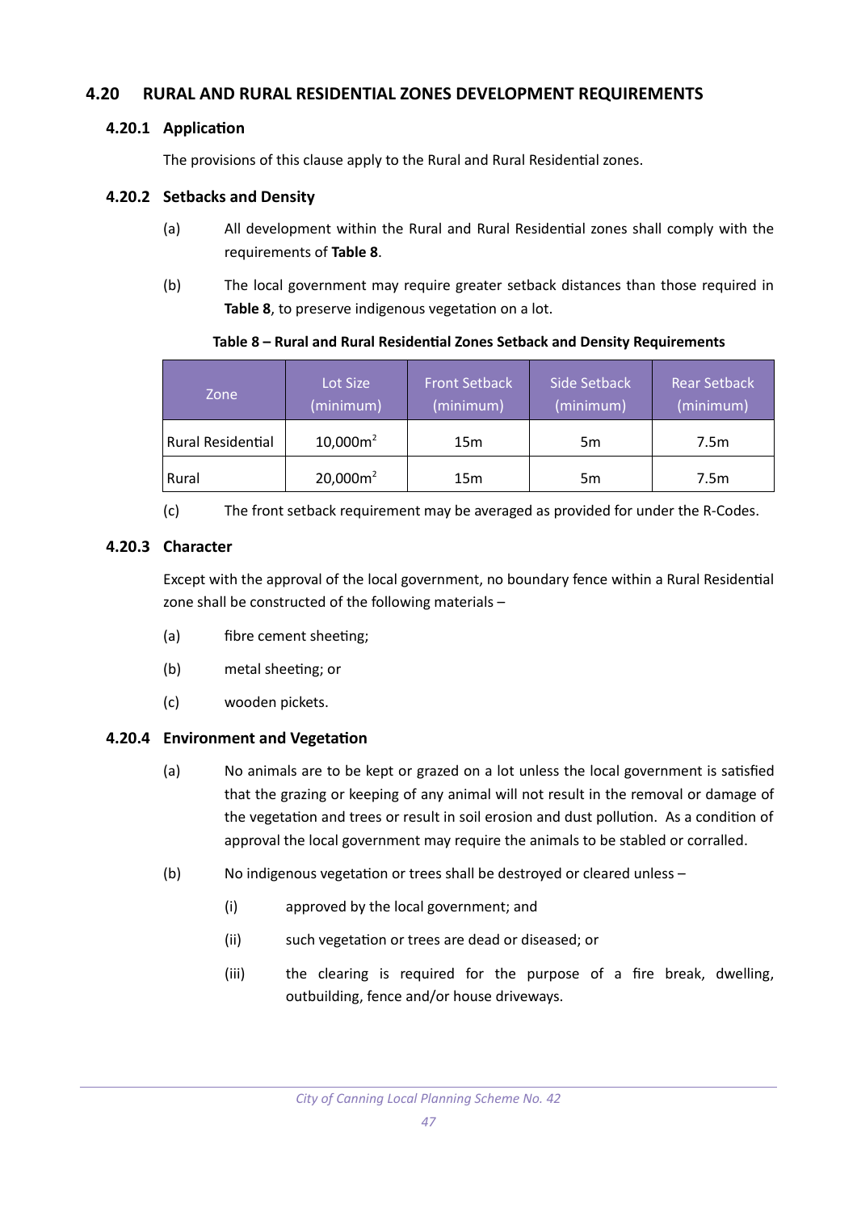## 4.20 RURAL AND RURAL RESIDENTIAL ZONES DEVELOPMENT REQUIREMENTS

### 4.20.1 Application

The provisions of this clause apply to the Rural and Rural Residential zones.

### 4.20.2 Setbacks and Density

(a) All development within the Rural and Rural Residential zones shall comply with the requirements of **Table 8**.

(b) The local government may require greater setback distances than those required in **Table 8**, to preserve indigenous vegetation on a lot.

**Table 8 – Rural and Rural Residential Zones Setback and Density Requirements**

| Zone | Lot Size (minimum) | Front Setback (minimum) | Side Setback (minimum) | Rear Setback (minimum) |
|---|---|---|---|---|
| Rural Residential | 10,000m$^2$ | 15m | 5m | 7.5m |
| Rural | 20,000m$^2$ | 15m | 5m | 7.5m |

(c) The front setback requirement may be averaged as provided for under the R-Codes.

### 4.20.3 Character

Except with the approval of the local government, no boundary fence within a Rural Residential zone shall be constructed of the following materials –

(a) fibre cement sheeting;

(b) metal sheeting; or

(c) wooden pickets.

### 4.20.4 Environment and Vegetation

(a) No animals are to be kept or grazed on a lot unless the local government is satisfied that the grazing or keeping of any animal will not result in the removal or damage of the vegetation and trees or result in soil erosion and dust pollution. As a condition of approval the local government may require the animals to be stabled or corralled.

(b) No indigenous vegetation or trees shall be destroyed or cleared unless –

(i) approved by the local government; and

(ii) such vegetation or trees are dead or diseased; or

(iii) the clearing is required for the purpose of a fire break, dwelling, outbuilding, fence and/or house driveways.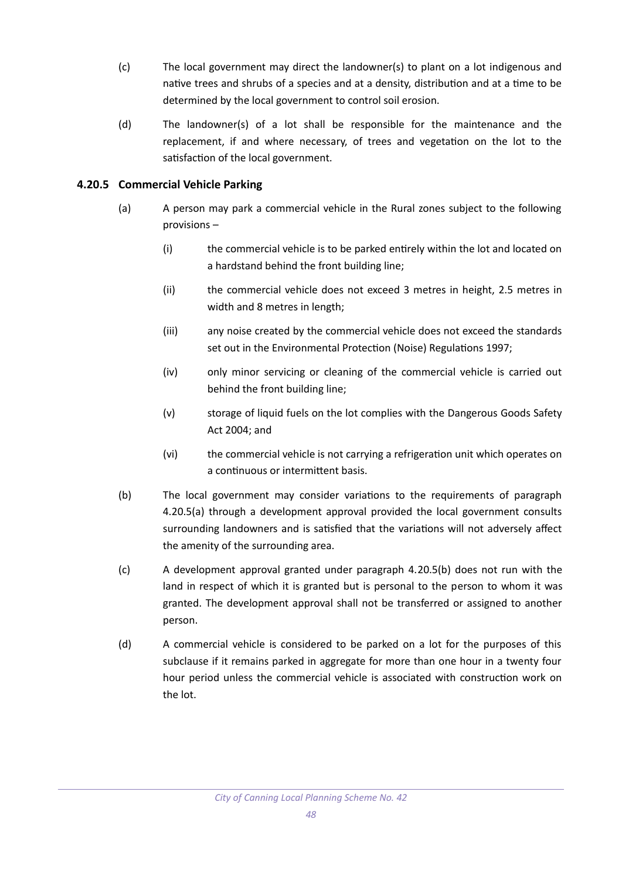(c) The local government may direct the landowner(s) to plant on a lot indigenous and native trees and shrubs of a species and at a density, distribution and at a time to be determined by the local government to control soil erosion.

(d) The landowner(s) of a lot shall be responsible for the maintenance and the replacement, if and where necessary, of trees and vegetation on the lot to the satisfaction of the local government.

### 4.20.5 Commercial Vehicle Parking

(a) A person may park a commercial vehicle in the Rural zones subject to the following provisions –

  (i) the commercial vehicle is to be parked entirely within the lot and located on a hardstand behind the front building line;

  (ii) the commercial vehicle does not exceed 3 metres in height, 2.5 metres in width and 8 metres in length;

  (iii) any noise created by the commercial vehicle does not exceed the standards set out in the Environmental Protection (Noise) Regulations 1997;

  (iv) only minor servicing or cleaning of the commercial vehicle is carried out behind the front building line;

  (v) storage of liquid fuels on the lot complies with the Dangerous Goods Safety Act 2004; and

  (vi) the commercial vehicle is not carrying a refrigeration unit which operates on a continuous or intermittent basis.

(b) The local government may consider variations to the requirements of paragraph 4.20.5(a) through a development approval provided the local government consults surrounding landowners and is satisfied that the variations will not adversely affect the amenity of the surrounding area.

(c) A development approval granted under paragraph 4.20.5(b) does not run with the land in respect of which it is granted but is personal to the person to whom it was granted. The development approval shall not be transferred or assigned to another person.

(d) A commercial vehicle is considered to be parked on a lot for the purposes of this subclause if it remains parked in aggregate for more than one hour in a twenty four hour period unless the commercial vehicle is associated with construction work on the lot.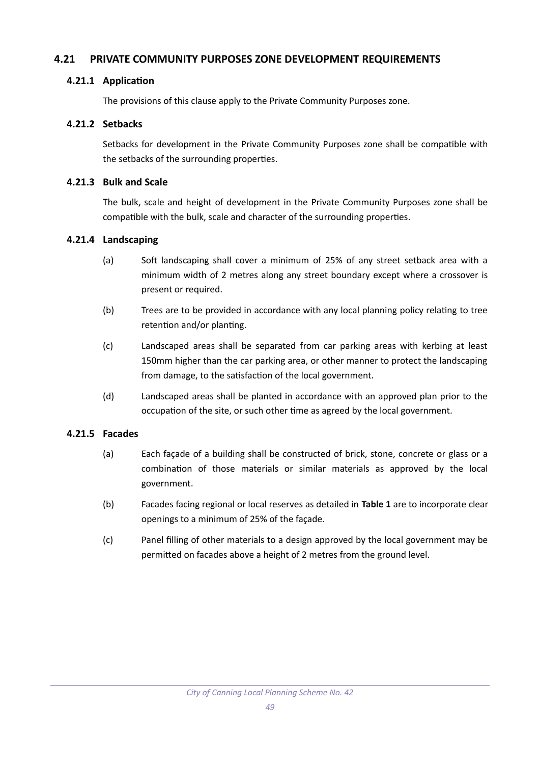## 4.21 PRIVATE COMMUNITY PURPOSES ZONE DEVELOPMENT REQUIREMENTS

### 4.21.1 Application

The provisions of this clause apply to the Private Community Purposes zone.

### 4.21.2 Setbacks

Setbacks for development in the Private Community Purposes zone shall be compatible with the setbacks of the surrounding properties.

### 4.21.3 Bulk and Scale

The bulk, scale and height of development in the Private Community Purposes zone shall be compatible with the bulk, scale and character of the surrounding properties.

### 4.21.4 Landscaping

(a) Soft landscaping shall cover a minimum of 25% of any street setback area with a minimum width of 2 metres along any street boundary except where a crossover is present or required.

(b) Trees are to be provided in accordance with any local planning policy relating to tree retention and/or planting.

(c) Landscaped areas shall be separated from car parking areas with kerbing at least 150mm higher than the car parking area, or other manner to protect the landscaping from damage, to the satisfaction of the local government.

(d) Landscaped areas shall be planted in accordance with an approved plan prior to the occupation of the site, or such other time as agreed by the local government.

### 4.21.5 Facades

(a) Each façade of a building shall be constructed of brick, stone, concrete or glass or a combination of those materials or similar materials as approved by the local government.

(b) Facades facing regional or local reserves as detailed in **Table 1** are to incorporate clear openings to a minimum of 25% of the façade.

(c) Panel filling of other materials to a design approved by the local government may be permitted on facades above a height of 2 metres from the ground level.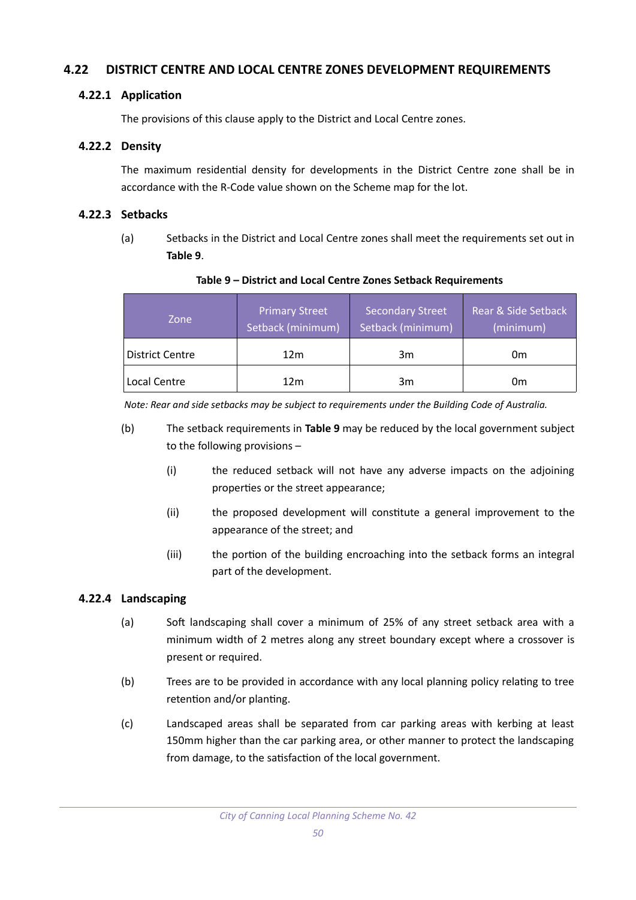## 4.22 DISTRICT CENTRE AND LOCAL CENTRE ZONES DEVELOPMENT REQUIREMENTS

### 4.22.1 Application

The provisions of this clause apply to the District and Local Centre zones.

### 4.22.2 Density

The maximum residential density for developments in the District Centre zone shall be in accordance with the R-Code value shown on the Scheme map for the lot.

### 4.22.3 Setbacks

(a) Setbacks in the District and Local Centre zones shall meet the requirements set out in **Table 9**.

**Table 9 – District and Local Centre Zones Setback Requirements**

| Zone | Primary Street Setback (minimum) | Secondary Street Setback (minimum) | Rear & Side Setback (minimum) |
|---|---|---|---|
| District Centre | 12m | 3m | 0m |
| Local Centre | 12m | 3m | 0m |

*Note: Rear and side setbacks may be subject to requirements under the Building Code of Australia.*

(b) The setback requirements in **Table 9** may be reduced by the local government subject to the following provisions –

(i) the reduced setback will not have any adverse impacts on the adjoining properties or the street appearance;

(ii) the proposed development will constitute a general improvement to the appearance of the street; and

(iii) the portion of the building encroaching into the setback forms an integral part of the development.

### 4.22.4 Landscaping

(a) Soft landscaping shall cover a minimum of 25% of any street setback area with a minimum width of 2 metres along any street boundary except where a crossover is present or required.

(b) Trees are to be provided in accordance with any local planning policy relating to tree retention and/or planting.

(c) Landscaped areas shall be separated from car parking areas with kerbing at least 150mm higher than the car parking area, or other manner to protect the landscaping from damage, to the satisfaction of the local government.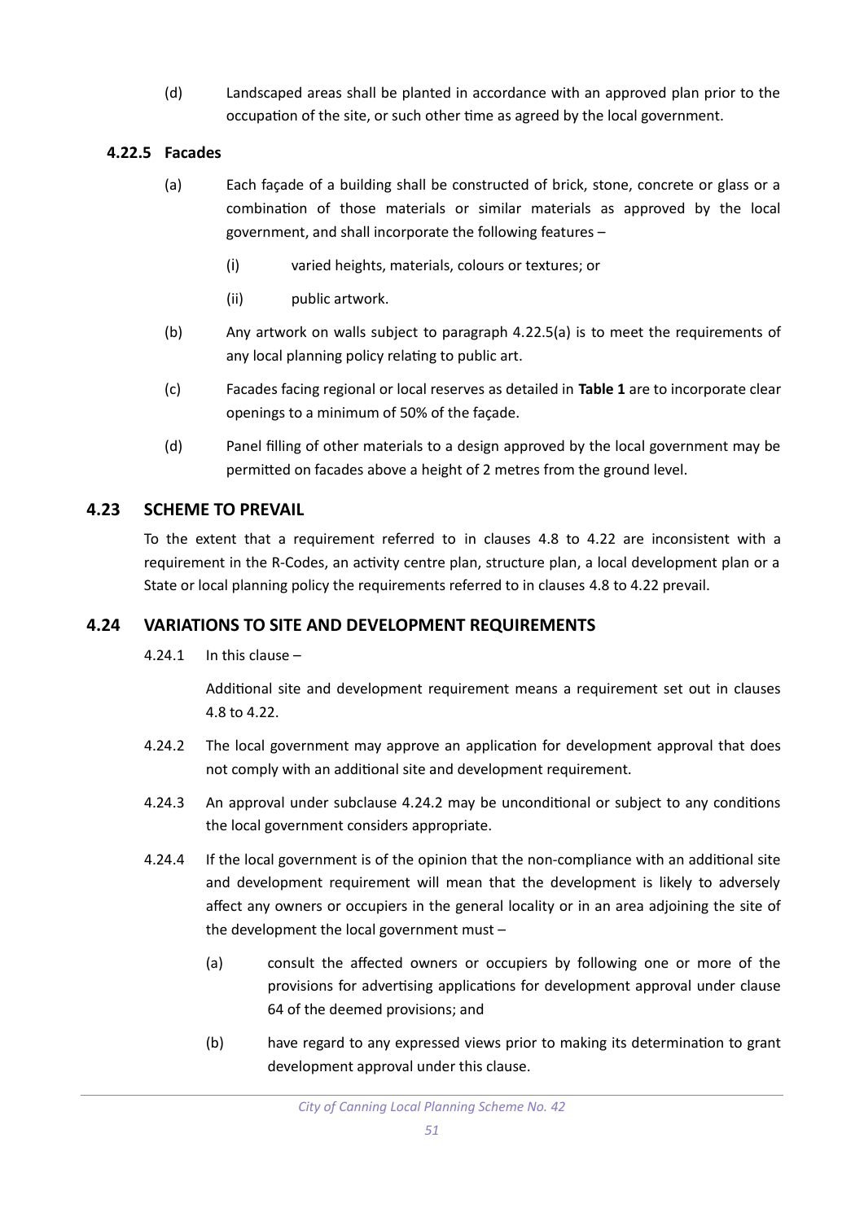(d) Landscaped areas shall be planted in accordance with an approved plan prior to the occupation of the site, or such other time as agreed by the local government.

### 4.22.5 Facades

(a) Each façade of a building shall be constructed of brick, stone, concrete or glass or a combination of those materials or similar materials as approved by the local government, and shall incorporate the following features –

(i) varied heights, materials, colours or textures; or

(ii) public artwork.

(b) Any artwork on walls subject to paragraph 4.22.5(a) is to meet the requirements of any local planning policy relating to public art.

(c) Facades facing regional or local reserves as detailed in **Table 1** are to incorporate clear openings to a minimum of 50% of the façade.

(d) Panel filling of other materials to a design approved by the local government may be permitted on facades above a height of 2 metres from the ground level.

## 4.23 SCHEME TO PREVAIL

To the extent that a requirement referred to in clauses 4.8 to 4.22 are inconsistent with a requirement in the R-Codes, an activity centre plan, structure plan, a local development plan or a State or local planning policy the requirements referred to in clauses 4.8 to 4.22 prevail.

## 4.24 VARIATIONS TO SITE AND DEVELOPMENT REQUIREMENTS

4.24.1 In this clause –

Additional site and development requirement means a requirement set out in clauses 4.8 to 4.22.

4.24.2 The local government may approve an application for development approval that does not comply with an additional site and development requirement.

4.24.3 An approval under subclause 4.24.2 may be unconditional or subject to any conditions the local government considers appropriate.

4.24.4 If the local government is of the opinion that the non-compliance with an additional site and development requirement will mean that the development is likely to adversely affect any owners or occupiers in the general locality or in an area adjoining the site of the development the local government must –

(a) consult the affected owners or occupiers by following one or more of the provisions for advertising applications for development approval under clause 64 of the deemed provisions; and

(b) have regard to any expressed views prior to making its determination to grant development approval under this clause.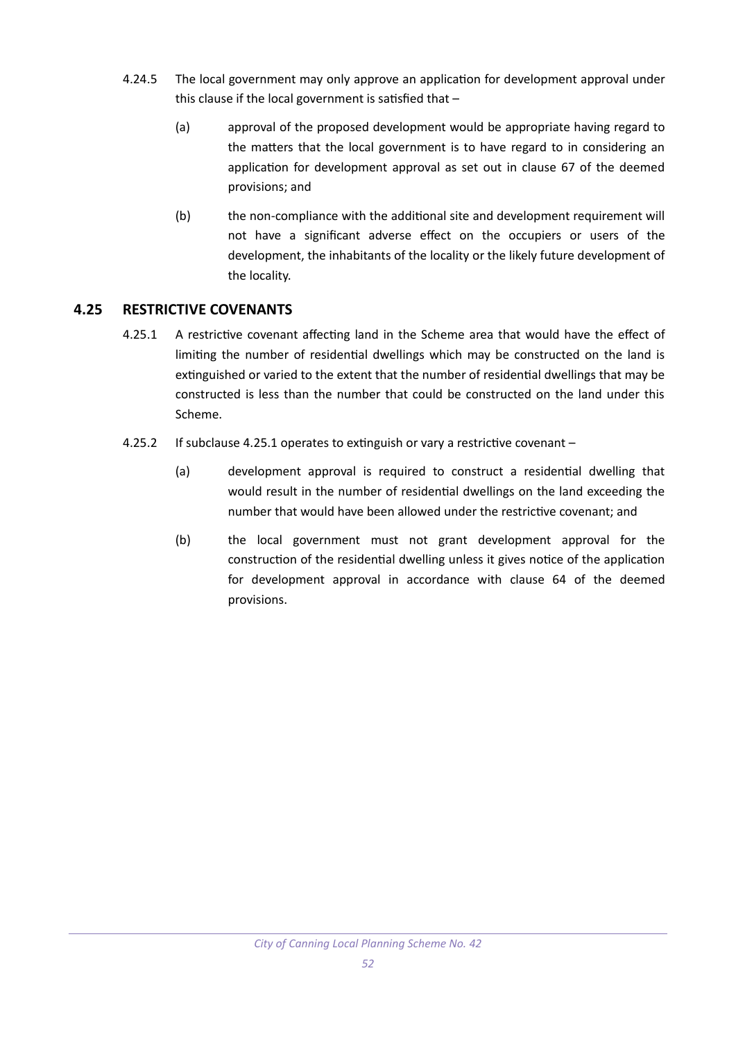4.24.5 The local government may only approve an application for development approval under this clause if the local government is satisfied that –

(a) approval of the proposed development would be appropriate having regard to the matters that the local government is to have regard to in considering an application for development approval as set out in clause 67 of the deemed provisions; and

(b) the non-compliance with the additional site and development requirement will not have a significant adverse effect on the occupiers or users of the development, the inhabitants of the locality or the likely future development of the locality.

## 4.25 RESTRICTIVE COVENANTS

4.25.1 A restrictive covenant affecting land in the Scheme area that would have the effect of limiting the number of residential dwellings which may be constructed on the land is extinguished or varied to the extent that the number of residential dwellings that may be constructed is less than the number that could be constructed on the land under this Scheme.

4.25.2 If subclause 4.25.1 operates to extinguish or vary a restrictive covenant –

(a) development approval is required to construct a residential dwelling that would result in the number of residential dwellings on the land exceeding the number that would have been allowed under the restrictive covenant; and

(b) the local government must not grant development approval for the construction of the residential dwelling unless it gives notice of the application for development approval in accordance with clause 64 of the deemed provisions.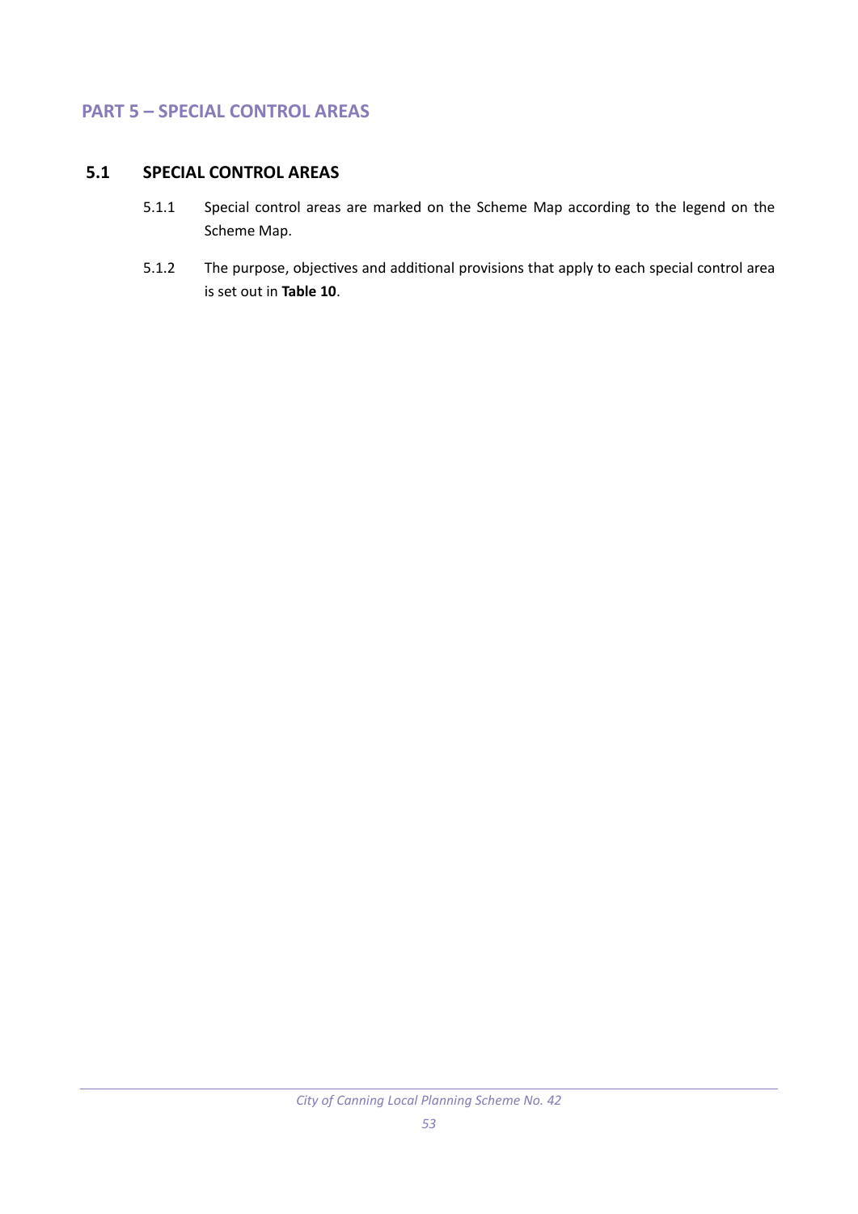# PART 5 – SPECIAL CONTROL AREAS

## 5.1 SPECIAL CONTROL AREAS

5.1.1 Special control areas are marked on the Scheme Map according to the legend on the Scheme Map.

5.1.2 The purpose, objectives and additional provisions that apply to each special control area is set out in **Table 10**.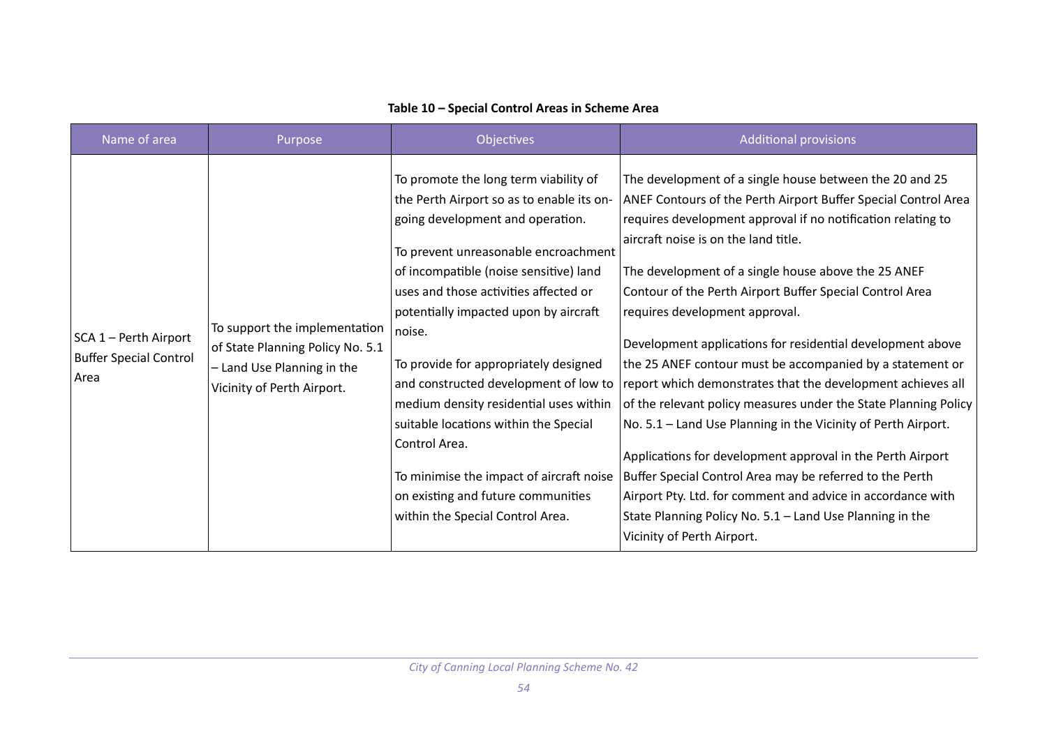**Table 10 – Special Control Areas in Scheme Area**

| Name of area | Purpose | Objectives | Additional provisions |
|---|---|---|---|
| SCA 1 – Perth Airport Buffer Special Control Area | To support the implementation of State Planning Policy No. 5.1 – Land Use Planning in the Vicinity of Perth Airport. | To promote the long term viability of the Perth Airport so as to enable its on-going development and operation.<br><br>To prevent unreasonable encroachment of incompatible (noise sensitive) land uses and those activities affected or potentially impacted upon by aircraft noise.<br><br>To provide for appropriately designed and constructed development of low to medium density residential uses within suitable locations within the Special Control Area.<br><br>To minimise the impact of aircraft noise on existing and future communities within the Special Control Area. | The development of a single house between the 20 and 25 ANEF Contours of the Perth Airport Buffer Special Control Area requires development approval if no notification relating to aircraft noise is on the land title.<br><br>The development of a single house above the 25 ANEF Contour of the Perth Airport Buffer Special Control Area requires development approval.<br><br>Development applications for residential development above the 25 ANEF contour must be accompanied by a statement or report which demonstrates that the development achieves all of the relevant policy measures under the State Planning Policy No. 5.1 – Land Use Planning in the Vicinity of Perth Airport.<br><br>Applications for development approval in the Perth Airport Buffer Special Control Area may be referred to the Perth Airport Pty. Ltd. for comment and advice in accordance with State Planning Policy No. 5.1 – Land Use Planning in the Vicinity of Perth Airport. |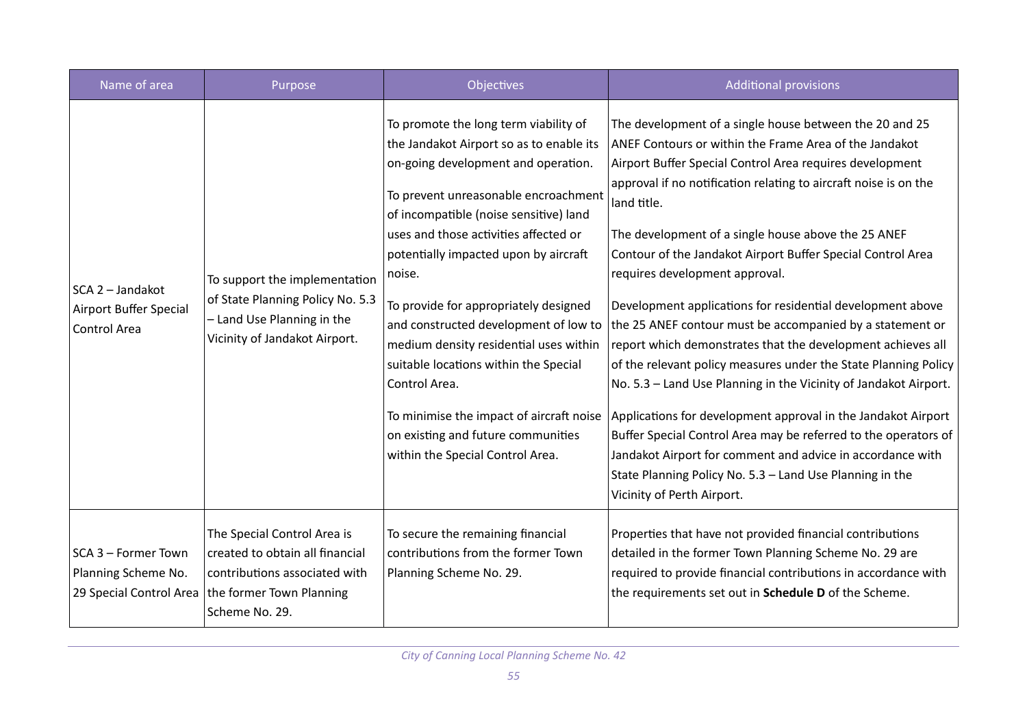| Name of area | Purpose | Objectives | Additional provisions |
| --- | --- | --- | --- |
| SCA 2 – Jandakot Airport Buffer Special Control Area | To support the implementation of State Planning Policy No. 5.3 – Land Use Planning in the Vicinity of Jandakot Airport. | To promote the long term viability of the Jandakot Airport so as to enable its on-going development and operation.<br><br>To prevent unreasonable encroachment of incompatible (noise sensitive) land uses and those activities affected or potentially impacted upon by aircraft noise.<br><br>To provide for appropriately designed and constructed development of low to medium density residential uses within suitable locations within the Special Control Area.<br><br>To minimise the impact of aircraft noise on existing and future communities within the Special Control Area. | The development of a single house between the 20 and 25 ANEF Contours or within the Frame Area of the Jandakot Airport Buffer Special Control Area requires development approval if no notification relating to aircraft noise is on the land title.<br><br>The development of a single house above the 25 ANEF Contour of the Jandakot Airport Buffer Special Control Area requires development approval.<br><br>Development applications for residential development above the 25 ANEF contour must be accompanied by a statement or report which demonstrates that the development achieves all of the relevant policy measures under the State Planning Policy No. 5.3 – Land Use Planning in the Vicinity of Jandakot Airport.<br><br>Applications for development approval in the Jandakot Airport Buffer Special Control Area may be referred to the operators of Jandakot Airport for comment and advice in accordance with State Planning Policy No. 5.3 – Land Use Planning in the Vicinity of Perth Airport. |
| SCA 3 – Former Town Planning Scheme No. 29 Special Control Area | The Special Control Area is created to obtain all financial contributions associated with the former Town Planning Scheme No. 29. | To secure the remaining financial contributions from the former Town Planning Scheme No. 29. | Properties that have not provided financial contributions detailed in the former Town Planning Scheme No. 29 are required to provide financial contributions in accordance with the requirements set out in **Schedule D** of the Scheme. |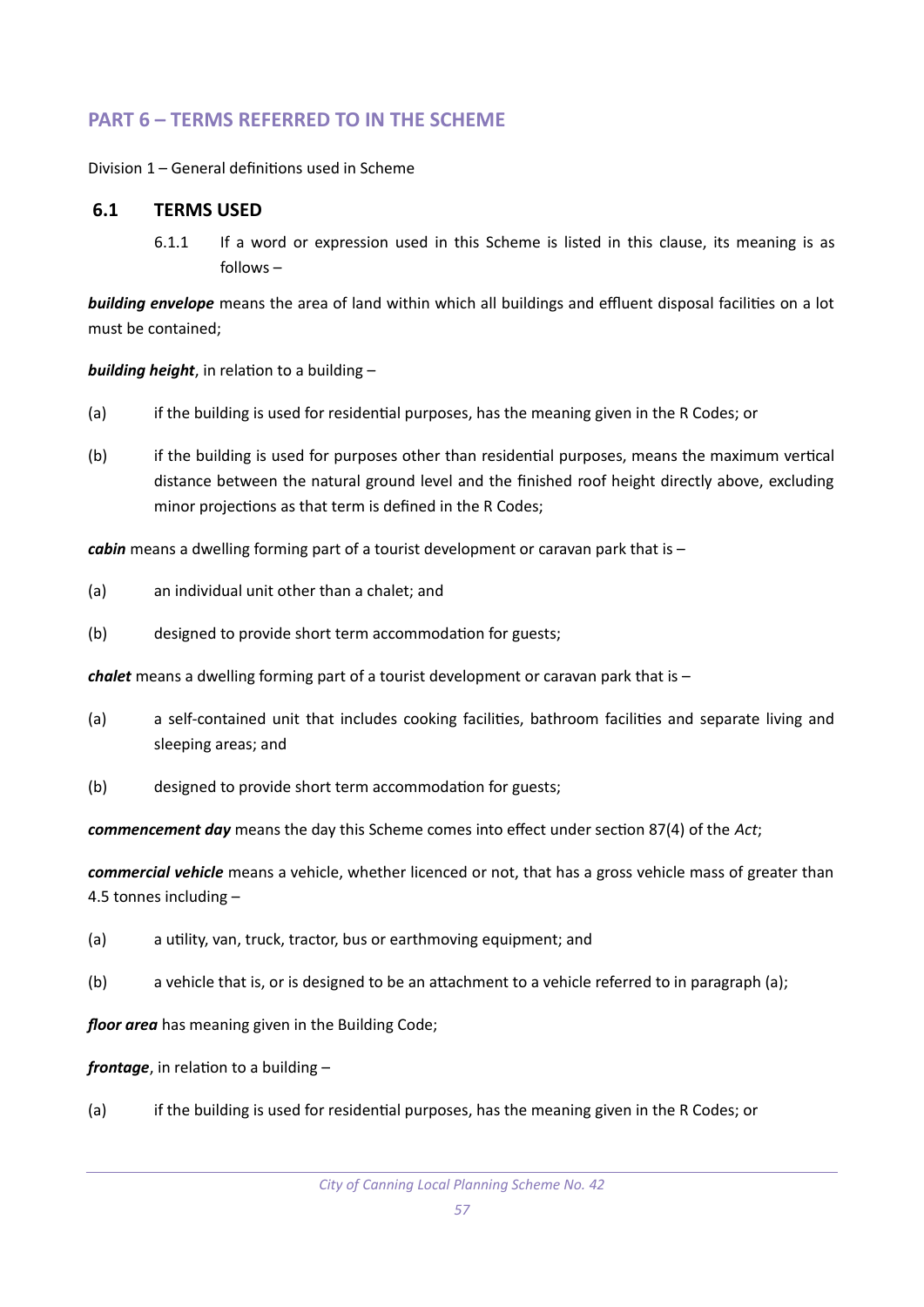## PART 6 – TERMS REFERRED TO IN THE SCHEME

Division 1 – General definitions used in Scheme

### 6.1 TERMS USED

6.1.1 If a word or expression used in this Scheme is listed in this clause, its meaning is as follows –

***building envelope*** means the area of land within which all buildings and effluent disposal facilities on a lot must be contained;

***building height***, in relation to a building –

(a) if the building is used for residential purposes, has the meaning given in the R Codes; or

(b) if the building is used for purposes other than residential purposes, means the maximum vertical distance between the natural ground level and the finished roof height directly above, excluding minor projections as that term is defined in the R Codes;

***cabin*** means a dwelling forming part of a tourist development or caravan park that is –

(a) an individual unit other than a chalet; and

(b) designed to provide short term accommodation for guests;

***chalet*** means a dwelling forming part of a tourist development or caravan park that is –

(a) a self-contained unit that includes cooking facilities, bathroom facilities and separate living and sleeping areas; and

(b) designed to provide short term accommodation for guests;

***commencement day*** means the day this Scheme comes into effect under section 87(4) of the *Act*;

***commercial vehicle*** means a vehicle, whether licenced or not, that has a gross vehicle mass of greater than 4.5 tonnes including –

(a) a utility, van, truck, tractor, bus or earthmoving equipment; and

(b) a vehicle that is, or is designed to be an attachment to a vehicle referred to in paragraph (a);

***floor area*** has meaning given in the Building Code;

***frontage***, in relation to a building –

(a) if the building is used for residential purposes, has the meaning given in the R Codes; or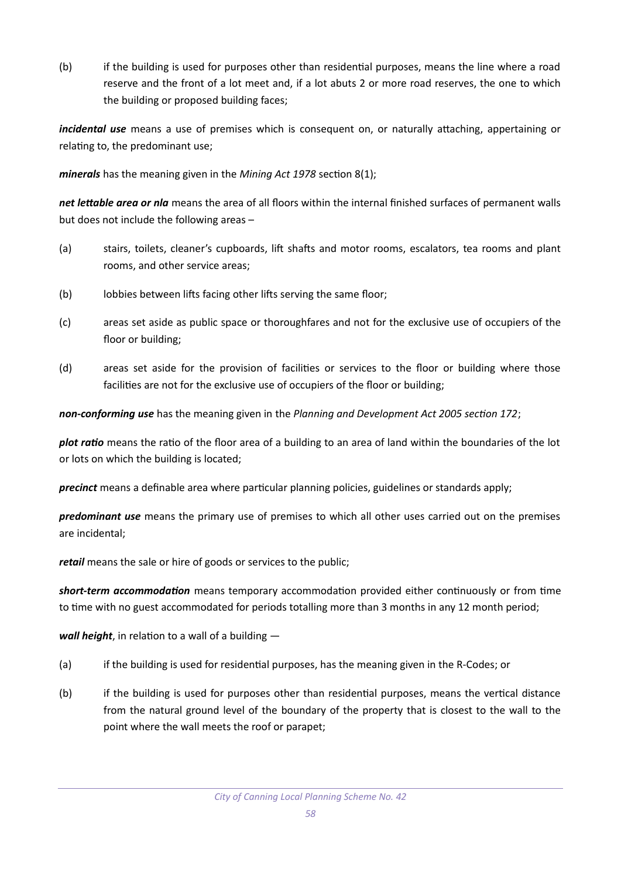(b) if the building is used for purposes other than residential purposes, means the line where a road reserve and the front of a lot meet and, if a lot abuts 2 or more road reserves, the one to which the building or proposed building faces;

***incidental use*** means a use of premises which is consequent on, or naturally attaching, appertaining or relating to, the predominant use;

***minerals*** has the meaning given in the *Mining Act 1978* section 8(1);

***net lettable area or nla*** means the area of all floors within the internal finished surfaces of permanent walls but does not include the following areas –

(a) stairs, toilets, cleaner's cupboards, lift shafts and motor rooms, escalators, tea rooms and plant rooms, and other service areas;

(b) lobbies between lifts facing other lifts serving the same floor;

(c) areas set aside as public space or thoroughfares and not for the exclusive use of occupiers of the floor or building;

(d) areas set aside for the provision of facilities or services to the floor or building where those facilities are not for the exclusive use of occupiers of the floor or building;

***non-conforming use*** has the meaning given in the *Planning and Development Act 2005 section 172*;

***plot ratio*** means the ratio of the floor area of a building to an area of land within the boundaries of the lot or lots on which the building is located;

***precinct*** means a definable area where particular planning policies, guidelines or standards apply;

***predominant use*** means the primary use of premises to which all other uses carried out on the premises are incidental;

***retail*** means the sale or hire of goods or services to the public;

***short-term accommodation*** means temporary accommodation provided either continuously or from time to time with no guest accommodated for periods totalling more than 3 months in any 12 month period;

***wall height***, in relation to a wall of a building —

(a) if the building is used for residential purposes, has the meaning given in the R-Codes; or

(b) if the building is used for purposes other than residential purposes, means the vertical distance from the natural ground level of the boundary of the property that is closest to the wall to the point where the wall meets the roof or parapet;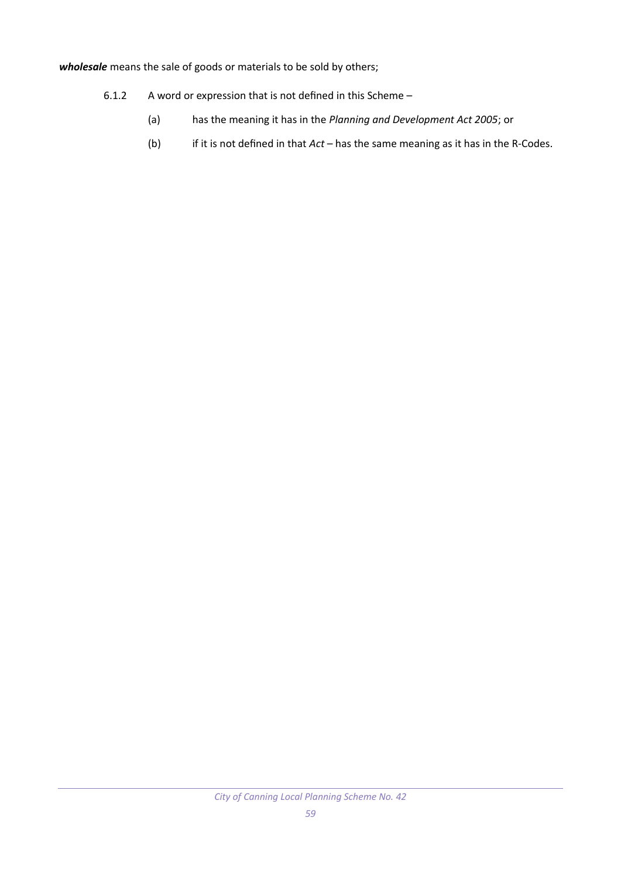***wholesale*** means the sale of goods or materials to be sold by others;

6.1.2 A word or expression that is not defined in this Scheme –

(a) has the meaning it has in the *Planning and Development Act 2005*; or

(b) if it is not defined in that *Act* – has the same meaning as it has in the R-Codes.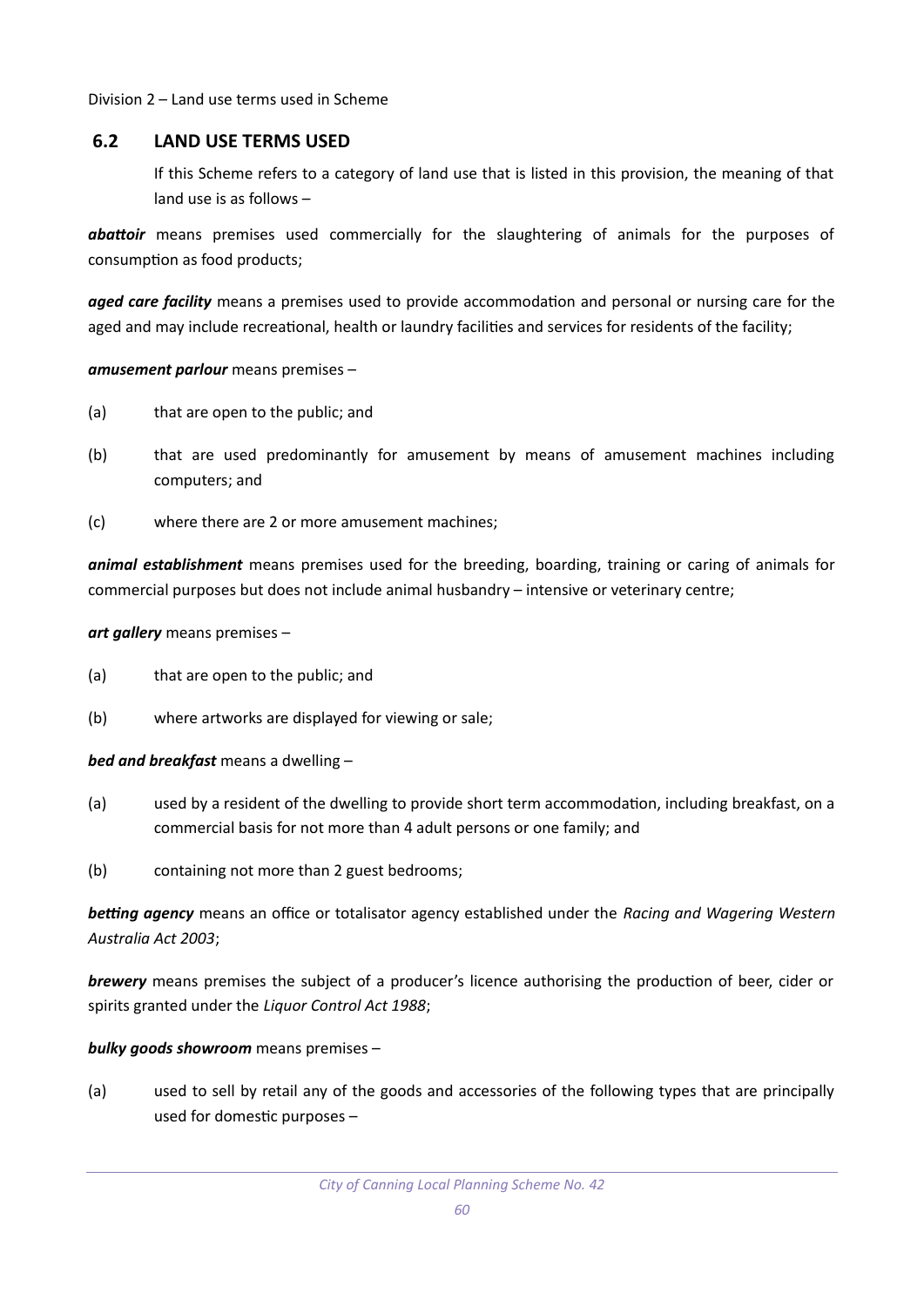Division 2 – Land use terms used in Scheme

## 6.2 LAND USE TERMS USED

If this Scheme refers to a category of land use that is listed in this provision, the meaning of that land use is as follows –

***abattoir*** means premises used commercially for the slaughtering of animals for the purposes of consumption as food products;

***aged care facility*** means a premises used to provide accommodation and personal or nursing care for the aged and may include recreational, health or laundry facilities and services for residents of the facility;

***amusement parlour*** means premises –

(a) that are open to the public; and

(b) that are used predominantly for amusement by means of amusement machines including computers; and

(c) where there are 2 or more amusement machines;

***animal establishment*** means premises used for the breeding, boarding, training or caring of animals for commercial purposes but does not include animal husbandry – intensive or veterinary centre;

***art gallery*** means premises –

(a) that are open to the public; and

(b) where artworks are displayed for viewing or sale;

***bed and breakfast*** means a dwelling –

(a) used by a resident of the dwelling to provide short term accommodation, including breakfast, on a commercial basis for not more than 4 adult persons or one family; and

(b) containing not more than 2 guest bedrooms;

***betting agency*** means an office or totalisator agency established under the *Racing and Wagering Western Australia Act 2003*;

***brewery*** means premises the subject of a producer's licence authorising the production of beer, cider or spirits granted under the *Liquor Control Act 1988*;

***bulky goods showroom*** means premises –

(a) used to sell by retail any of the goods and accessories of the following types that are principally used for domestic purposes –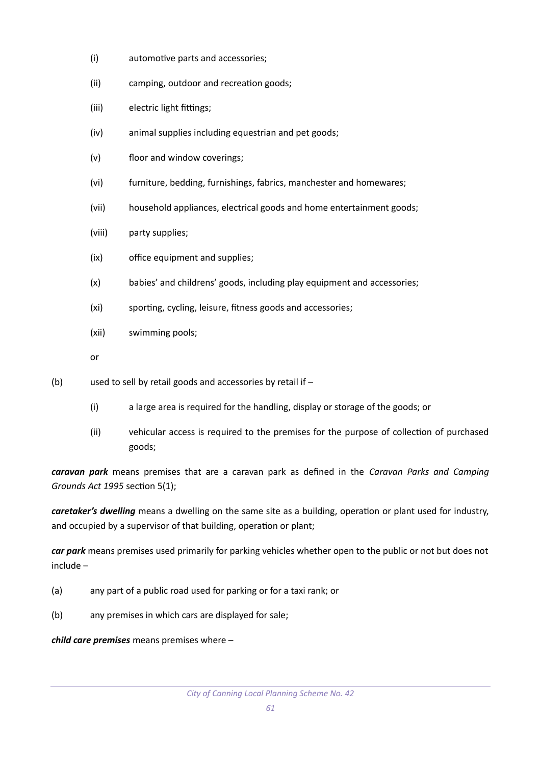(i) automotive parts and accessories;

(ii) camping, outdoor and recreation goods;

(iii) electric light fittings;

(iv) animal supplies including equestrian and pet goods;

(v) floor and window coverings;

(vi) furniture, bedding, furnishings, fabrics, manchester and homewares;

(vii) household appliances, electrical goods and home entertainment goods;

(viii) party supplies;

(ix) office equipment and supplies;

(x) babies' and childrens' goods, including play equipment and accessories;

(xi) sporting, cycling, leisure, fitness goods and accessories;

(xii) swimming pools;

or

(b) used to sell by retail goods and accessories by retail if –

(i) a large area is required for the handling, display or storage of the goods; or

(ii) vehicular access is required to the premises for the purpose of collection of purchased goods;

***caravan park*** means premises that are a caravan park as defined in the *Caravan Parks and Camping Grounds Act 1995* section 5(1);

***caretaker's dwelling*** means a dwelling on the same site as a building, operation or plant used for industry, and occupied by a supervisor of that building, operation or plant;

***car park*** means premises used primarily for parking vehicles whether open to the public or not but does not include –

(a) any part of a public road used for parking or for a taxi rank; or

(b) any premises in which cars are displayed for sale;

***child care premises*** means premises where –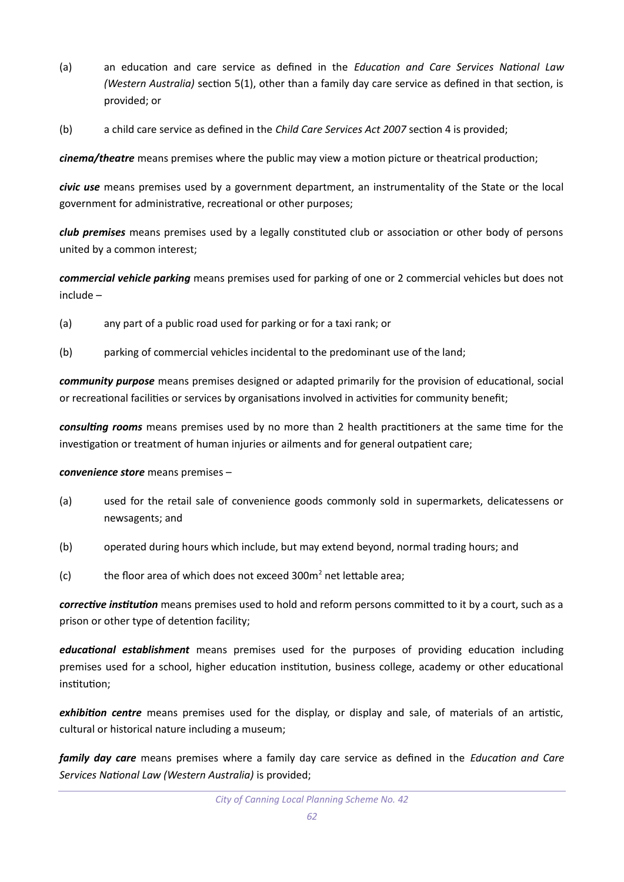(a) an education and care service as defined in the *Education and Care Services National Law (Western Australia)* section 5(1), other than a family day care service as defined in that section, is provided; or

(b) a child care service as defined in the *Child Care Services Act 2007* section 4 is provided;

***cinema/theatre*** means premises where the public may view a motion picture or theatrical production;

***civic use*** means premises used by a government department, an instrumentality of the State or the local government for administrative, recreational or other purposes;

***club premises*** means premises used by a legally constituted club or association or other body of persons united by a common interest;

***commercial vehicle parking*** means premises used for parking of one or 2 commercial vehicles but does not include –

(a) any part of a public road used for parking or for a taxi rank; or

(b) parking of commercial vehicles incidental to the predominant use of the land;

***community purpose*** means premises designed or adapted primarily for the provision of educational, social or recreational facilities or services by organisations involved in activities for community benefit;

***consulting rooms*** means premises used by no more than 2 health practitioners at the same time for the investigation or treatment of human injuries or ailments and for general outpatient care;

***convenience store*** means premises –

(a) used for the retail sale of convenience goods commonly sold in supermarkets, delicatessens or newsagents; and

(b) operated during hours which include, but may extend beyond, normal trading hours; and

(c) the floor area of which does not exceed 300m² net lettable area;

***corrective institution*** means premises used to hold and reform persons committed to it by a court, such as a prison or other type of detention facility;

***educational establishment*** means premises used for the purposes of providing education including premises used for a school, higher education institution, business college, academy or other educational institution;

***exhibition centre*** means premises used for the display, or display and sale, of materials of an artistic, cultural or historical nature including a museum;

***family day care*** means premises where a family day care service as defined in the *Education and Care Services National Law (Western Australia)* is provided;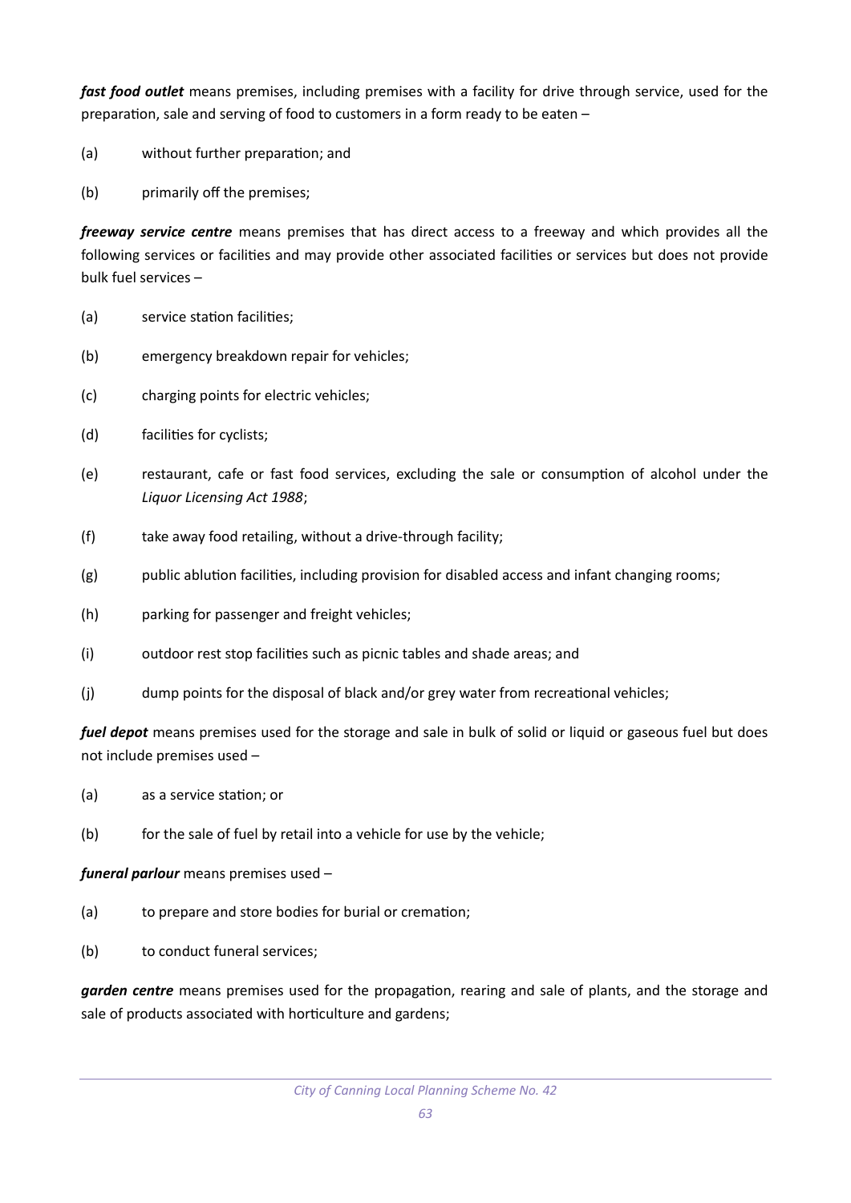***fast food outlet*** means premises, including premises with a facility for drive through service, used for the preparation, sale and serving of food to customers in a form ready to be eaten –

(a) without further preparation; and

(b) primarily off the premises;

***freeway service centre*** means premises that has direct access to a freeway and which provides all the following services or facilities and may provide other associated facilities or services but does not provide bulk fuel services –

(a) service station facilities;

(b) emergency breakdown repair for vehicles;

(c) charging points for electric vehicles;

(d) facilities for cyclists;

(e) restaurant, cafe or fast food services, excluding the sale or consumption of alcohol under the *Liquor Licensing Act 1988*;

(f) take away food retailing, without a drive-through facility;

(g) public ablution facilities, including provision for disabled access and infant changing rooms;

(h) parking for passenger and freight vehicles;

(i) outdoor rest stop facilities such as picnic tables and shade areas; and

(j) dump points for the disposal of black and/or grey water from recreational vehicles;

***fuel depot*** means premises used for the storage and sale in bulk of solid or liquid or gaseous fuel but does not include premises used –

(a) as a service station; or

(b) for the sale of fuel by retail into a vehicle for use by the vehicle;

***funeral parlour*** means premises used –

(a) to prepare and store bodies for burial or cremation;

(b) to conduct funeral services;

***garden centre*** means premises used for the propagation, rearing and sale of plants, and the storage and sale of products associated with horticulture and gardens;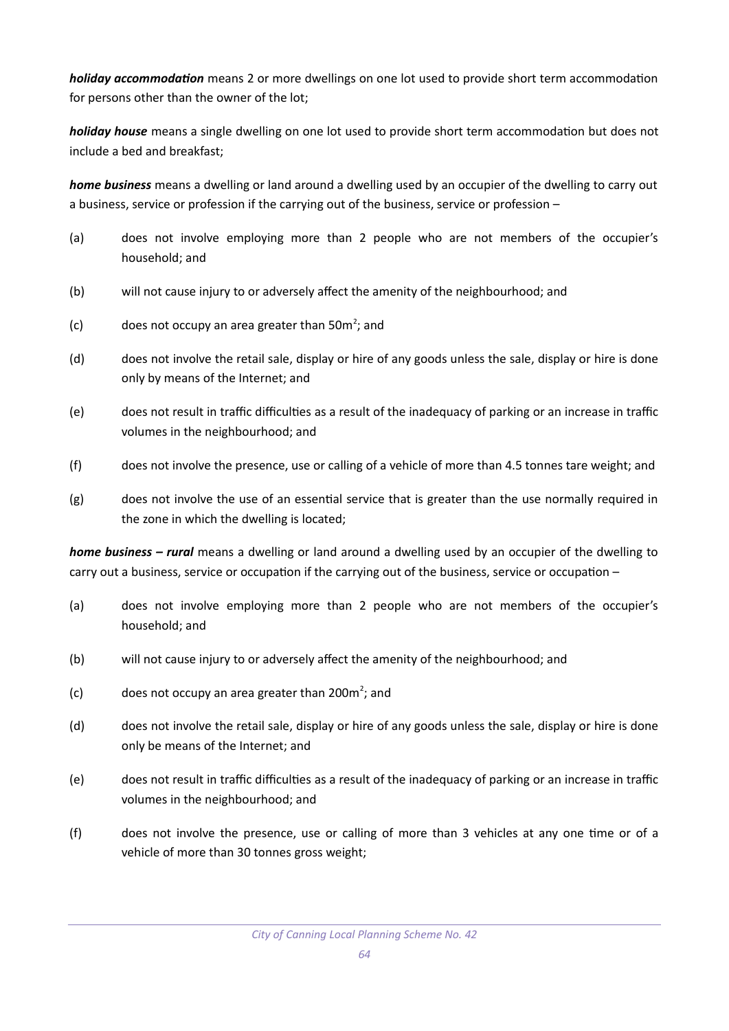***holiday accommodation*** means 2 or more dwellings on one lot used to provide short term accommodation for persons other than the owner of the lot;

***holiday house*** means a single dwelling on one lot used to provide short term accommodation but does not include a bed and breakfast;

***home business*** means a dwelling or land around a dwelling used by an occupier of the dwelling to carry out a business, service or profession if the carrying out of the business, service or profession –

(a) does not involve employing more than 2 people who are not members of the occupier's household; and

(b) will not cause injury to or adversely affect the amenity of the neighbourhood; and

(c) does not occupy an area greater than $50m^2$; and

(d) does not involve the retail sale, display or hire of any goods unless the sale, display or hire is done only by means of the Internet; and

(e) does not result in traffic difficulties as a result of the inadequacy of parking or an increase in traffic volumes in the neighbourhood; and

(f) does not involve the presence, use or calling of a vehicle of more than 4.5 tonnes tare weight; and

(g) does not involve the use of an essential service that is greater than the use normally required in the zone in which the dwelling is located;

***home business – rural*** means a dwelling or land around a dwelling used by an occupier of the dwelling to carry out a business, service or occupation if the carrying out of the business, service or occupation –

(a) does not involve employing more than 2 people who are not members of the occupier's household; and

(b) will not cause injury to or adversely affect the amenity of the neighbourhood; and

(c) does not occupy an area greater than $200m^2$; and

(d) does not involve the retail sale, display or hire of any goods unless the sale, display or hire is done only be means of the Internet; and

(e) does not result in traffic difficulties as a result of the inadequacy of parking or an increase in traffic volumes in the neighbourhood; and

(f) does not involve the presence, use or calling of more than 3 vehicles at any one time or of a vehicle of more than 30 tonnes gross weight;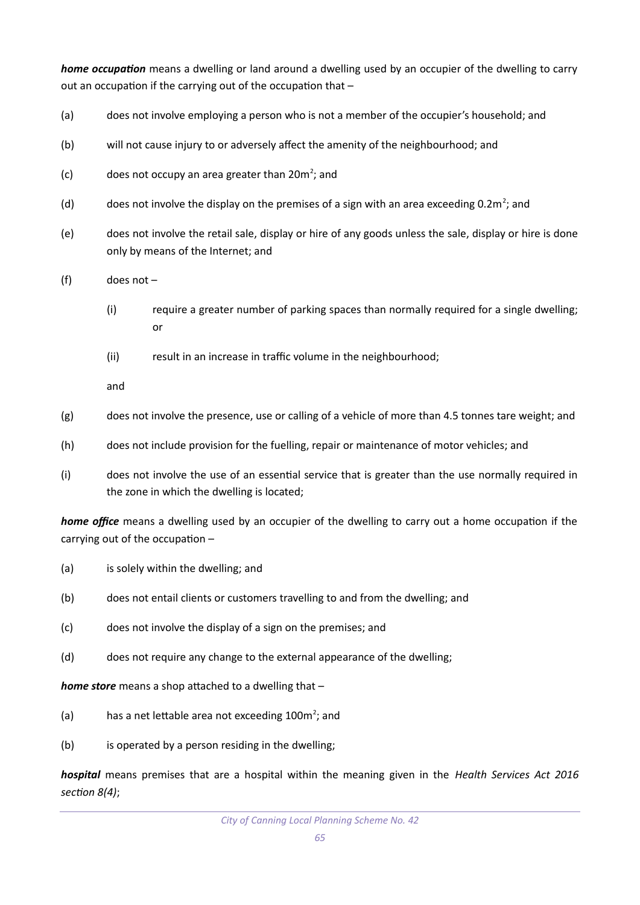***home occupation*** means a dwelling or land around a dwelling used by an occupier of the dwelling to carry out an occupation if the carrying out of the occupation that –

(a) does not involve employing a person who is not a member of the occupier's household; and

(b) will not cause injury to or adversely affect the amenity of the neighbourhood; and

(c) does not occupy an area greater than $20m^2$; and

(d) does not involve the display on the premises of a sign with an area exceeding $0.2m^2$; and

(e) does not involve the retail sale, display or hire of any goods unless the sale, display or hire is done only by means of the Internet; and

(f) does not –

  (i) require a greater number of parking spaces than normally required for a single dwelling; or

  (ii) result in an increase in traffic volume in the neighbourhood;

  and

(g) does not involve the presence, use or calling of a vehicle of more than 4.5 tonnes tare weight; and

(h) does not include provision for the fuelling, repair or maintenance of motor vehicles; and

(i) does not involve the use of an essential service that is greater than the use normally required in the zone in which the dwelling is located;

***home office*** means a dwelling used by an occupier of the dwelling to carry out a home occupation if the carrying out of the occupation –

(a) is solely within the dwelling; and

(b) does not entail clients or customers travelling to and from the dwelling; and

(c) does not involve the display of a sign on the premises; and

(d) does not require any change to the external appearance of the dwelling;

***home store*** means a shop attached to a dwelling that –

(a) has a net lettable area not exceeding $100m^2$; and

(b) is operated by a person residing in the dwelling;

***hospital*** means premises that are a hospital within the meaning given in the *Health Services Act 2016 section 8(4)*;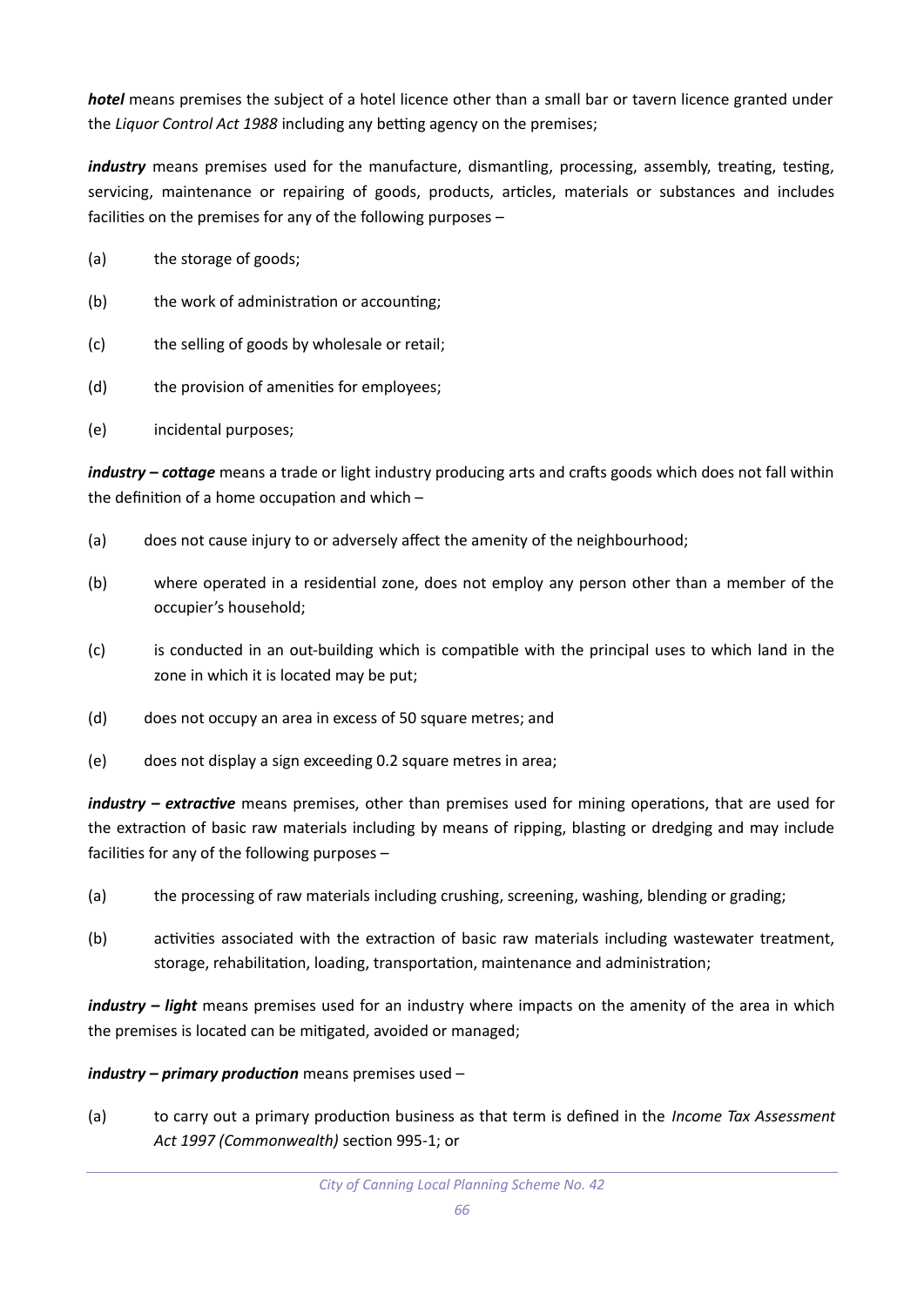***hotel*** means premises the subject of a hotel licence other than a small bar or tavern licence granted under the *Liquor Control Act 1988* including any betting agency on the premises;

***industry*** means premises used for the manufacture, dismantling, processing, assembly, treating, testing, servicing, maintenance or repairing of goods, products, articles, materials or substances and includes facilities on the premises for any of the following purposes –

(a) the storage of goods;

(b) the work of administration or accounting;

(c) the selling of goods by wholesale or retail;

(d) the provision of amenities for employees;

(e) incidental purposes;

***industry – cottage*** means a trade or light industry producing arts and crafts goods which does not fall within the definition of a home occupation and which –

(a) does not cause injury to or adversely affect the amenity of the neighbourhood;

(b) where operated in a residential zone, does not employ any person other than a member of the occupier's household;

(c) is conducted in an out-building which is compatible with the principal uses to which land in the zone in which it is located may be put;

(d) does not occupy an area in excess of 50 square metres; and

(e) does not display a sign exceeding 0.2 square metres in area;

***industry – extractive*** means premises, other than premises used for mining operations, that are used for the extraction of basic raw materials including by means of ripping, blasting or dredging and may include facilities for any of the following purposes –

(a) the processing of raw materials including crushing, screening, washing, blending or grading;

(b) activities associated with the extraction of basic raw materials including wastewater treatment, storage, rehabilitation, loading, transportation, maintenance and administration;

***industry – light*** means premises used for an industry where impacts on the amenity of the area in which the premises is located can be mitigated, avoided or managed;

***industry – primary production*** means premises used –

(a) to carry out a primary production business as that term is defined in the *Income Tax Assessment Act 1997 (Commonwealth)* section 995-1; or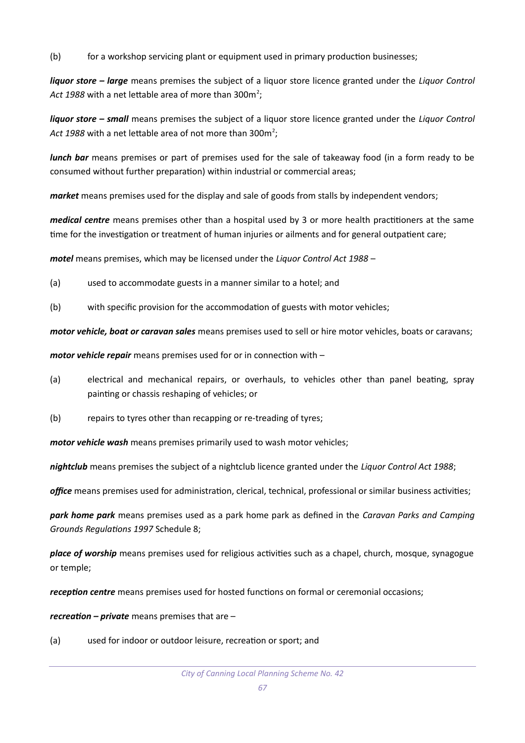(b) for a workshop servicing plant or equipment used in primary production businesses;

***liquor store – large*** means premises the subject of a liquor store licence granted under the *Liquor Control Act 1988* with a net lettable area of more than 300m$^2$;

***liquor store – small*** means premises the subject of a liquor store licence granted under the *Liquor Control Act 1988* with a net lettable area of not more than 300m$^2$;

***lunch bar*** means premises or part of premises used for the sale of takeaway food (in a form ready to be consumed without further preparation) within industrial or commercial areas;

***market*** means premises used for the display and sale of goods from stalls by independent vendors;

***medical centre*** means premises other than a hospital used by 3 or more health practitioners at the same time for the investigation or treatment of human injuries or ailments and for general outpatient care;

***motel*** means premises, which may be licensed under the *Liquor Control Act 1988* –

(a) used to accommodate guests in a manner similar to a hotel; and

(b) with specific provision for the accommodation of guests with motor vehicles;

***motor vehicle, boat or caravan sales*** means premises used to sell or hire motor vehicles, boats or caravans;

***motor vehicle repair*** means premises used for or in connection with –

(a) electrical and mechanical repairs, or overhauls, to vehicles other than panel beating, spray painting or chassis reshaping of vehicles; or

(b) repairs to tyres other than recapping or re-treading of tyres;

***motor vehicle wash*** means premises primarily used to wash motor vehicles;

***nightclub*** means premises the subject of a nightclub licence granted under the *Liquor Control Act 1988*;

***office*** means premises used for administration, clerical, technical, professional or similar business activities;

***park home park*** means premises used as a park home park as defined in the *Caravan Parks and Camping Grounds Regulations 1997* Schedule 8;

***place of worship*** means premises used for religious activities such as a chapel, church, mosque, synagogue or temple;

***reception centre*** means premises used for hosted functions on formal or ceremonial occasions;

***recreation – private*** means premises that are –

(a) used for indoor or outdoor leisure, recreation or sport; and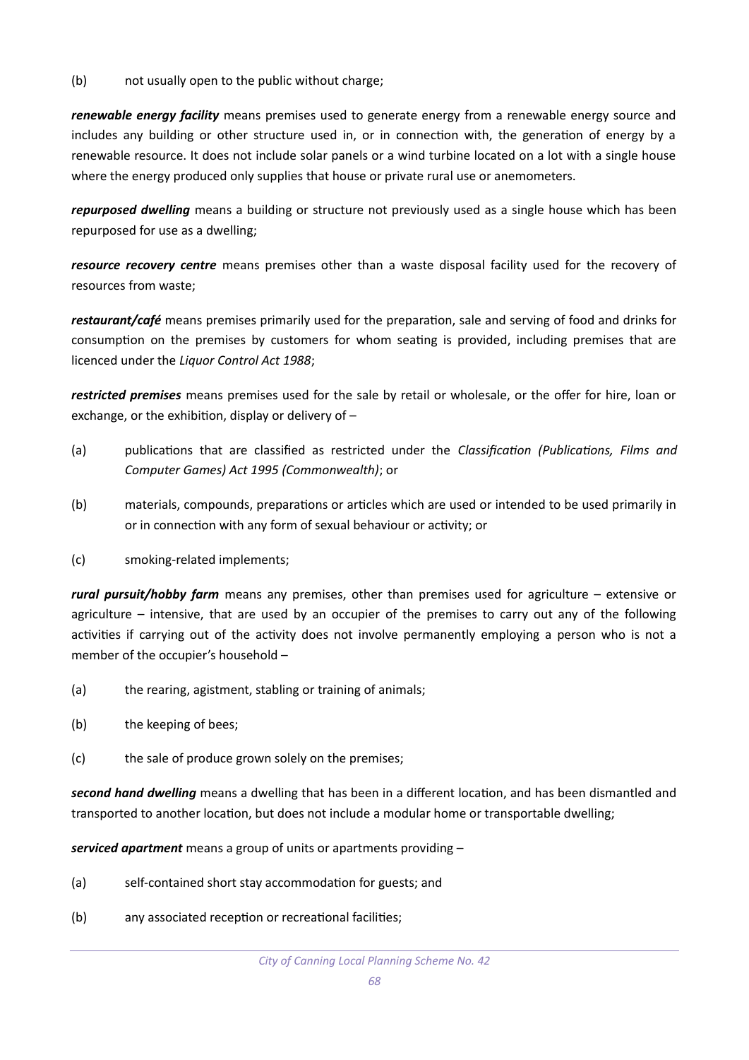(b) not usually open to the public without charge;

***renewable energy facility*** means premises used to generate energy from a renewable energy source and includes any building or other structure used in, or in connection with, the generation of energy by a renewable resource. It does not include solar panels or a wind turbine located on a lot with a single house where the energy produced only supplies that house or private rural use or anemometers.

***repurposed dwelling*** means a building or structure not previously used as a single house which has been repurposed for use as a dwelling;

***resource recovery centre*** means premises other than a waste disposal facility used for the recovery of resources from waste;

***restaurant/café*** means premises primarily used for the preparation, sale and serving of food and drinks for consumption on the premises by customers for whom seating is provided, including premises that are licenced under the *Liquor Control Act 1988*;

***restricted premises*** means premises used for the sale by retail or wholesale, or the offer for hire, loan or exchange, or the exhibition, display or delivery of –

(a) publications that are classified as restricted under the *Classification (Publications, Films and Computer Games) Act 1995 (Commonwealth)*; or

(b) materials, compounds, preparations or articles which are used or intended to be used primarily in or in connection with any form of sexual behaviour or activity; or

(c) smoking-related implements;

***rural pursuit/hobby farm*** means any premises, other than premises used for agriculture – extensive or agriculture – intensive, that are used by an occupier of the premises to carry out any of the following activities if carrying out of the activity does not involve permanently employing a person who is not a member of the occupier's household –

(a) the rearing, agistment, stabling or training of animals;

(b) the keeping of bees;

(c) the sale of produce grown solely on the premises;

***second hand dwelling*** means a dwelling that has been in a different location, and has been dismantled and transported to another location, but does not include a modular home or transportable dwelling;

***serviced apartment*** means a group of units or apartments providing –

(a) self-contained short stay accommodation for guests; and

(b) any associated reception or recreational facilities;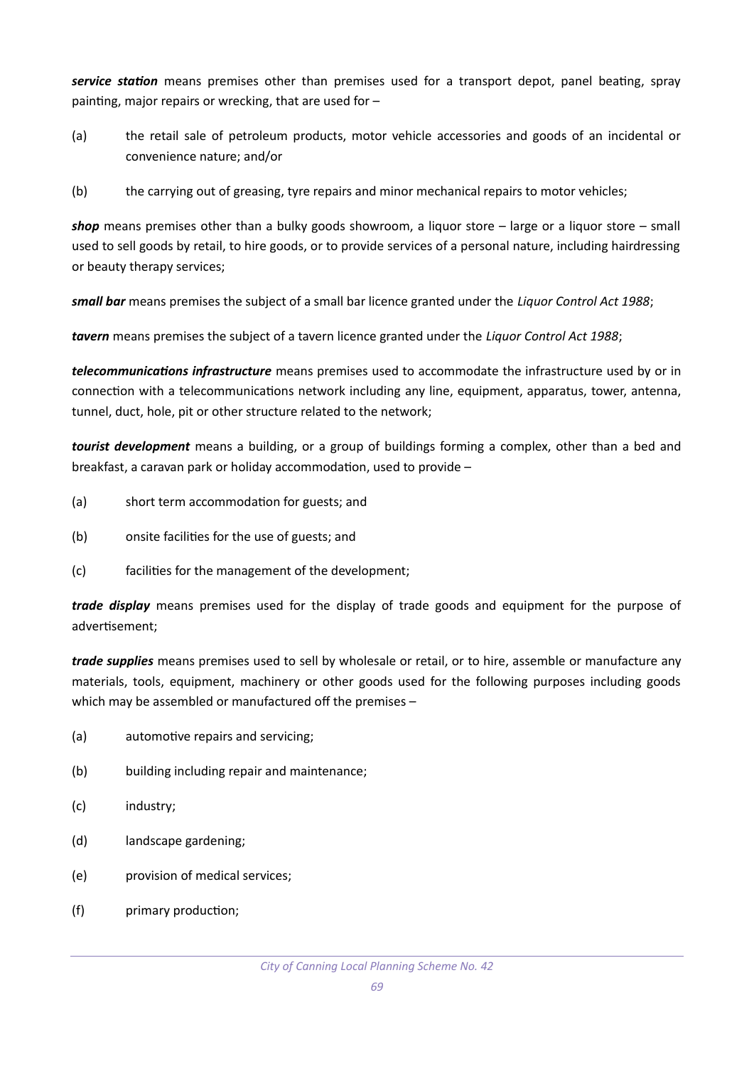***service station*** means premises other than premises used for a transport depot, panel beating, spray painting, major repairs or wrecking, that are used for –

(a) the retail sale of petroleum products, motor vehicle accessories and goods of an incidental or convenience nature; and/or

(b) the carrying out of greasing, tyre repairs and minor mechanical repairs to motor vehicles;

***shop*** means premises other than a bulky goods showroom, a liquor store – large or a liquor store – small used to sell goods by retail, to hire goods, or to provide services of a personal nature, including hairdressing or beauty therapy services;

***small bar*** means premises the subject of a small bar licence granted under the *Liquor Control Act 1988*;

***tavern*** means premises the subject of a tavern licence granted under the *Liquor Control Act 1988*;

***telecommunications infrastructure*** means premises used to accommodate the infrastructure used by or in connection with a telecommunications network including any line, equipment, apparatus, tower, antenna, tunnel, duct, hole, pit or other structure related to the network;

***tourist development*** means a building, or a group of buildings forming a complex, other than a bed and breakfast, a caravan park or holiday accommodation, used to provide –

(a) short term accommodation for guests; and

(b) onsite facilities for the use of guests; and

(c) facilities for the management of the development;

***trade display*** means premises used for the display of trade goods and equipment for the purpose of advertisement;

***trade supplies*** means premises used to sell by wholesale or retail, or to hire, assemble or manufacture any materials, tools, equipment, machinery or other goods used for the following purposes including goods which may be assembled or manufactured off the premises –

(a) automotive repairs and servicing;

(b) building including repair and maintenance;

(c) industry;

(d) landscape gardening;

(e) provision of medical services;

(f) primary production;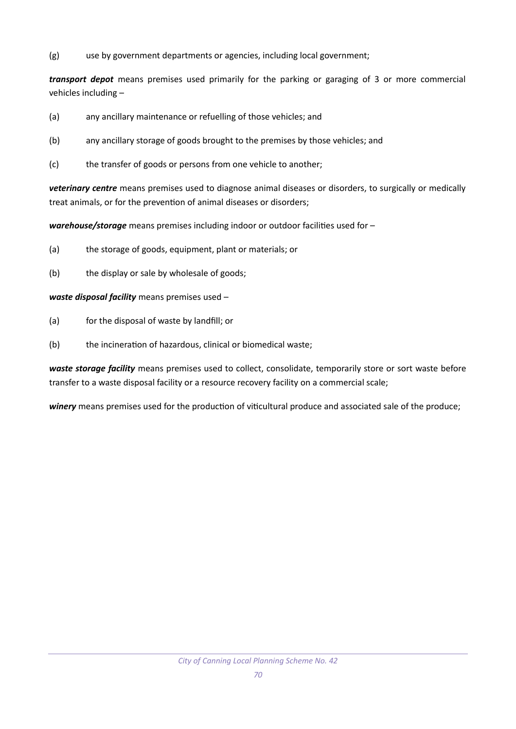(g) use by government departments or agencies, including local government;

***transport depot*** means premises used primarily for the parking or garaging of 3 or more commercial vehicles including –

(a) any ancillary maintenance or refuelling of those vehicles; and

(b) any ancillary storage of goods brought to the premises by those vehicles; and

(c) the transfer of goods or persons from one vehicle to another;

***veterinary centre*** means premises used to diagnose animal diseases or disorders, to surgically or medically treat animals, or for the prevention of animal diseases or disorders;

***warehouse/storage*** means premises including indoor or outdoor facilities used for –

(a) the storage of goods, equipment, plant or materials; or

(b) the display or sale by wholesale of goods;

***waste disposal facility*** means premises used –

(a) for the disposal of waste by landfill; or

(b) the incineration of hazardous, clinical or biomedical waste;

***waste storage facility*** means premises used to collect, consolidate, temporarily store or sort waste before transfer to a waste disposal facility or a resource recovery facility on a commercial scale;

***winery*** means premises used for the production of viticultural produce and associated sale of the produce;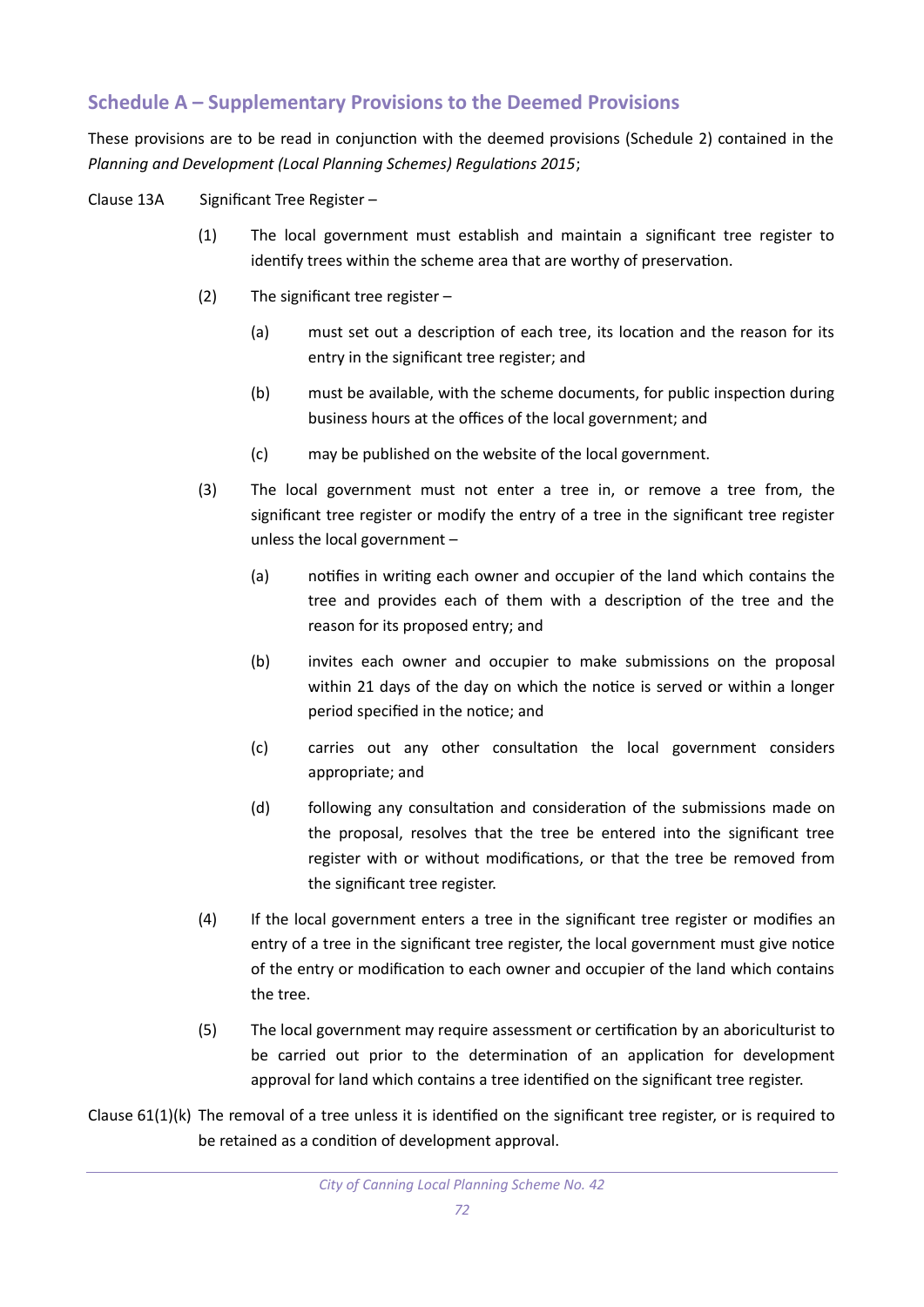## Schedule A – Supplementary Provisions to the Deemed Provisions

These provisions are to be read in conjunction with the deemed provisions (Schedule 2) contained in the *Planning and Development (Local Planning Schemes) Regulations 2015*;

Clause 13A Significant Tree Register –

(1) The local government must establish and maintain a significant tree register to identify trees within the scheme area that are worthy of preservation.

(2) The significant tree register –

(a) must set out a description of each tree, its location and the reason for its entry in the significant tree register; and

(b) must be available, with the scheme documents, for public inspection during business hours at the offices of the local government; and

(c) may be published on the website of the local government.

(3) The local government must not enter a tree in, or remove a tree from, the significant tree register or modify the entry of a tree in the significant tree register unless the local government –

(a) notifies in writing each owner and occupier of the land which contains the tree and provides each of them with a description of the tree and the reason for its proposed entry; and

(b) invites each owner and occupier to make submissions on the proposal within 21 days of the day on which the notice is served or within a longer period specified in the notice; and

(c) carries out any other consultation the local government considers appropriate; and

(d) following any consultation and consideration of the submissions made on the proposal, resolves that the tree be entered into the significant tree register with or without modifications, or that the tree be removed from the significant tree register.

(4) If the local government enters a tree in the significant tree register or modifies an entry of a tree in the significant tree register, the local government must give notice of the entry or modification to each owner and occupier of the land which contains the tree.

(5) The local government may require assessment or certification by an aboriculturist to be carried out prior to the determination of an application for development approval for land which contains a tree identified on the significant tree register.

Clause 61(1)(k) The removal of a tree unless it is identified on the significant tree register, or is required to be retained as a condition of development approval.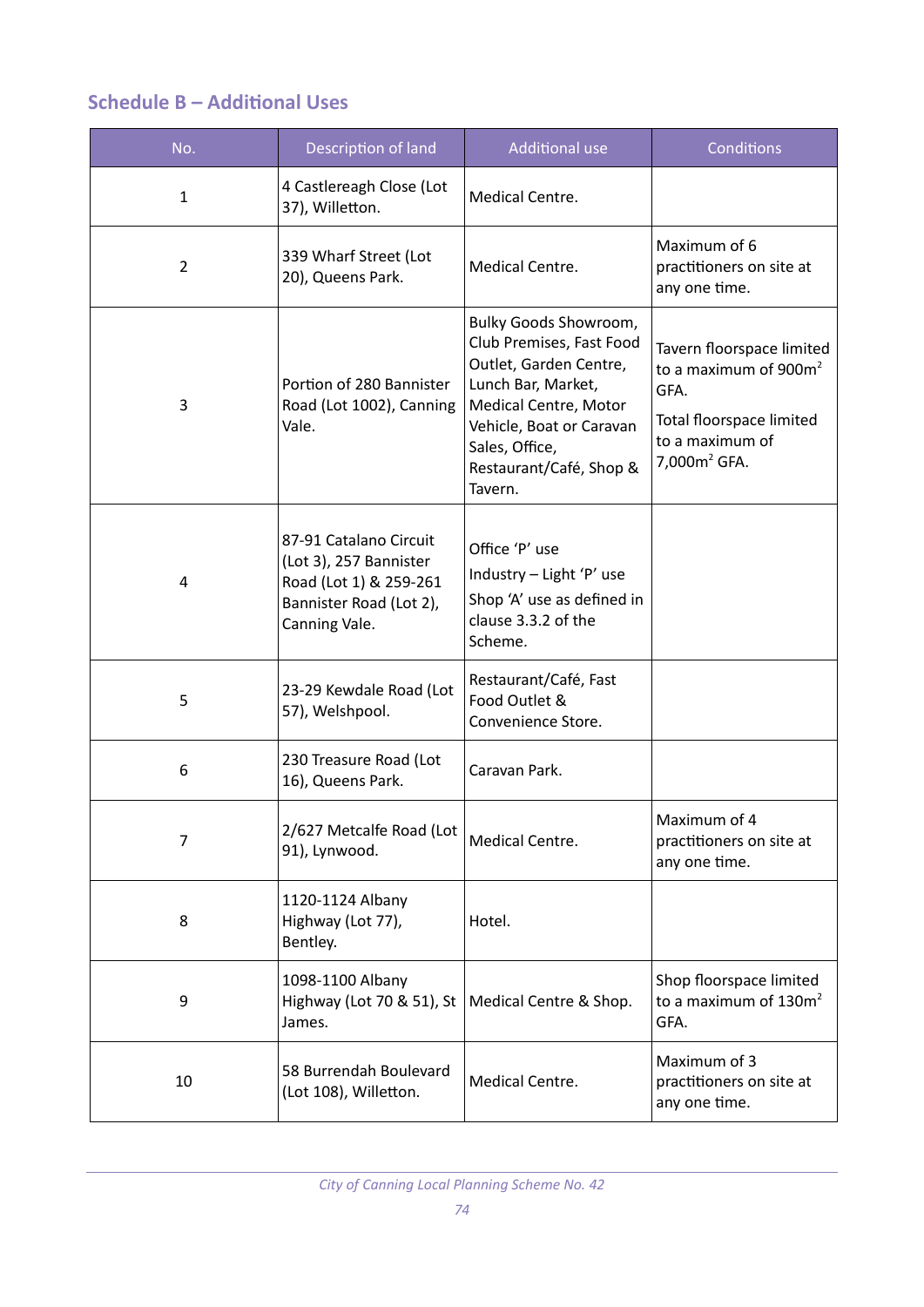## Schedule B – Additional Uses

| No. | Description of land | Additional use | Conditions |
|---|---|---|---|
| 1 | 4 Castlereagh Close (Lot 37), Willetton. | Medical Centre. | |
| 2 | 339 Wharf Street (Lot 20), Queens Park. | Medical Centre. | Maximum of 6 practitioners on site at any one time. |
| 3 | Portion of 280 Bannister Road (Lot 1002), Canning Vale. | Bulky Goods Showroom, Club Premises, Fast Food Outlet, Garden Centre, Lunch Bar, Market, Medical Centre, Motor Vehicle, Boat or Caravan Sales, Office, Restaurant/Café, Shop & Tavern. | Tavern floorspace limited to a maximum of 900m² GFA.<br><br>Total floorspace limited to a maximum of 7,000m² GFA. |
| 4 | 87-91 Catalano Circuit (Lot 3), 257 Bannister Road (Lot 1) & 259-261 Bannister Road (Lot 2), Canning Vale. | Office 'P' use<br>Industry – Light 'P' use<br>Shop 'A' use as defined in clause 3.3.2 of the Scheme. | |
| 5 | 23-29 Kewdale Road (Lot 57), Welshpool. | Restaurant/Café, Fast Food Outlet & Convenience Store. | |
| 6 | 230 Treasure Road (Lot 16), Queens Park. | Caravan Park. | |
| 7 | 2/627 Metcalfe Road (Lot 91), Lynwood. | Medical Centre. | Maximum of 4 practitioners on site at any one time. |
| 8 | 1120-1124 Albany Highway (Lot 77), Bentley. | Hotel. | |
| 9 | 1098-1100 Albany Highway (Lot 70 & 51), St James. | Medical Centre & Shop. | Shop floorspace limited to a maximum of 130m² GFA. |
| 10 | 58 Burrendah Boulevard (Lot 108), Willetton. | Medical Centre. | Maximum of 3 practitioners on site at any one time. |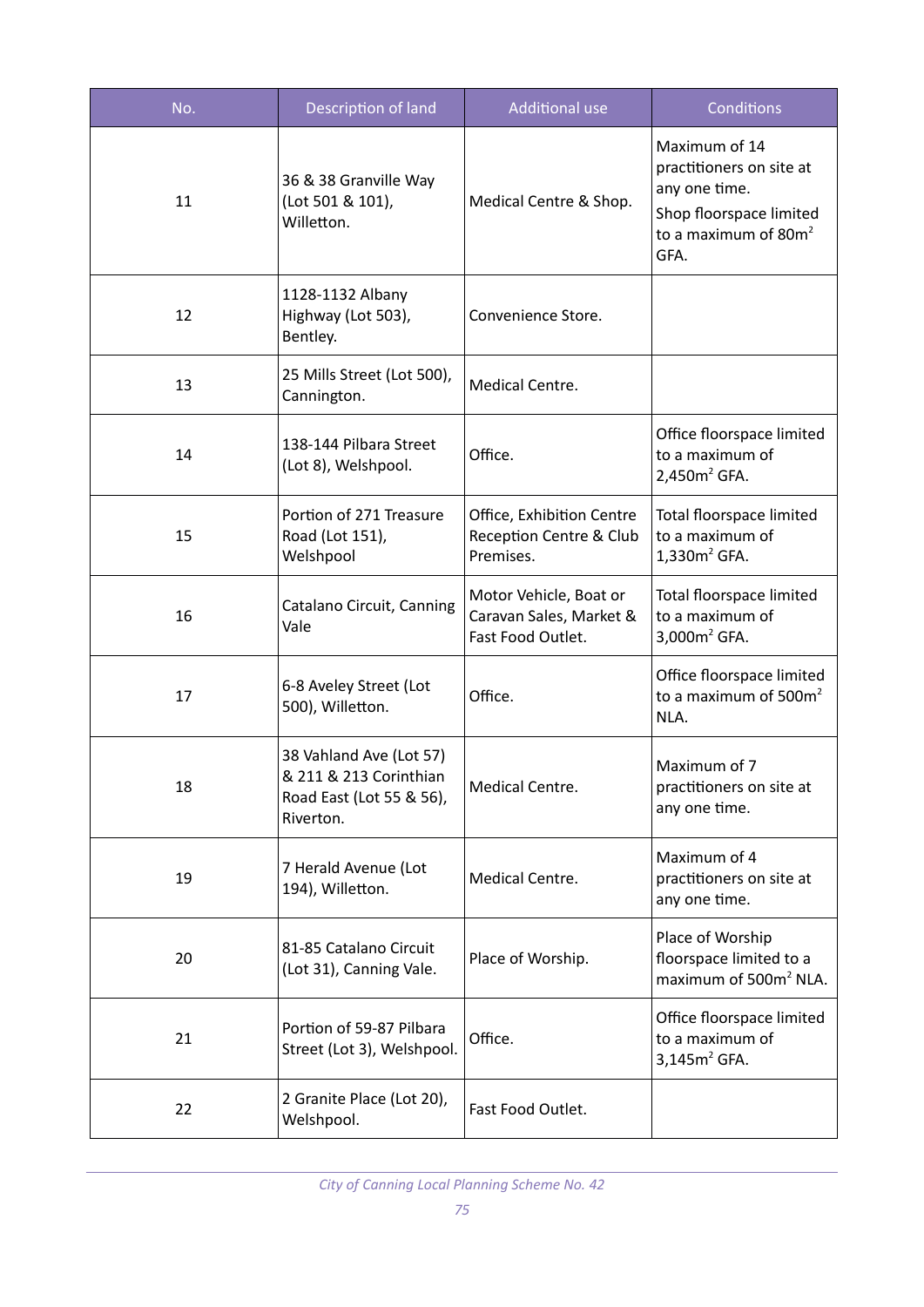| No. | Description of land | Additional use | Conditions |
|---|---|---|---|
| 11 | 36 & 38 Granville Way (Lot 501 & 101), Willetton. | Medical Centre & Shop. | Maximum of 14 practitioners on site at any one time. Shop floorspace limited to a maximum of 80m² GFA. |
| 12 | 1128-1132 Albany Highway (Lot 503), Bentley. | Convenience Store. | |
| 13 | 25 Mills Street (Lot 500), Cannington. | Medical Centre. | |
| 14 | 138-144 Pilbara Street (Lot 8), Welshpool. | Office. | Office floorspace limited to a maximum of 2,450m² GFA. |
| 15 | Portion of 271 Treasure Road (Lot 151), Welshpool | Office, Exhibition Centre Reception Centre & Club Premises. | Total floorspace limited to a maximum of 1,330m² GFA. |
| 16 | Catalano Circuit, Canning Vale | Motor Vehicle, Boat or Caravan Sales, Market & Fast Food Outlet. | Total floorspace limited to a maximum of 3,000m² GFA. |
| 17 | 6-8 Aveley Street (Lot 500), Willetton. | Office. | Office floorspace limited to a maximum of 500m² NLA. |
| 18 | 38 Vahland Ave (Lot 57) & 211 & 213 Corinthian Road East (Lot 55 & 56), Riverton. | Medical Centre. | Maximum of 7 practitioners on site at any one time. |
| 19 | 7 Herald Avenue (Lot 194), Willetton. | Medical Centre. | Maximum of 4 practitioners on site at any one time. |
| 20 | 81-85 Catalano Circuit (Lot 31), Canning Vale. | Place of Worship. | Place of Worship floorspace limited to a maximum of 500m² NLA. |
| 21 | Portion of 59-87 Pilbara Street (Lot 3), Welshpool. | Office. | Office floorspace limited to a maximum of 3,145m² GFA. |
| 22 | 2 Granite Place (Lot 20), Welshpool. | Fast Food Outlet. | |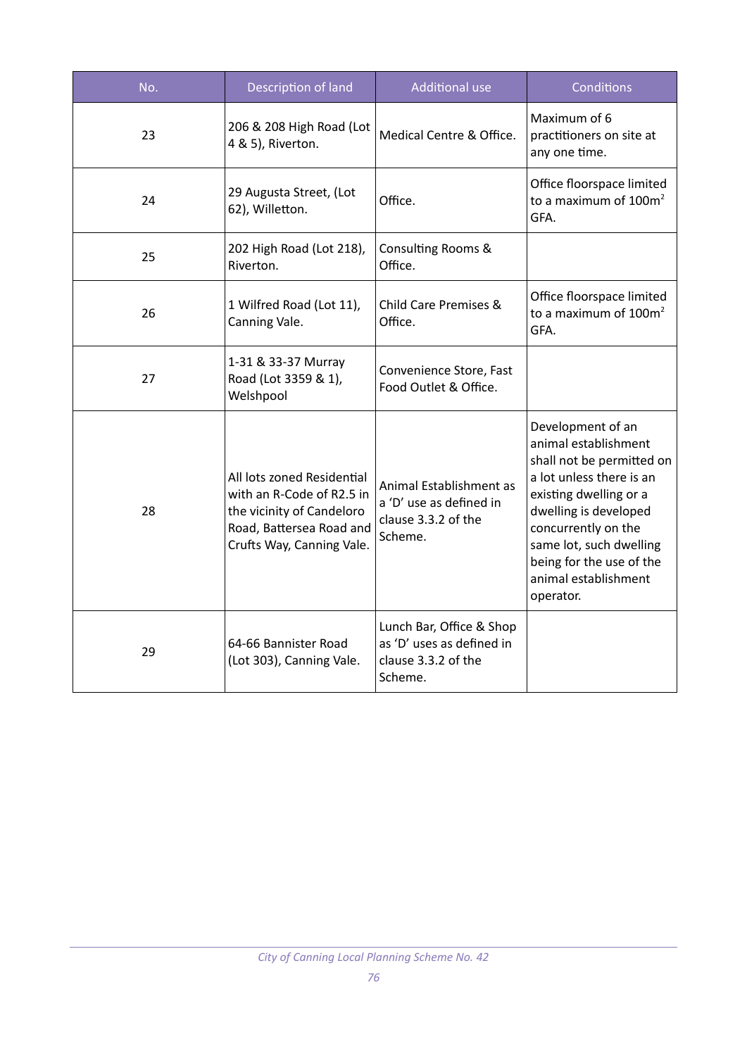| No. | Description of land | Additional use | Conditions |
|---|---|---|---|
| 23 | 206 & 208 High Road (Lot 4 & 5), Riverton. | Medical Centre & Office. | Maximum of 6 practitioners on site at any one time. |
| 24 | 29 Augusta Street, (Lot 62), Willetton. | Office. | Office floorspace limited to a maximum of $100m^2$ GFA. |
| 25 | 202 High Road (Lot 218), Riverton. | Consulting Rooms & Office. | |
| 26 | 1 Wilfred Road (Lot 11), Canning Vale. | Child Care Premises & Office. | Office floorspace limited to a maximum of $100m^2$ GFA. |
| 27 | 1-31 & 33-37 Murray Road (Lot 3359 & 1), Welshpool | Convenience Store, Fast Food Outlet & Office. | |
| 28 | All lots zoned Residential with an R-Code of R2.5 in the vicinity of Candeloro Road, Battersea Road and Crufts Way, Canning Vale. | Animal Establishment as a 'D' use as defined in clause 3.3.2 of the Scheme. | Development of an animal establishment shall not be permitted on a lot unless there is an existing dwelling or a dwelling is developed concurrently on the same lot, such dwelling being for the use of the animal establishment operator. |
| 29 | 64-66 Bannister Road (Lot 303), Canning Vale. | Lunch Bar, Office & Shop as 'D' uses as defined in clause 3.3.2 of the Scheme. | |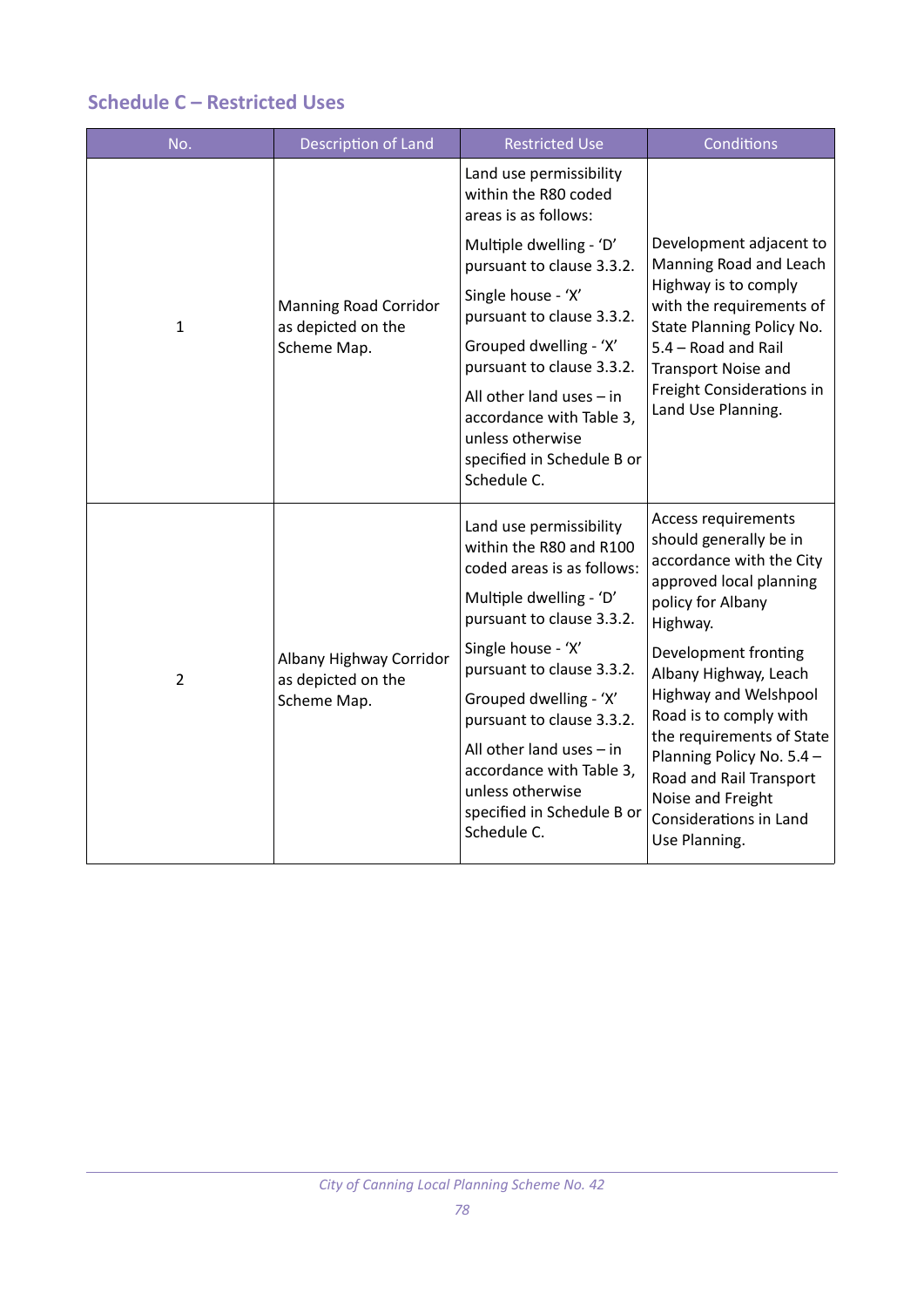## Schedule C – Restricted Uses

| No. | Description of Land | Restricted Use | Conditions |
|---|---|---|---|
| 1 | Manning Road Corridor as depicted on the Scheme Map. | Land use permissibility within the R80 coded areas is as follows:<br><br>Multiple dwelling - 'D' pursuant to clause 3.3.2.<br><br>Single house - 'X' pursuant to clause 3.3.2.<br><br>Grouped dwelling - 'X' pursuant to clause 3.3.2.<br><br>All other land uses – in accordance with Table 3, unless otherwise specified in Schedule B or Schedule C. | Development adjacent to Manning Road and Leach Highway is to comply with the requirements of State Planning Policy No. 5.4 – Road and Rail Transport Noise and Freight Considerations in Land Use Planning. |
| 2 | Albany Highway Corridor as depicted on the Scheme Map. | Land use permissibility within the R80 and R100 coded areas is as follows:<br><br>Multiple dwelling - 'D' pursuant to clause 3.3.2.<br><br>Single house - 'X' pursuant to clause 3.3.2.<br><br>Grouped dwelling - 'X' pursuant to clause 3.3.2.<br><br>All other land uses – in accordance with Table 3, unless otherwise specified in Schedule B or Schedule C. | Access requirements should generally be in accordance with the City approved local planning policy for Albany Highway.<br><br>Development fronting Albany Highway, Leach Highway and Welshpool Road is to comply with the requirements of State Planning Policy No. 5.4 – Road and Rail Transport Noise and Freight Considerations in Land Use Planning. |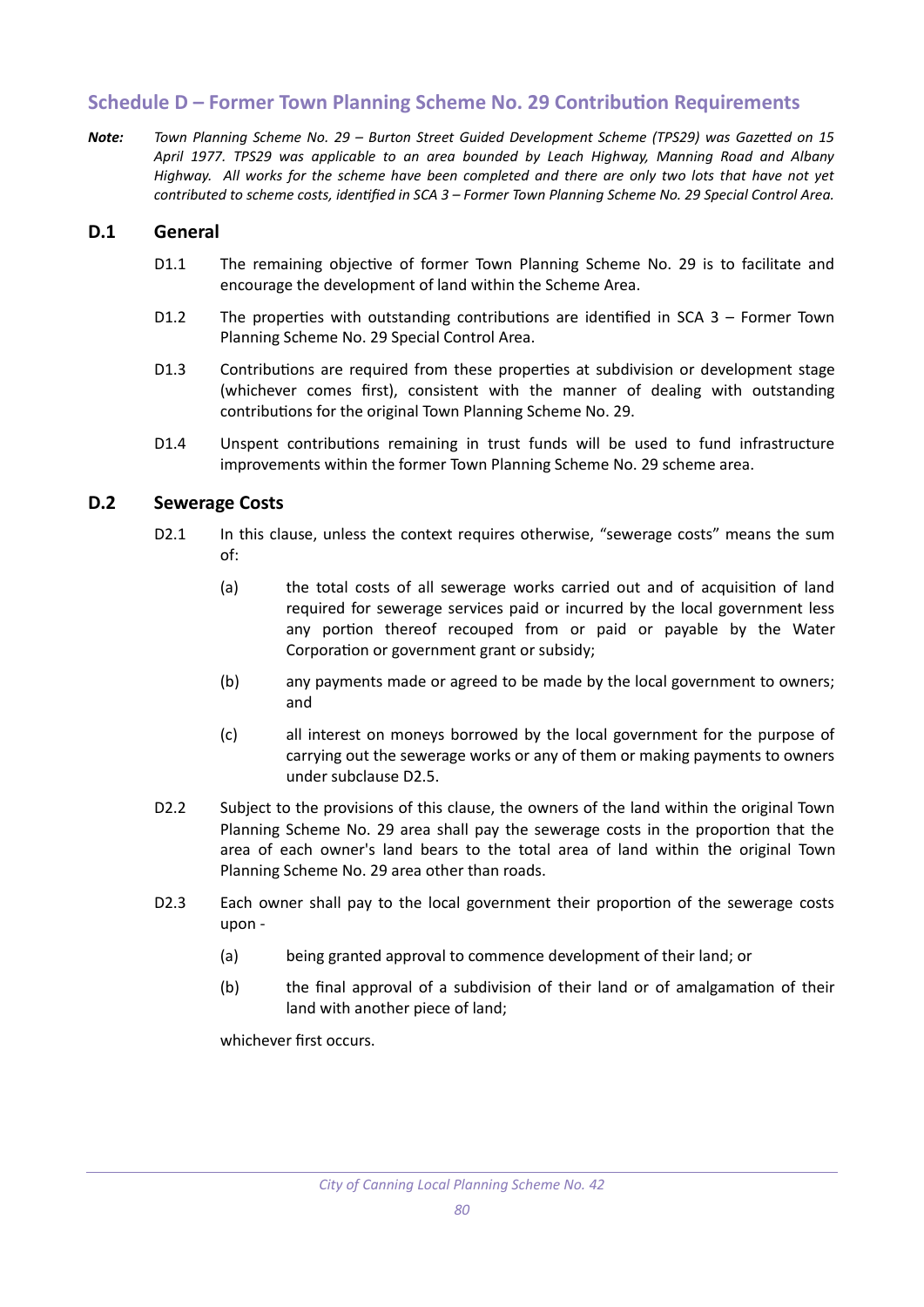## Schedule D – Former Town Planning Scheme No. 29 Contribution Requirements

**Note:** *Town Planning Scheme No. 29 – Burton Street Guided Development Scheme (TPS29) was Gazetted on 15 April 1977. TPS29 was applicable to an area bounded by Leach Highway, Manning Road and Albany Highway. All works for the scheme have been completed and there are only two lots that have not yet contributed to scheme costs, identified in SCA 3 – Former Town Planning Scheme No. 29 Special Control Area.*

### D.1 General

D1.1 The remaining objective of former Town Planning Scheme No. 29 is to facilitate and encourage the development of land within the Scheme Area.

D1.2 The properties with outstanding contributions are identified in SCA 3 – Former Town Planning Scheme No. 29 Special Control Area.

D1.3 Contributions are required from these properties at subdivision or development stage (whichever comes first), consistent with the manner of dealing with outstanding contributions for the original Town Planning Scheme No. 29.

D1.4 Unspent contributions remaining in trust funds will be used to fund infrastructure improvements within the former Town Planning Scheme No. 29 scheme area.

### D.2 Sewerage Costs

D2.1 In this clause, unless the context requires otherwise, "sewerage costs" means the sum of:

(a) the total costs of all sewerage works carried out and of acquisition of land required for sewerage services paid or incurred by the local government less any portion thereof recouped from or paid or payable by the Water Corporation or government grant or subsidy;

(b) any payments made or agreed to be made by the local government to owners; and

(c) all interest on moneys borrowed by the local government for the purpose of carrying out the sewerage works or any of them or making payments to owners under subclause D2.5.

D2.2 Subject to the provisions of this clause, the owners of the land within the original Town Planning Scheme No. 29 area shall pay the sewerage costs in the proportion that the area of each owner's land bears to the total area of land within the original Town Planning Scheme No. 29 area other than roads.

D2.3 Each owner shall pay to the local government their proportion of the sewerage costs upon -

(a) being granted approval to commence development of their land; or

(b) the final approval of a subdivision of their land or of amalgamation of their land with another piece of land;

whichever first occurs.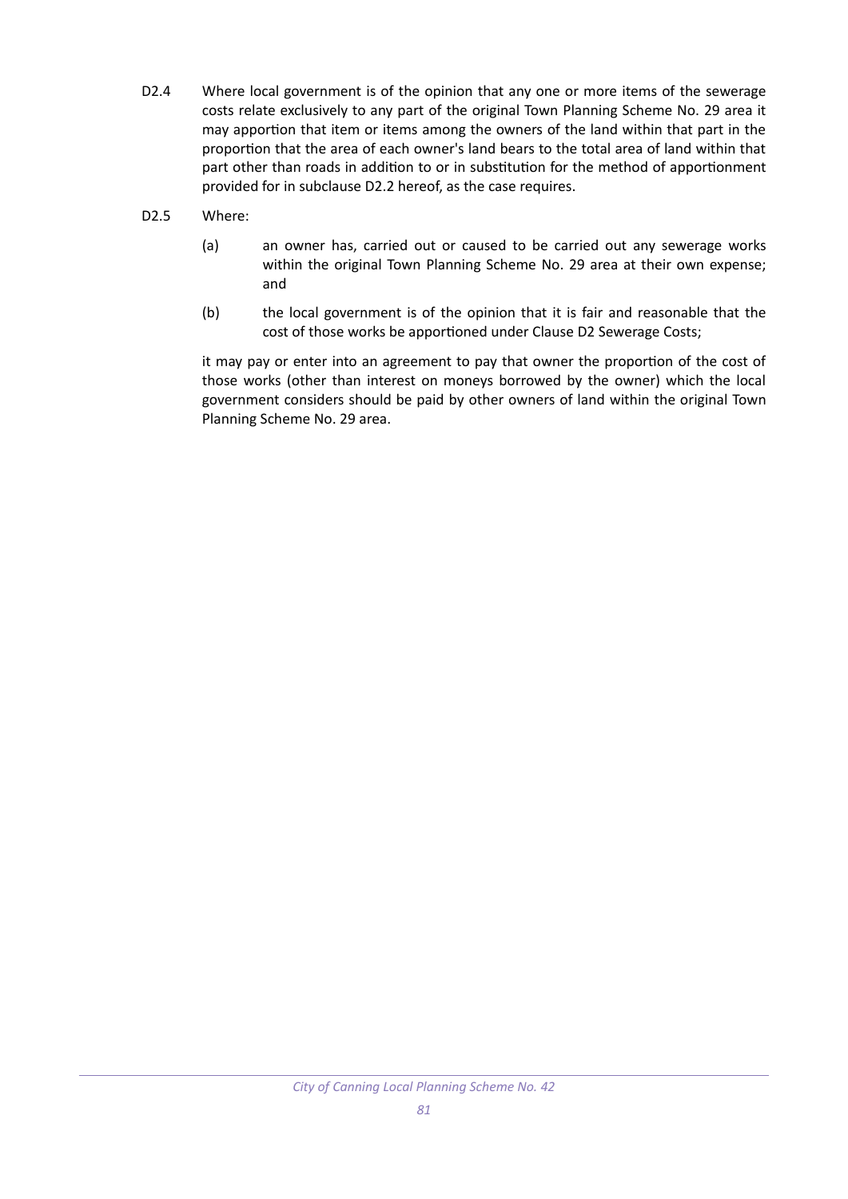D2.4 Where local government is of the opinion that any one or more items of the sewerage costs relate exclusively to any part of the original Town Planning Scheme No. 29 area it may apportion that item or items among the owners of the land within that part in the proportion that the area of each owner's land bears to the total area of land within that part other than roads in addition to or in substitution for the method of apportionment provided for in subclause D2.2 hereof, as the case requires.

D2.5 Where:

(a) an owner has, carried out or caused to be carried out any sewerage works within the original Town Planning Scheme No. 29 area at their own expense; and

(b) the local government is of the opinion that it is fair and reasonable that the cost of those works be apportioned under Clause D2 Sewerage Costs;

it may pay or enter into an agreement to pay that owner the proportion of the cost of those works (other than interest on moneys borrowed by the owner) which the local government considers should be paid by other owners of land within the original Town Planning Scheme No. 29 area.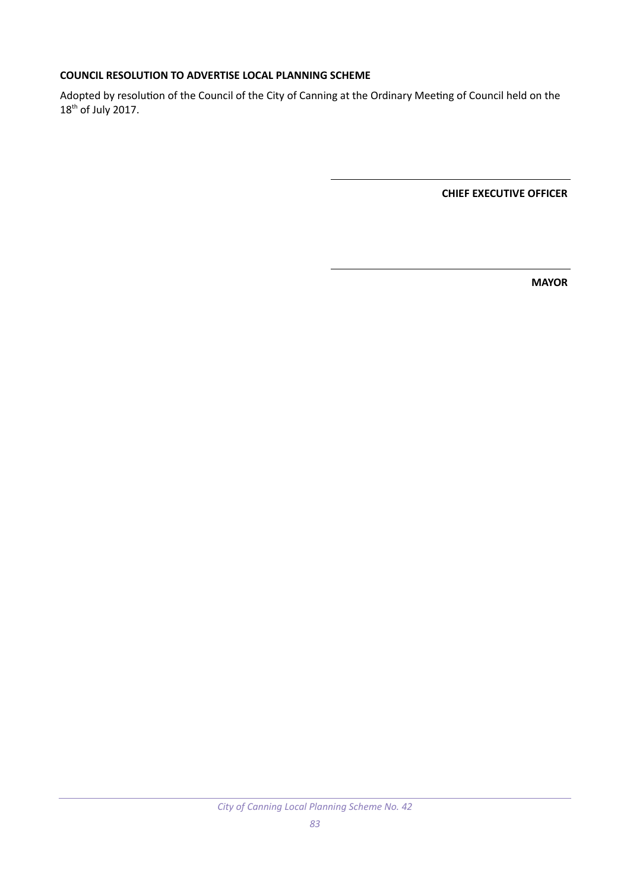**COUNCIL RESOLUTION TO ADVERTISE LOCAL PLANNING SCHEME**

Adopted by resolution of the Council of the City of Canning at the Ordinary Meeting of Council held on the 18th of July 2017.

______________________________

**CHIEF EXECUTIVE OFFICER**

______________________________

**MAYOR**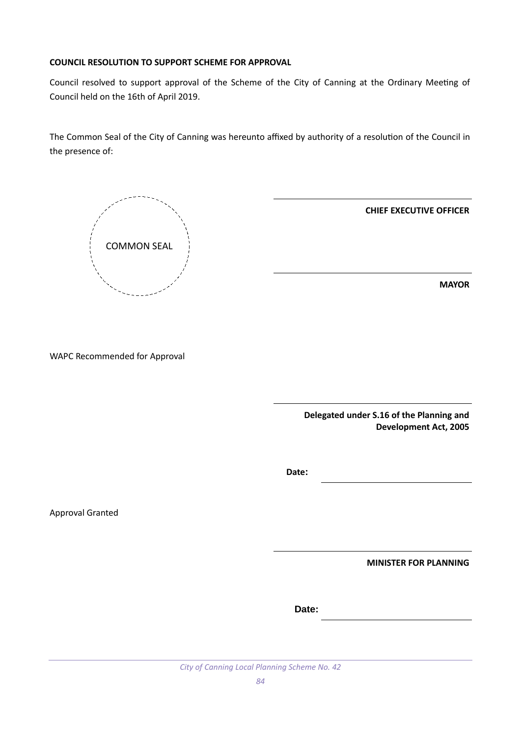**COUNCIL RESOLUTION TO SUPPORT SCHEME FOR APPROVAL**

Council resolved to support approval of the Scheme of the City of Canning at the Ordinary Meeting of Council held on the 16th of April 2019.

The Common Seal of the City of Canning was hereunto affixed by authority of a resolution of the Council in the presence of:

COMMON SEAL

______________________________

**CHIEF EXECUTIVE OFFICER**

______________________________

**MAYOR**

WAPC Recommended for Approval

______________________________

**Delegated under S.16 of the Planning and Development Act, 2005**

**Date:** ______________________________

Approval Granted

______________________________

**MINISTER FOR PLANNING**

**Date:** ______________________________